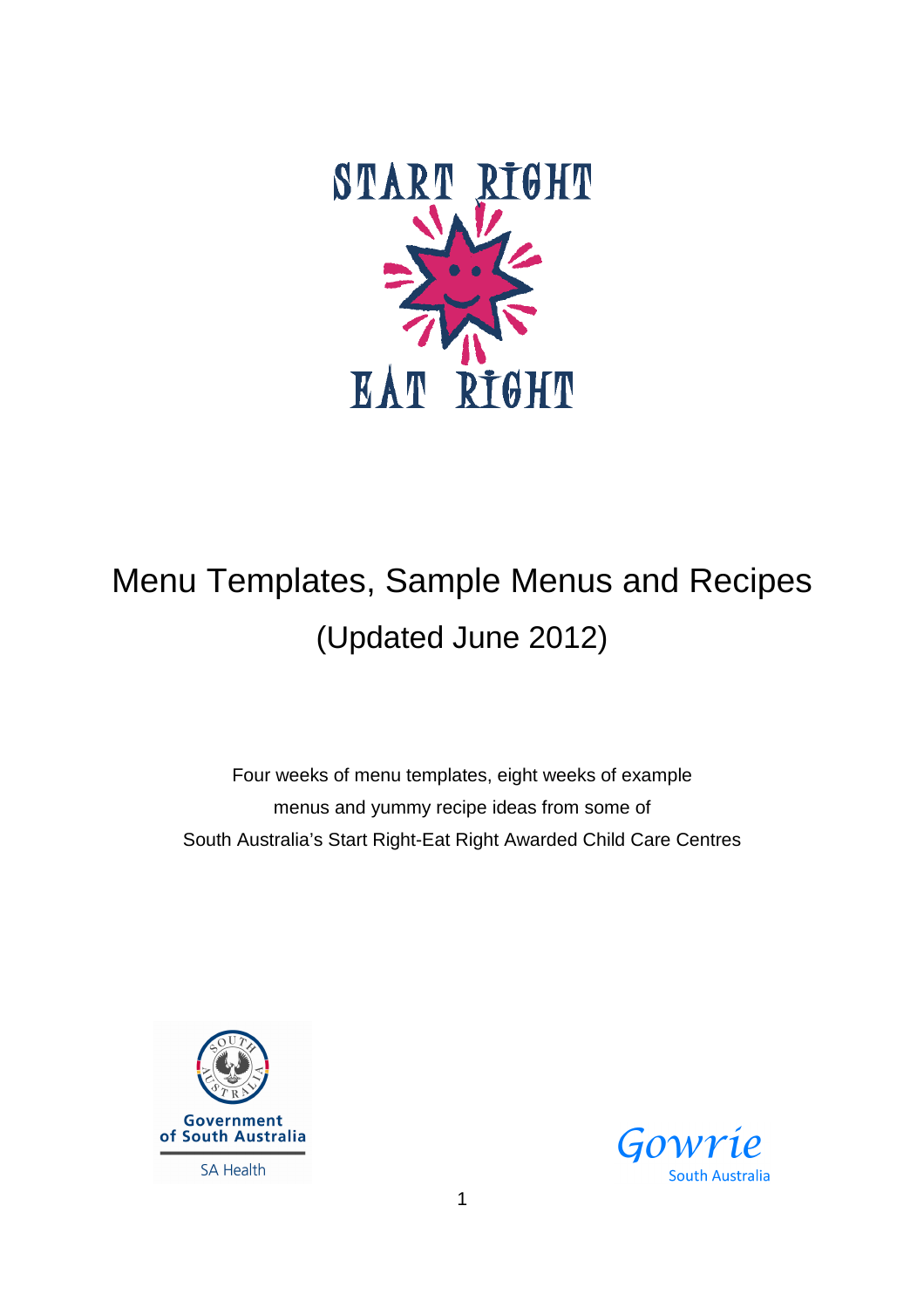START RIGHT

EAT RIGHT

# Menu Templates, Sample Menus and Recipes

## (Updated June 2012)

Four weeks of menu templates, eight weeks of example menus and yummy recipe ideas from some of South Australia's Start Right-Eat Right Awarded Child Care Centres

Government of South Australia

SA Health

Gowrie South Australia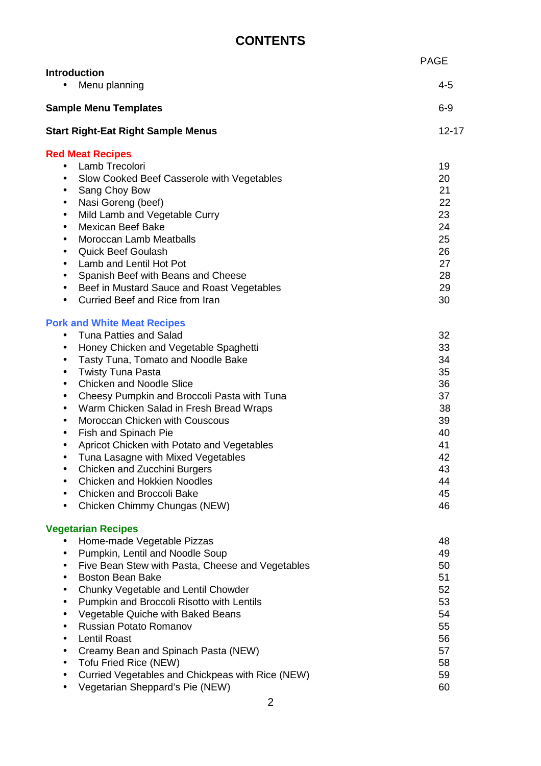# CONTENTS

| | PAGE |
|---|---|
| **Introduction** | |
| • Menu planning | 4-5 |
| **Sample Menu Templates** | 6-9 |
| **Start Right-Eat Right Sample Menus** | 12-17 |
| **Red Meat Recipes** | |
| • Lamb Trecolori | 19 |
| • Slow Cooked Beef Casserole with Vegetables | 20 |
| • Sang Choy Bow | 21 |
| • Nasi Goreng (beef) | 22 |
| • Mild Lamb and Vegetable Curry | 23 |
| • Mexican Beef Bake | 24 |
| • Moroccan Lamb Meatballs | 25 |
| • Quick Beef Goulash | 26 |
| • Lamb and Lentil Hot Pot | 27 |
| • Spanish Beef with Beans and Cheese | 28 |
| • Beef in Mustard Sauce and Roast Vegetables | 29 |
| • Curried Beef and Rice from Iran | 30 |
| **Pork and White Meat Recipes** | |
| • Tuna Patties and Salad | 32 |
| • Honey Chicken and Vegetable Spaghetti | 33 |
| • Tasty Tuna, Tomato and Noodle Bake | 34 |
| • Twisty Tuna Pasta | 35 |
| • Chicken and Noodle Slice | 36 |
| • Cheesy Pumpkin and Broccoli Pasta with Tuna | 37 |
| • Warm Chicken Salad in Fresh Bread Wraps | 38 |
| • Moroccan Chicken with Couscous | 39 |
| • Fish and Spinach Pie | 40 |
| • Apricot Chicken with Potato and Vegetables | 41 |
| • Tuna Lasagne with Mixed Vegetables | 42 |
| • Chicken and Zucchini Burgers | 43 |
| • Chicken and Hokkien Noodles | 44 |
| • Chicken and Broccoli Bake | 45 |
| • Chicken Chimmy Chungas (NEW) | 46 |
| **Vegetarian Recipes** | |
| • Home-made Vegetable Pizzas | 48 |
| • Pumpkin, Lentil and Noodle Soup | 49 |
| • Five Bean Stew with Pasta, Cheese and Vegetables | 50 |
| • Boston Bean Bake | 51 |
| • Chunky Vegetable and Lentil Chowder | 52 |
| • Pumpkin and Broccoli Risotto with Lentils | 53 |
| • Vegetable Quiche with Baked Beans | 54 |
| • Russian Potato Romanov | 55 |
| • Lentil Roast | 56 |
| • Creamy Bean and Spinach Pasta (NEW) | 57 |
| • Tofu Fried Rice (NEW) | 58 |
| • Curried Vegetables and Chickpeas with Rice (NEW) | 59 |
| • Vegetarian Sheppard's Pie (NEW) | 60 |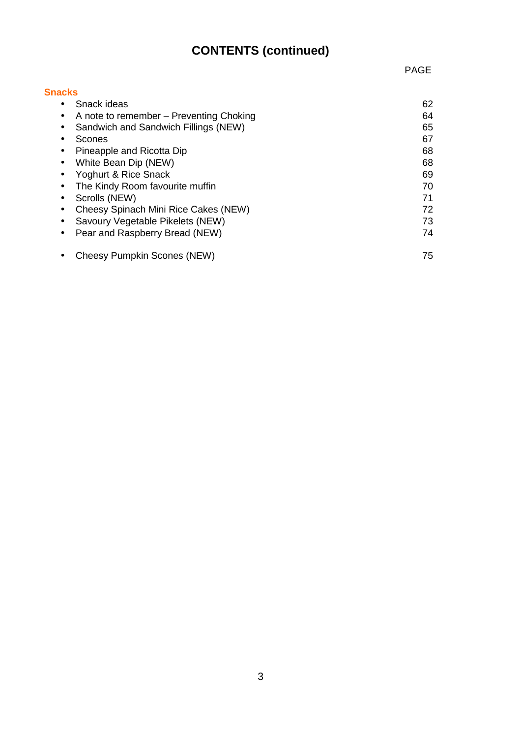# CONTENTS (continued)

| | PAGE |
|---|---|
| **Snacks** | |
| • Snack ideas | 62 |
| • A note to remember – Preventing Choking | 64 |
| • Sandwich and Sandwich Fillings (NEW) | 65 |
| • Scones | 67 |
| • Pineapple and Ricotta Dip | 68 |
| • White Bean Dip (NEW) | 68 |
| • Yoghurt & Rice Snack | 69 |
| • The Kindy Room favourite muffin | 70 |
| • Scrolls (NEW) | 71 |
| • Cheesy Spinach Mini Rice Cakes (NEW) | 72 |
| • Savoury Vegetable Pikelets (NEW) | 73 |
| • Pear and Raspberry Bread (NEW) | 74 |
| • Cheesy Pumpkin Scones (NEW) | 75 |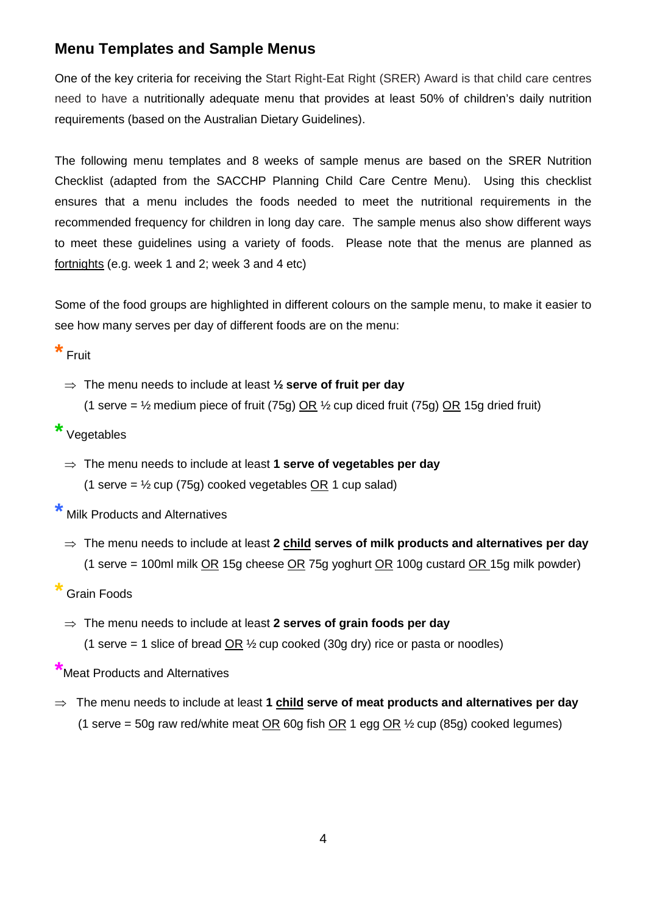## Menu Templates and Sample Menus

One of the key criteria for receiving the Start Right-Eat Right (SRER) Award is that child care centres need to have a nutritionally adequate menu that provides at least 50% of children's daily nutrition requirements (based on the Australian Dietary Guidelines).

The following menu templates and 8 weeks of sample menus are based on the SRER Nutrition Checklist (adapted from the SACCHP Planning Child Care Centre Menu). Using this checklist ensures that a menu includes the foods needed to meet the nutritional requirements in the recommended frequency for children in long day care. The sample menus also show different ways to meet these guidelines using a variety of foods. Please note that the menus are planned as <u>fortnights</u> (e.g. week 1 and 2; week 3 and 4 etc)

Some of the food groups are highlighted in different colours on the sample menu, to make it easier to see how many serves per day of different foods are on the menu:

\* Fruit

- ⇒ The menu needs to include at least **½ serve of fruit per day**
  (1 serve = ½ medium piece of fruit (75g) <u>OR</u> ½ cup diced fruit (75g) <u>OR</u> 15g dried fruit)

\* Vegetables

- ⇒ The menu needs to include at least **1 serve of vegetables per day**
  (1 serve = ½ cup (75g) cooked vegetables <u>OR</u> 1 cup salad)

\* Milk Products and Alternatives

- ⇒ The menu needs to include at least **2 <u>child</u> serves of milk products and alternatives per day**
  (1 serve = 100ml milk <u>OR</u> 15g cheese <u>OR</u> 75g yoghurt <u>OR</u> 100g custard <u>OR</u> 15g milk powder)

\* Grain Foods

- ⇒ The menu needs to include at least **2 serves of grain foods per day**
  (1 serve = 1 slice of bread <u>OR</u> ½ cup cooked (30g dry) rice or pasta or noodles)

\* Meat Products and Alternatives

- ⇒ The menu needs to include at least **1 <u>child</u> serve of meat products and alternatives per day**
  (1 serve = 50g raw red/white meat <u>OR</u> 60g fish <u>OR</u> 1 egg <u>OR</u> ½ cup (85g) cooked legumes)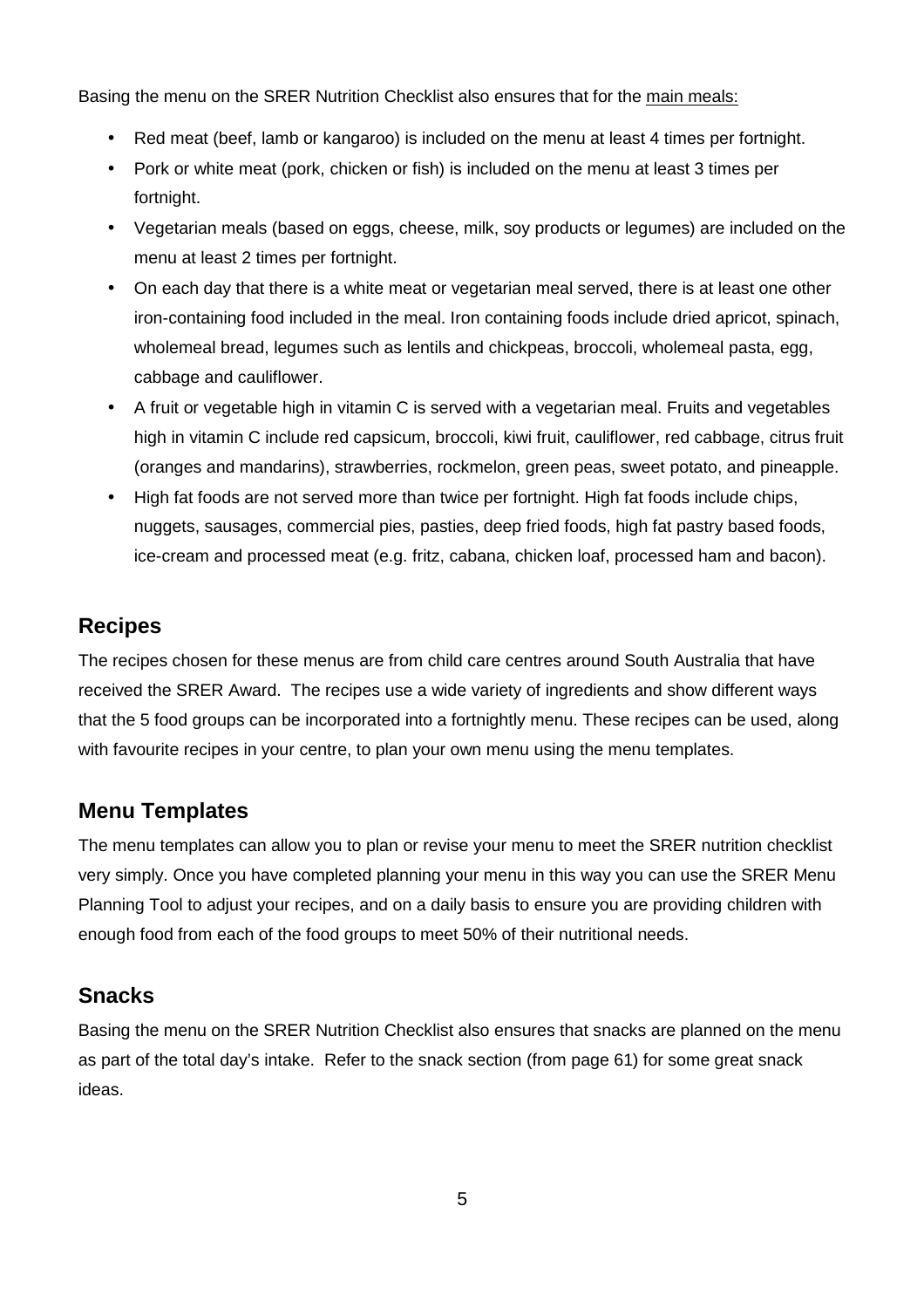Basing the menu on the SRER Nutrition Checklist also ensures that for the main meals:

- Red meat (beef, lamb or kangaroo) is included on the menu at least 4 times per fortnight.
- Pork or white meat (pork, chicken or fish) is included on the menu at least 3 times per fortnight.
- Vegetarian meals (based on eggs, cheese, milk, soy products or legumes) are included on the menu at least 2 times per fortnight.
- On each day that there is a white meat or vegetarian meal served, there is at least one other iron-containing food included in the meal. Iron containing foods include dried apricot, spinach, wholemeal bread, legumes such as lentils and chickpeas, broccoli, wholemeal pasta, egg, cabbage and cauliflower.
- A fruit or vegetable high in vitamin C is served with a vegetarian meal. Fruits and vegetables high in vitamin C include red capsicum, broccoli, kiwi fruit, cauliflower, red cabbage, citrus fruit (oranges and mandarins), strawberries, rockmelon, green peas, sweet potato, and pineapple.
- High fat foods are not served more than twice per fortnight. High fat foods include chips, nuggets, sausages, commercial pies, pasties, deep fried foods, high fat pastry based foods, ice-cream and processed meat (e.g. fritz, cabana, chicken loaf, processed ham and bacon).

## Recipes

The recipes chosen for these menus are from child care centres around South Australia that have received the SRER Award. The recipes use a wide variety of ingredients and show different ways that the 5 food groups can be incorporated into a fortnightly menu. These recipes can be used, along with favourite recipes in your centre, to plan your own menu using the menu templates.

## Menu Templates

The menu templates can allow you to plan or revise your menu to meet the SRER nutrition checklist very simply. Once you have completed planning your menu in this way you can use the SRER Menu Planning Tool to adjust your recipes, and on a daily basis to ensure you are providing children with enough food from each of the food groups to meet 50% of their nutritional needs.

## Snacks

Basing the menu on the SRER Nutrition Checklist also ensures that snacks are planned on the menu as part of the total day's intake. Refer to the snack section (from page 61) for some great snack ideas.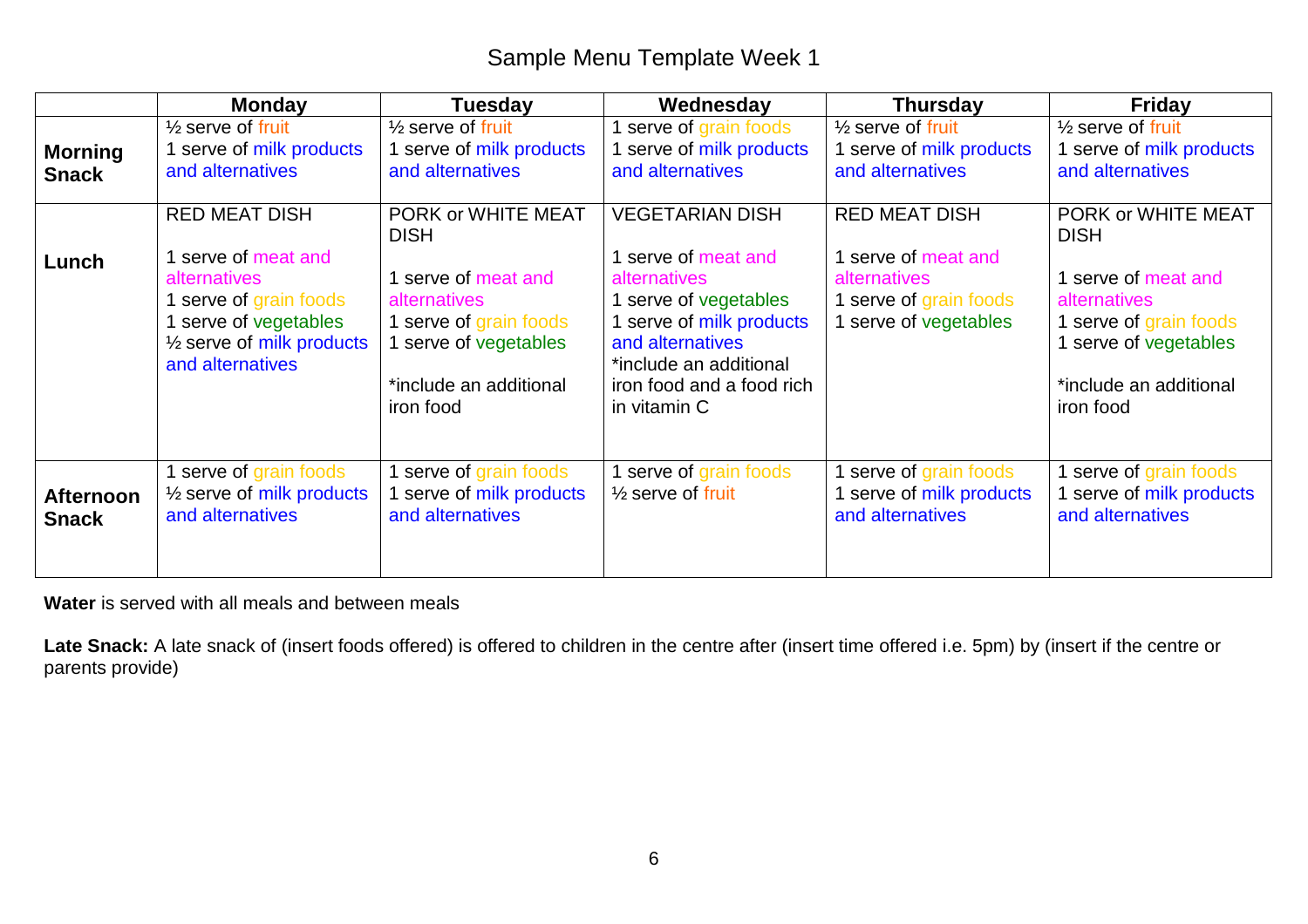# Sample Menu Template Week 1

| | Monday | Tuesday | Wednesday | Thursday | Friday |
|---|---|---|---|---|---|
| **Morning Snack** | ½ serve of fruit<br>1 serve of milk products and alternatives | ½ serve of fruit<br>1 serve of milk products and alternatives | 1 serve of grain foods<br>1 serve of milk products and alternatives | ½ serve of fruit<br>1 serve of milk products and alternatives | ½ serve of fruit<br>1 serve of milk products and alternatives |
| **Lunch** | RED MEAT DISH<br><br>1 serve of meat and alternatives<br>1 serve of grain foods<br>1 serve of vegetables<br>½ serve of milk products and alternatives | PORK or WHITE MEAT DISH<br><br>1 serve of meat and alternatives<br>1 serve of grain foods<br>1 serve of vegetables<br><br>*include an additional iron food | VEGETARIAN DISH<br><br>1 serve of meat and alternatives<br>1 serve of vegetables<br>1 serve of milk products and alternatives<br>*include an additional iron food and a food rich in vitamin C | RED MEAT DISH<br><br>1 serve of meat and alternatives<br>1 serve of grain foods<br>1 serve of vegetables | PORK or WHITE MEAT DISH<br><br>1 serve of meat and alternatives<br>1 serve of grain foods<br>1 serve of vegetables<br><br>*include an additional iron food |
| **Afternoon Snack** | 1 serve of grain foods<br>½ serve of milk products and alternatives | 1 serve of grain foods<br>1 serve of milk products and alternatives | 1 serve of grain foods<br>½ serve of fruit | 1 serve of grain foods<br>1 serve of milk products and alternatives | 1 serve of grain foods<br>1 serve of milk products and alternatives |

**Water** is served with all meals and between meals

**Late Snack:** A late snack of (insert foods offered) is offered to children in the centre after (insert time offered i.e. 5pm) by (insert if the centre or parents provide)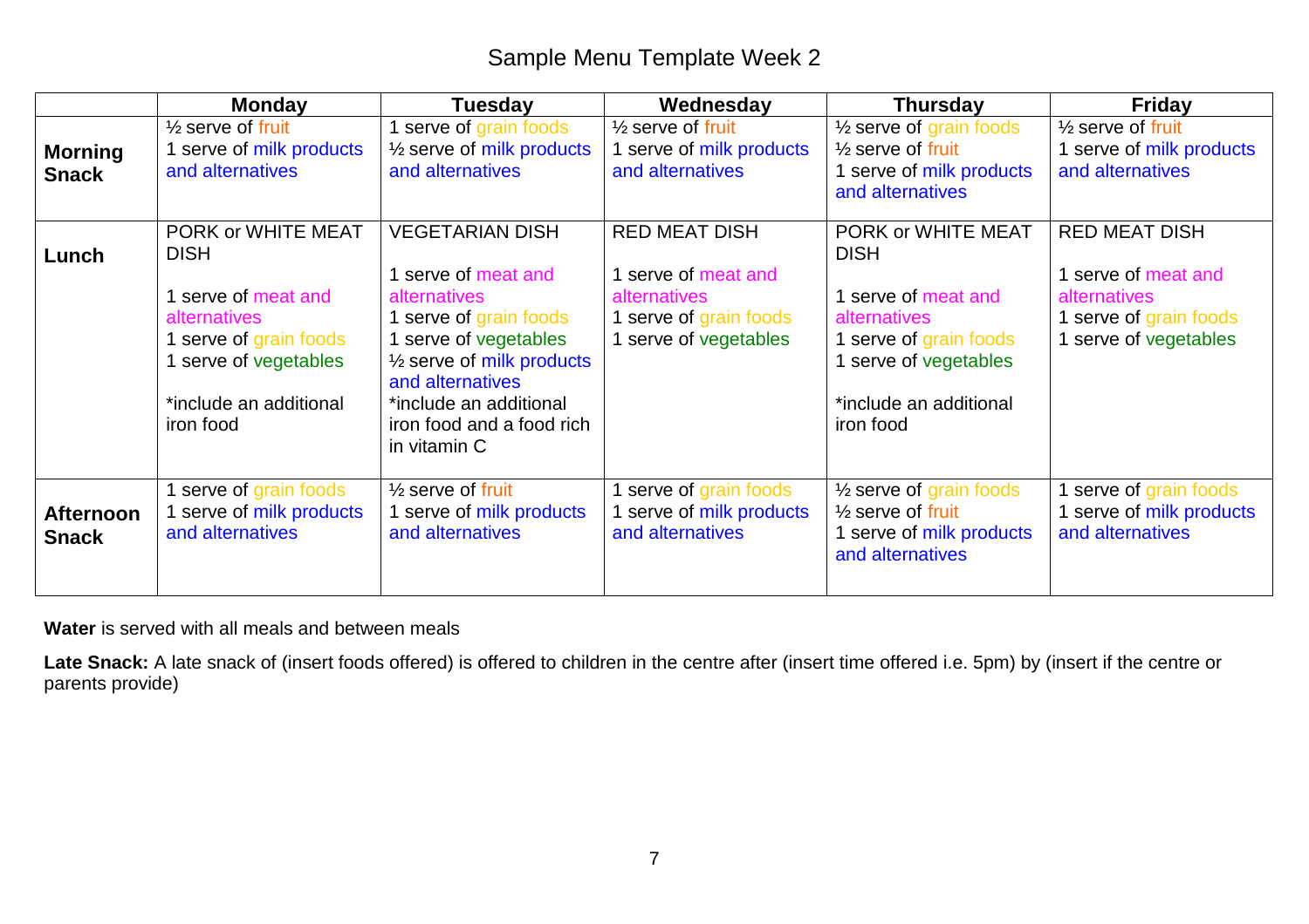# Sample Menu Template Week 2

| | Monday | Tuesday | Wednesday | Thursday | Friday |
|---|---|---|---|---|---|
| **Morning Snack** | ½ serve of fruit<br>1 serve of milk products and alternatives | 1 serve of grain foods<br>½ serve of milk products and alternatives | ½ serve of fruit<br>1 serve of milk products and alternatives | ½ serve of grain foods<br>½ serve of fruit<br>1 serve of milk products and alternatives | ½ serve of fruit<br>1 serve of milk products and alternatives |
| **Lunch** | PORK or WHITE MEAT DISH<br><br>1 serve of meat and alternatives<br>1 serve of grain foods<br>1 serve of vegetables<br><br>*include an additional iron food | VEGETARIAN DISH<br><br>1 serve of meat and alternatives<br>1 serve of grain foods<br>1 serve of vegetables<br>½ serve of milk products and alternatives<br>*include an additional iron food and a food rich in vitamin C | RED MEAT DISH<br><br>1 serve of meat and alternatives<br>1 serve of grain foods<br>1 serve of vegetables | PORK or WHITE MEAT DISH<br><br>1 serve of meat and alternatives<br>1 serve of grain foods<br>1 serve of vegetables<br><br>*include an additional iron food | RED MEAT DISH<br><br>1 serve of meat and alternatives<br>1 serve of grain foods<br>1 serve of vegetables |
| **Afternoon Snack** | 1 serve of grain foods<br>1 serve of milk products and alternatives | ½ serve of fruit<br>1 serve of milk products and alternatives | 1 serve of grain foods<br>1 serve of milk products and alternatives | ½ serve of grain foods<br>½ serve of fruit<br>1 serve of milk products and alternatives | 1 serve of grain foods<br>1 serve of milk products and alternatives |

**Water** is served with all meals and between meals

**Late Snack:** A late snack of (insert foods offered) is offered to children in the centre after (insert time offered i.e. 5pm) by (insert if the centre or parents provide)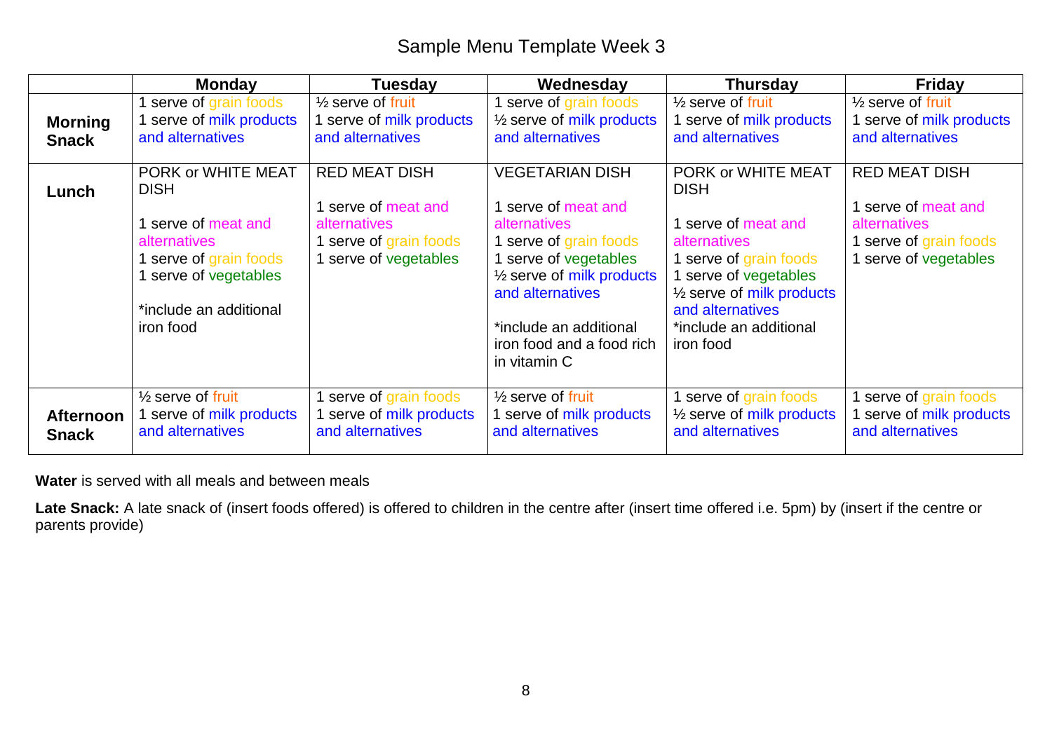# Sample Menu Template Week 3

| | Monday | Tuesday | Wednesday | Thursday | Friday |
|---|---|---|---|---|---|
| **Morning Snack** | 1 serve of grain foods<br>1 serve of milk products and alternatives | ½ serve of fruit<br>1 serve of milk products and alternatives | 1 serve of grain foods<br>½ serve of milk products and alternatives | ½ serve of fruit<br>1 serve of milk products and alternatives | ½ serve of fruit<br>1 serve of milk products and alternatives |
| **Lunch** | PORK or WHITE MEAT DISH<br><br>1 serve of meat and alternatives<br>1 serve of grain foods<br>1 serve of vegetables<br><br>*include an additional iron food | RED MEAT DISH<br><br>1 serve of meat and alternatives<br>1 serve of grain foods<br>1 serve of vegetables | VEGETARIAN DISH<br><br>1 serve of meat and alternatives<br>1 serve of grain foods<br>1 serve of vegetables<br>½ serve of milk products and alternatives<br><br>*include an additional iron food and a food rich in vitamin C | PORK or WHITE MEAT DISH<br><br>1 serve of meat and alternatives<br>1 serve of grain foods<br>1 serve of vegetables<br>½ serve of milk products and alternatives<br>*include an additional iron food | RED MEAT DISH<br><br>1 serve of meat and alternatives<br>1 serve of grain foods<br>1 serve of vegetables |
| **Afternoon Snack** | ½ serve of fruit<br>1 serve of milk products and alternatives | 1 serve of grain foods<br>1 serve of milk products and alternatives | ½ serve of fruit<br>1 serve of milk products and alternatives | 1 serve of grain foods<br>½ serve of milk products and alternatives | 1 serve of grain foods<br>1 serve of milk products and alternatives |

**Water** is served with all meals and between meals

**Late Snack:** A late snack of (insert foods offered) is offered to children in the centre after (insert time offered i.e. 5pm) by (insert if the centre or parents provide)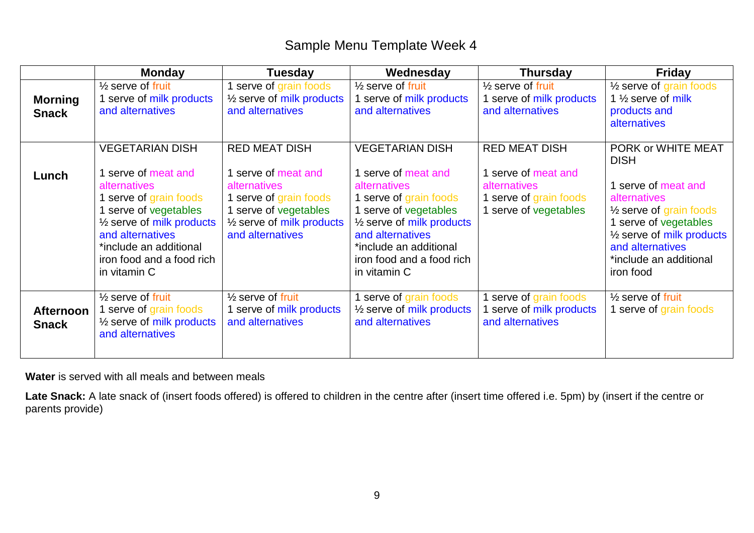# Sample Menu Template Week 4

| | Monday | Tuesday | Wednesday | Thursday | Friday |
|---|---|---|---|---|---|
| **Morning Snack** | ½ serve of fruit<br>1 serve of milk products and alternatives | 1 serve of grain foods<br>½ serve of milk products and alternatives | ½ serve of fruit<br>1 serve of milk products and alternatives | ½ serve of fruit<br>1 serve of milk products and alternatives | ½ serve of grain foods<br>1 ½ serve of milk products and alternatives |
| **Lunch** | VEGETARIAN DISH<br><br>1 serve of meat and alternatives<br>1 serve of grain foods<br>1 serve of vegetables<br>½ serve of milk products and alternatives<br>*include an additional iron food and a food rich in vitamin C | RED MEAT DISH<br><br>1 serve of meat and alternatives<br>1 serve of grain foods<br>1 serve of vegetables<br>½ serve of milk products and alternatives | VEGETARIAN DISH<br><br>1 serve of meat and alternatives<br>1 serve of grain foods<br>1 serve of vegetables<br>½ serve of milk products and alternatives<br>*include an additional iron food and a food rich in vitamin C | RED MEAT DISH<br><br>1 serve of meat and alternatives<br>1 serve of grain foods<br>1 serve of vegetables | PORK or WHITE MEAT DISH<br><br>1 serve of meat and alternatives<br>½ serve of grain foods<br>1 serve of vegetables<br>½ serve of milk products and alternatives<br>*include an additional iron food |
| **Afternoon Snack** | ½ serve of fruit<br>1 serve of grain foods<br>½ serve of milk products and alternatives | ½ serve of fruit<br>1 serve of milk products and alternatives | 1 serve of grain foods<br>½ serve of milk products and alternatives | 1 serve of grain foods<br>1 serve of milk products and alternatives | ½ serve of fruit<br>1 serve of grain foods |

**Water** is served with all meals and between meals

**Late Snack:** A late snack of (insert foods offered) is offered to children in the centre after (insert time offered i.e. 5pm) by (insert if the centre or parents provide)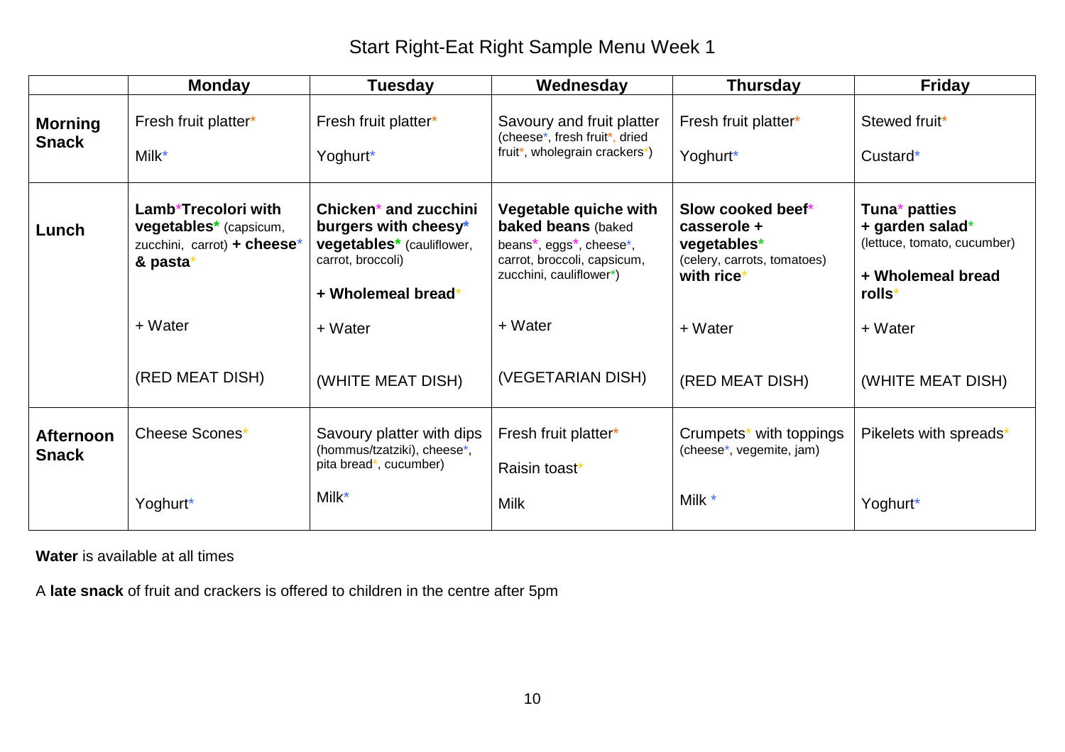# Start Right-Eat Right Sample Menu Week 1

| | Monday | Tuesday | Wednesday | Thursday | Friday |
|---|---|---|---|---|---|
| **Morning Snack** | Fresh fruit platter*<br><br>Milk* | Fresh fruit platter*<br><br>Yoghurt* | Savoury and fruit platter (cheese*, fresh fruit*, dried fruit*, wholegrain crackers*) | Fresh fruit platter*<br><br>Yoghurt* | Stewed fruit*<br><br>Custard* |
| **Lunch** | **Lamb*Trecolori with vegetables*** (capsicum, zucchini, carrot) **+ cheese* & pasta***<br><br>+ Water<br><br>(RED MEAT DISH) | **Chicken* and zucchini burgers with cheesy* vegetables*** (cauliflower, carrot, broccoli)<br><br>**+ Wholemeal bread***<br><br>+ Water<br><br>(WHITE MEAT DISH) | **Vegetable quiche with baked beans** (baked beans*, eggs*, cheese*, carrot, broccoli, capsicum, zucchini, cauliflower*)<br><br>+ Water<br><br>(VEGETARIAN DISH) | **Slow cooked beef* casserole + vegetables*** (celery, carrots, tomatoes) **with rice***<br><br>+ Water<br><br>(RED MEAT DISH) | **Tuna* patties + garden salad*** (lettuce, tomato, cucumber)<br><br>**+ Wholemeal bread rolls***<br><br>+ Water<br><br>(WHITE MEAT DISH) |
| **Afternoon Snack** | Cheese Scones*<br><br>Yoghurt* | Savoury platter with dips (hommus/tzatziki), cheese*, pita bread*, cucumber)<br><br>Milk* | Fresh fruit platter*<br><br>Raisin toast*<br><br>Milk | Crumpets* with toppings (cheese*, vegemite, jam)<br><br>Milk * | Pikelets with spreads*<br><br>Yoghurt* |

**Water** is available at all times

A **late snack** of fruit and crackers is offered to children in the centre after 5pm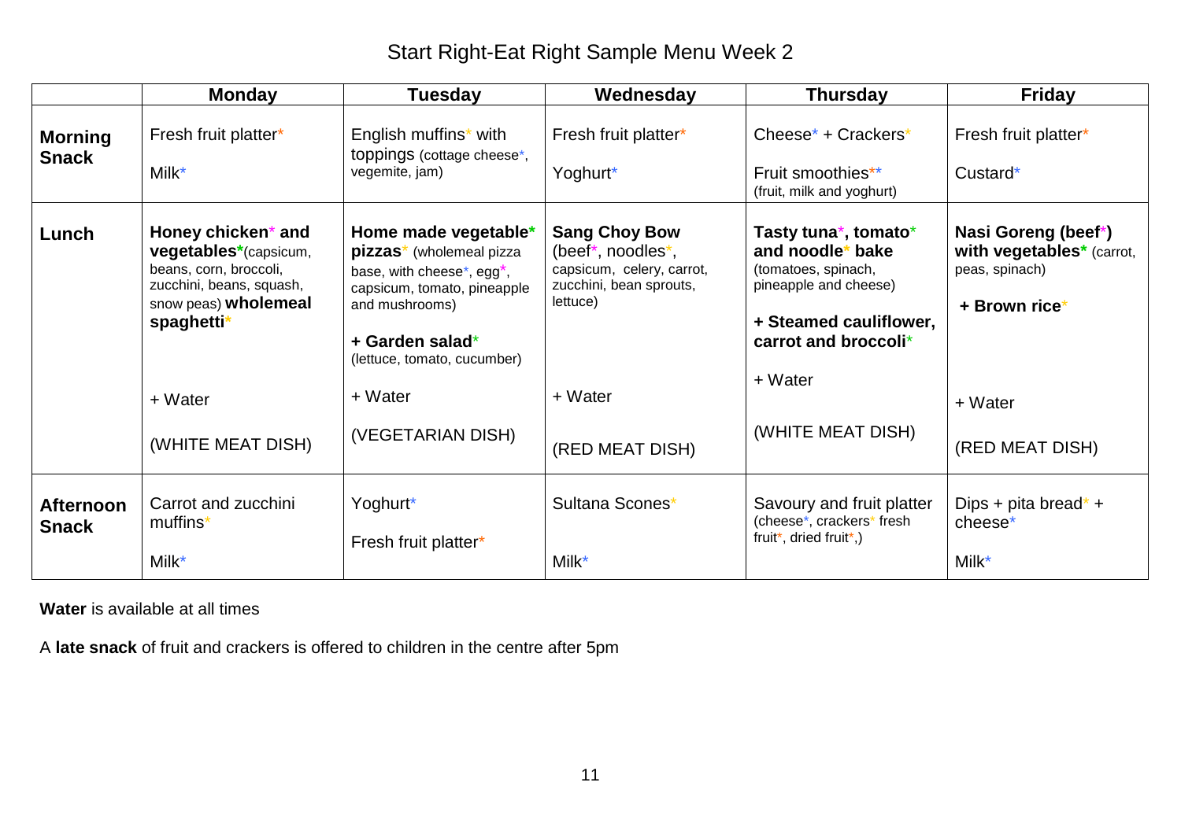# Start Right-Eat Right Sample Menu Week 2

| | Monday | Tuesday | Wednesday | Thursday | Friday |
|---|---|---|---|---|---|
| **Morning Snack** | Fresh fruit platter* <br> Milk* | English muffins* with toppings (cottage cheese*, vegemite, jam) | Fresh fruit platter* <br> Yoghurt* | Cheese* + Crackers* <br> Fruit smoothies** (fruit, milk and yoghurt) | Fresh fruit platter* <br> Custard* |
| **Lunch** | **Honey chicken* and vegetables***(capsicum, beans, corn, broccoli, zucchini, beans, squash, snow peas) **wholemeal spaghetti*** <br> + Water <br> (WHITE MEAT DISH) | **Home made vegetable* pizzas*** (wholemeal pizza base, with cheese*, egg*, capsicum, tomato, pineapple and mushrooms) <br> **+ Garden salad*** (lettuce, tomato, cucumber) <br> + Water <br> (VEGETARIAN DISH) | **Sang Choy Bow** (beef*, noodles*, capsicum, celery, carrot, zucchini, bean sprouts, lettuce) <br> + Water <br> (RED MEAT DISH) | **Tasty tuna*, tomato* and noodle* bake** (tomatoes, spinach, pineapple and cheese) <br> **+ Steamed cauliflower, carrot and broccoli*** <br> + Water <br> (WHITE MEAT DISH) | **Nasi Goreng (beef*) with vegetables*** (carrot, peas, spinach) <br> **+ Brown rice*** <br> + Water <br> (RED MEAT DISH) |
| **Afternoon Snack** | Carrot and zucchini muffins* <br> Milk* | Yoghurt* <br> Fresh fruit platter* | Sultana Scones* <br> Milk* | Savoury and fruit platter (cheese*, crackers* fresh fruit*, dried fruit*,) | Dips + pita bread* + cheese* <br> Milk* |

**Water** is available at all times

A **late snack** of fruit and crackers is offered to children in the centre after 5pm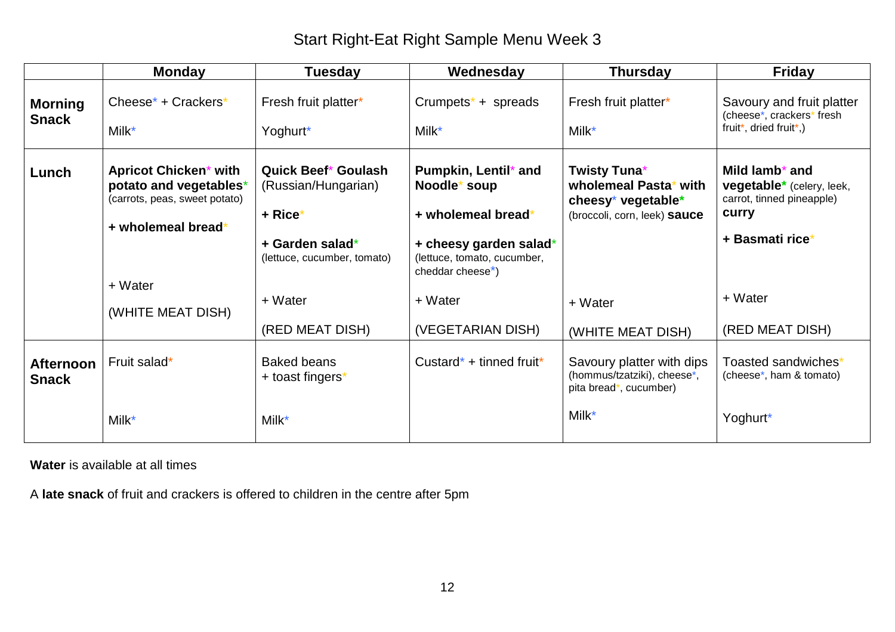# Start Right-Eat Right Sample Menu Week 3

| | Monday | Tuesday | Wednesday | Thursday | Friday |
|---|---|---|---|---|---|
| **Morning Snack** | Cheese* + Crackers*<br><br>Milk* | Fresh fruit platter*<br><br>Yoghurt* | Crumpets* + spreads<br><br>Milk* | Fresh fruit platter*<br><br>Milk* | Savoury and fruit platter (cheese*, crackers* fresh fruit*, dried fruit*,) |
| **Lunch** | **Apricot Chicken* with potato and vegetables*** (carrots, peas, sweet potato)<br><br>**+ wholemeal bread***<br><br>+ Water<br><br>(WHITE MEAT DISH) | **Quick Beef* Goulash** (Russian/Hungarian)<br><br>**+ Rice***<br><br>**+ Garden salad*** (lettuce, cucumber, tomato)<br><br>+ Water<br><br>(RED MEAT DISH) | **Pumpkin, Lentil* and Noodle* soup**<br><br>**+ wholemeal bread***<br><br>**+ cheesy garden salad*** (lettuce, tomato, cucumber, cheddar cheese*)<br><br>+ Water<br><br>(VEGETARIAN DISH) | **Twisty Tuna* wholemeal Pasta* with cheesy* vegetable*** (broccoli, corn, leek) **sauce**<br><br>+ Water<br><br>(WHITE MEAT DISH) | **Mild lamb* and vegetable*** (celery, leek, carrot, tinned pineapple) **curry**<br><br>**+ Basmati rice***<br><br>+ Water<br><br>(RED MEAT DISH) |
| **Afternoon Snack** | Fruit salad*<br><br>Milk* | Baked beans + toast fingers*<br><br>Milk* | Custard* + tinned fruit* | Savoury platter with dips (hommus/tzatziki), cheese*, pita bread*, cucumber)<br><br>Milk* | Toasted sandwiches* (cheese*, ham & tomato)<br><br>Yoghurt* |

**Water** is available at all times

A **late snack** of fruit and crackers is offered to children in the centre after 5pm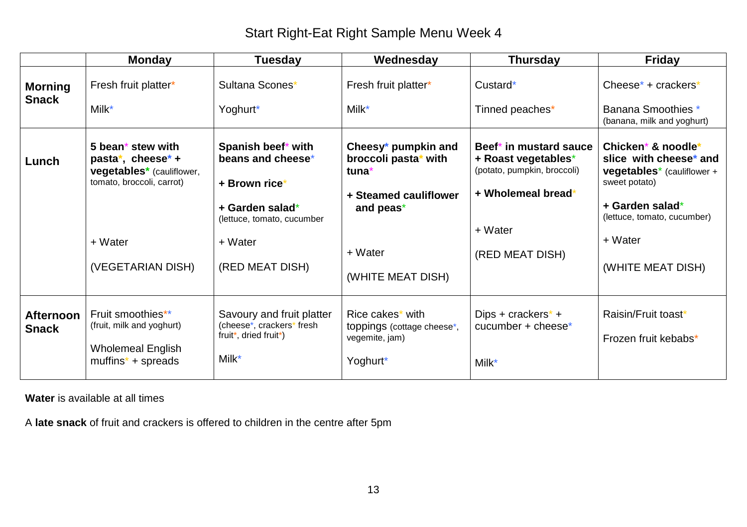# Start Right-Eat Right Sample Menu Week 4

| | Monday | Tuesday | Wednesday | Thursday | Friday |
|---|---|---|---|---|---|
| **Morning Snack** | Fresh fruit platter*<br><br>Milk* | Sultana Scones*<br><br>Yoghurt* | Fresh fruit platter*<br><br>Milk* | Custard*<br><br>Tinned peaches* | Cheese* + crackers*<br><br>Banana Smoothies * (banana, milk and yoghurt) |
| **Lunch** | **5 bean* stew with pasta*, cheese* + vegetables*** (cauliflower, tomato, broccoli, carrot)<br><br>+ Water<br><br>(VEGETARIAN DISH) | **Spanish beef* with beans and cheese***<br><br>**+ Brown rice***<br><br>**+ Garden salad*** (lettuce, tomato, cucumber<br><br>+ Water<br><br>(RED MEAT DISH) | **Cheesy* pumpkin and broccoli pasta* with tuna***<br><br>**+ Steamed cauliflower and peas***<br><br>+ Water<br><br>(WHITE MEAT DISH) | **Beef* in mustard sauce + Roast vegetables*** (potato, pumpkin, broccoli)<br><br>**+ Wholemeal bread***<br><br>+ Water<br><br>(RED MEAT DISH) | **Chicken* & noodle* slice with cheese* and vegetables*** (cauliflower + sweet potato)<br><br>**+ Garden salad*** (lettuce, tomato, cucumber)<br><br>+ Water<br><br>(WHITE MEAT DISH) |
| **Afternoon Snack** | Fruit smoothies** (fruit, milk and yoghurt)<br><br>Wholemeal English muffins* + spreads | Savoury and fruit platter (cheese*, crackers* fresh fruit*, dried fruit*)<br><br>Milk* | Rice cakes* with toppings (cottage cheese*, vegemite, jam)<br><br>Yoghurt* | Dips + crackers* + cucumber + cheese*<br><br>Milk* | Raisin/Fruit toast*<br><br>Frozen fruit kebabs* |

**Water** is available at all times

A **late snack** of fruit and crackers is offered to children in the centre after 5pm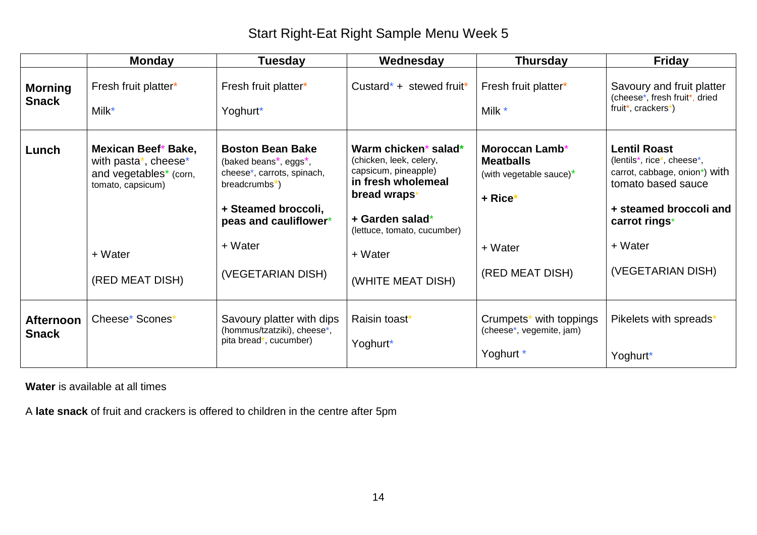# Start Right-Eat Right Sample Menu Week 5

| | Monday | Tuesday | Wednesday | Thursday | Friday |
|---|---|---|---|---|---|
| **Morning Snack** | Fresh fruit platter* <br> Milk* | Fresh fruit platter* <br> Yoghurt* | Custard* + stewed fruit* | Fresh fruit platter* <br> Milk * | Savoury and fruit platter (cheese*, fresh fruit*, dried fruit*, crackers*) |
| **Lunch** | **Mexican Beef* Bake,** with pasta*, cheese* and vegetables* (corn, tomato, capsicum) <br> + Water <br> (RED MEAT DISH) | **Boston Bean Bake** (baked beans*, eggs*, cheese*, carrots, spinach, breadcrumbs*) <br> **+ Steamed broccoli, peas and cauliflower*** <br> + Water <br> (VEGETARIAN DISH) | **Warm chicken* salad*** (chicken, leek, celery, capsicum, pineapple) **in fresh wholemeal bread wraps*** <br> **+ Garden salad*** (lettuce, tomato, cucumber) <br> + Water <br> (WHITE MEAT DISH) | **Moroccan Lamb* Meatballs** (with vegetable sauce)* <br> **+ Rice*** <br> + Water <br> (RED MEAT DISH) | **Lentil Roast** (lentils*, rice*, cheese*, carrot, cabbage, onion*) with tomato based sauce <br> **+ steamed broccoli and carrot rings*** <br> + Water <br> (VEGETARIAN DISH) |
| **Afternoon Snack** | Cheese* Scones* | Savoury platter with dips (hommus/tzatziki), cheese*, pita bread*, cucumber) | Raisin toast* <br> Yoghurt* | Crumpets* with toppings (cheese*, vegemite, jam) <br> Yoghurt * | Pikelets with spreads* <br> Yoghurt* |

**Water** is available at all times

A **late snack** of fruit and crackers is offered to children in the centre after 5pm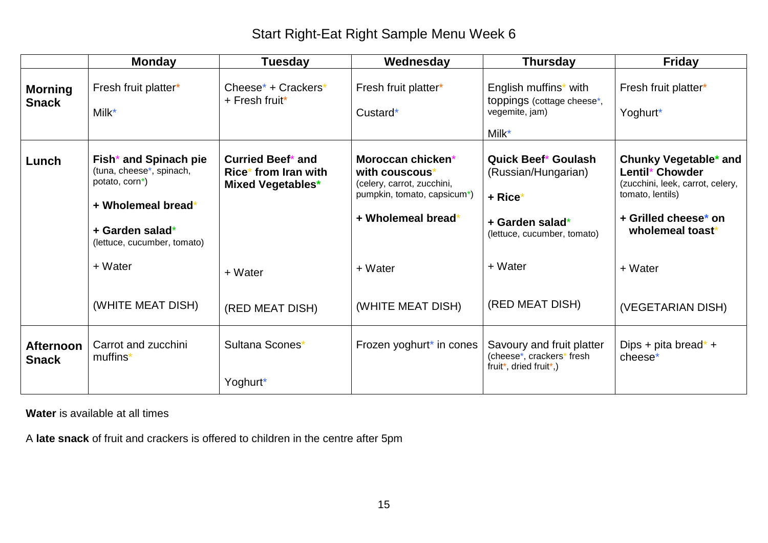# Start Right-Eat Right Sample Menu Week 6

| | Monday | Tuesday | Wednesday | Thursday | Friday |
|---|---|---|---|---|---|
| **Morning Snack** | Fresh fruit platter* <br> Milk* | Cheese* + Crackers* + Fresh fruit* | Fresh fruit platter* <br> Custard* | English muffins* with toppings (cottage cheese*, vegemite, jam) <br> Milk* | Fresh fruit platter* <br> Yoghurt* |
| **Lunch** | **Fish* and Spinach pie** (tuna, cheese*, spinach, potato, corn*) <br> **+ Wholemeal bread*** <br> **+ Garden salad*** (lettuce, cucumber, tomato) <br> + Water <br> (WHITE MEAT DISH) | **Curried Beef* and Rice* from Iran with Mixed Vegetables*** <br> + Water <br> (RED MEAT DISH) | **Moroccan chicken* with couscous*** (celery, carrot, zucchini, pumpkin, tomato, capsicum*) <br> **+ Wholemeal bread*** <br> + Water <br> (WHITE MEAT DISH) | **Quick Beef* Goulash** (Russian/Hungarian) <br> **+ Rice*** <br> **+ Garden salad*** (lettuce, cucumber, tomato) <br> + Water <br> (RED MEAT DISH) | **Chunky Vegetable* and Lentil* Chowder** (zucchini, leek, carrot, celery, tomato, lentils) <br> **+ Grilled cheese* on wholemeal toast*** <br> + Water <br> (VEGETARIAN DISH) |
| **Afternoon Snack** | Carrot and zucchini muffins* | Sultana Scones* <br> Yoghurt* | Frozen yoghurt* in cones | Savoury and fruit platter (cheese*, crackers* fresh fruit*, dried fruit*,) | Dips + pita bread* + cheese* |

**Water** is available at all times

A **late snack** of fruit and crackers is offered to children in the centre after 5pm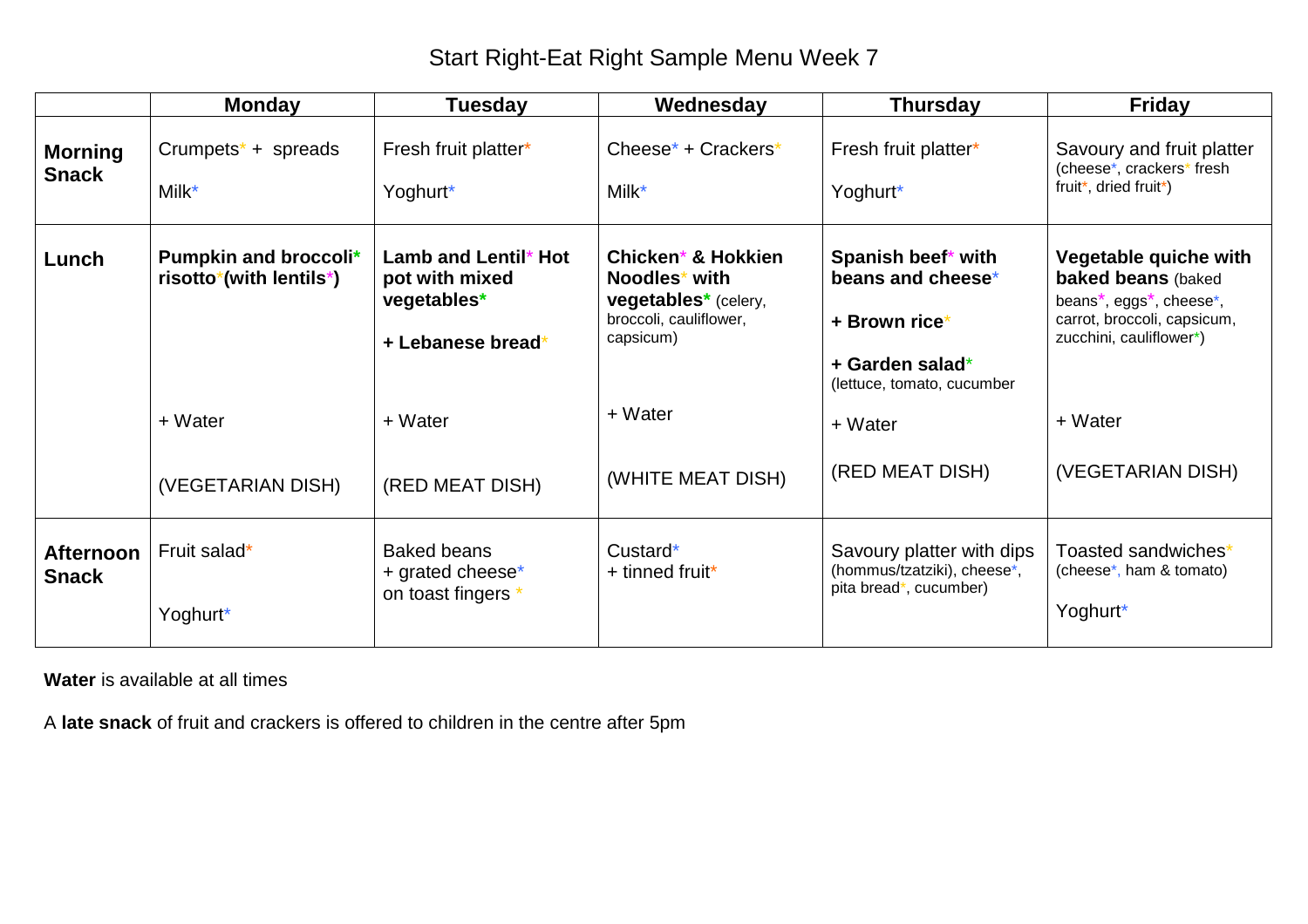# Start Right-Eat Right Sample Menu Week 7

| | Monday | Tuesday | Wednesday | Thursday | Friday |
|---|---|---|---|---|---|
| **Morning Snack** | Crumpets* + spreads<br><br>Milk* | Fresh fruit platter*<br><br>Yoghurt* | Cheese* + Crackers*<br><br>Milk* | Fresh fruit platter*<br><br>Yoghurt* | Savoury and fruit platter (cheese*, crackers* fresh fruit*, dried fruit*) |
| **Lunch** | **Pumpkin and broccoli* risotto*(with lentils*)**<br><br>+ Water<br><br>(VEGETARIAN DISH) | **Lamb and Lentil* Hot pot with mixed vegetables***<br><br>**+ Lebanese bread***<br><br>+ Water<br><br>(RED MEAT DISH) | **Chicken* & Hokkien Noodles* with vegetables*** (celery, broccoli, cauliflower, capsicum)<br><br>+ Water<br><br>(WHITE MEAT DISH) | **Spanish beef* with beans and cheese***<br><br>**+ Brown rice***<br><br>**+ Garden salad*** (lettuce, tomato, cucumber<br><br>+ Water<br><br>(RED MEAT DISH) | **Vegetable quiche with baked beans** (baked beans*, eggs*, cheese*, carrot, broccoli, capsicum, zucchini, cauliflower*)<br><br>+ Water<br><br>(VEGETARIAN DISH) |
| **Afternoon Snack** | Fruit salad*<br><br>Yoghurt* | Baked beans<br>+ grated cheese*<br>on toast fingers * | Custard*<br>+ tinned fruit* | Savoury platter with dips (hommus/tzatziki), cheese*, pita bread*, cucumber) | Toasted sandwiches* (cheese*, ham & tomato)<br><br>Yoghurt* |

**Water** is available at all times

A **late snack** of fruit and crackers is offered to children in the centre after 5pm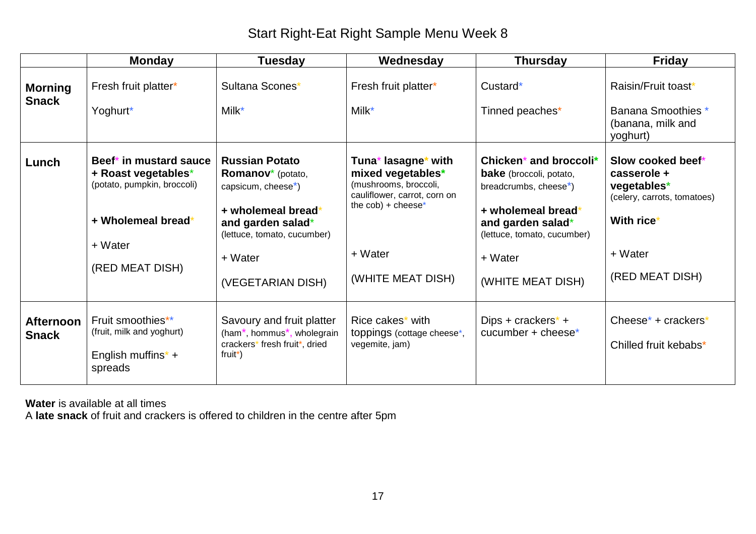# Start Right-Eat Right Sample Menu Week 8

| | Monday | Tuesday | Wednesday | Thursday | Friday |
|---|---|---|---|---|---|
| **Morning Snack** | Fresh fruit platter*<br><br>Yoghurt* | Sultana Scones*<br><br>Milk* | Fresh fruit platter*<br><br>Milk* | Custard*<br><br>Tinned peaches* | Raisin/Fruit toast*<br><br>Banana Smoothies * (banana, milk and yoghurt) |
| **Lunch** | **Beef* in mustard sauce + Roast vegetables*** (potato, pumpkin, broccoli)<br><br>**+ Wholemeal bread***<br><br>+ Water<br><br>(RED MEAT DISH) | **Russian Potato Romanov*** (potato, capsicum, cheese*)<br><br>**+ wholemeal bread* and garden salad*** (lettuce, tomato, cucumber)<br><br>+ Water<br><br>(VEGETARIAN DISH) | **Tuna* lasagne* with mixed vegetables*** (mushrooms, broccoli, cauliflower, carrot, corn on the cob) + cheese*<br><br>+ Water<br><br>(WHITE MEAT DISH) | **Chicken* and broccoli* bake** (broccoli, potato, breadcrumbs, cheese*)<br><br>**+ wholemeal bread* and garden salad*** (lettuce, tomato, cucumber)<br><br>+ Water<br><br>(WHITE MEAT DISH) | **Slow cooked beef* casserole + vegetables*** (celery, carrots, tomatoes)<br><br>**With rice***<br><br>+ Water<br><br>(RED MEAT DISH) |
| **Afternoon Snack** | Fruit smoothies** (fruit, milk and yoghurt)<br><br>English muffins* + spreads | Savoury and fruit platter (ham*, hommus*, wholegrain crackers* fresh fruit*, dried fruit*) | Rice cakes* with toppings (cottage cheese*, vegemite, jam) | Dips + crackers* + cucumber + cheese* | Cheese* + crackers*<br><br>Chilled fruit kebabs* |

**Water** is available at all times
A **late snack** of fruit and crackers is offered to children in the centre after 5pm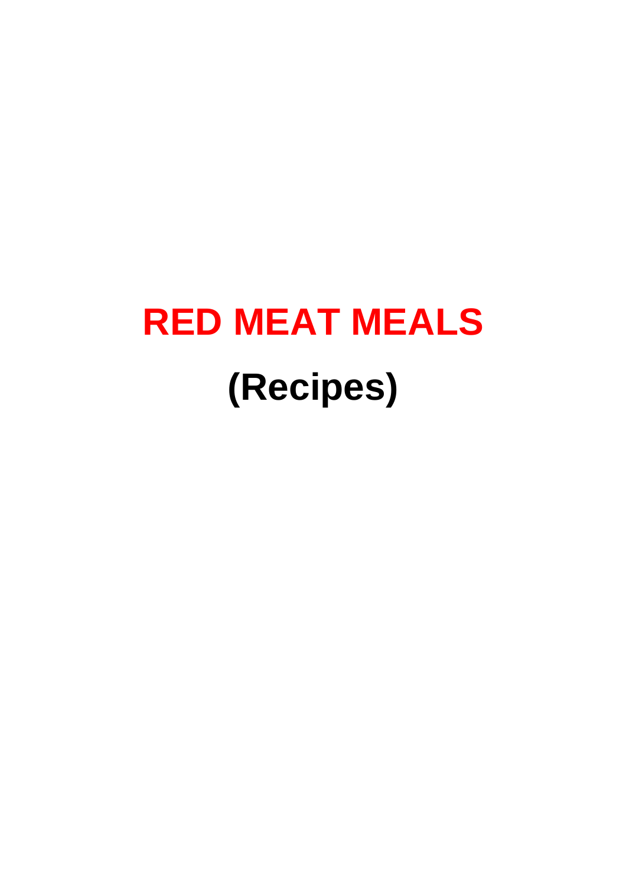# RED MEAT MEALS

# (Recipes)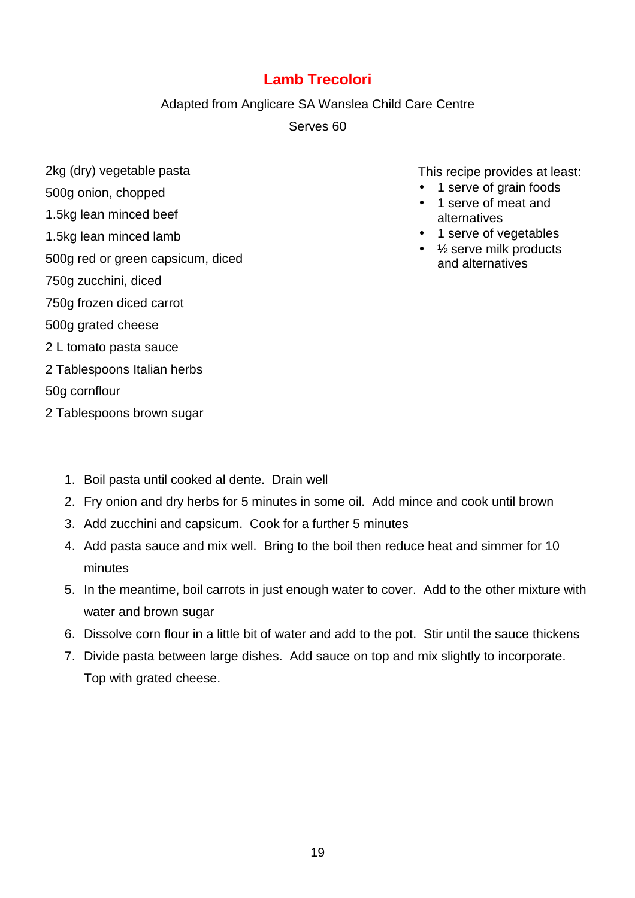# Lamb Trecolori

Adapted from Anglicare SA Wanslea Child Care Centre

Serves 60

2kg (dry) vegetable pasta

500g onion, chopped

1.5kg lean minced beef

1.5kg lean minced lamb

500g red or green capsicum, diced

750g zucchini, diced

750g frozen diced carrot

500g grated cheese

2 L tomato pasta sauce

2 Tablespoons Italian herbs

50g cornflour

2 Tablespoons brown sugar

This recipe provides at least:

- 1 serve of grain foods
- 1 serve of meat and alternatives
- 1 serve of vegetables
- ½ serve milk products and alternatives

1. Boil pasta until cooked al dente. Drain well
2. Fry onion and dry herbs for 5 minutes in some oil. Add mince and cook until brown
3. Add zucchini and capsicum. Cook for a further 5 minutes
4. Add pasta sauce and mix well. Bring to the boil then reduce heat and simmer for 10 minutes
5. In the meantime, boil carrots in just enough water to cover. Add to the other mixture with water and brown sugar
6. Dissolve corn flour in a little bit of water and add to the pot. Stir until the sauce thickens
7. Divide pasta between large dishes. Add sauce on top and mix slightly to incorporate. Top with grated cheese.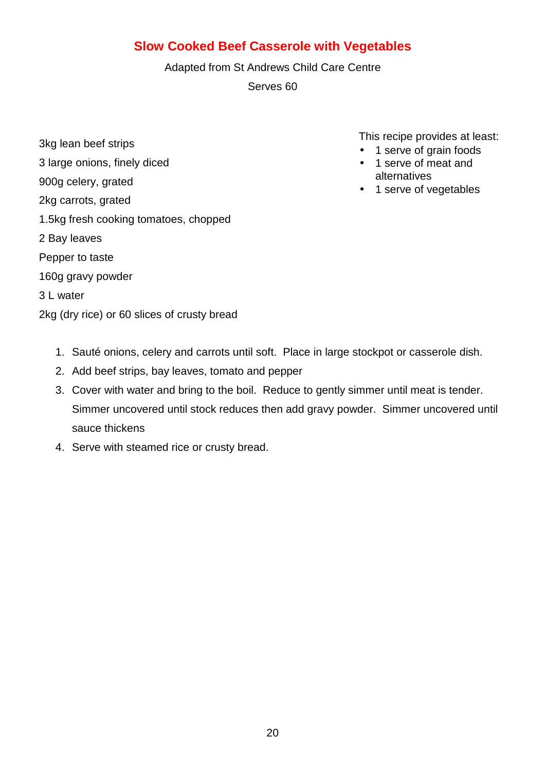## Slow Cooked Beef Casserole with Vegetables

Adapted from St Andrews Child Care Centre

Serves 60

This recipe provides at least:

- 1 serve of grain foods
- 1 serve of meat and alternatives
- 1 serve of vegetables

3kg lean beef strips

3 large onions, finely diced

900g celery, grated

2kg carrots, grated

1.5kg fresh cooking tomatoes, chopped

2 Bay leaves

Pepper to taste

160g gravy powder

3 L water

2kg (dry rice) or 60 slices of crusty bread

1. Sauté onions, celery and carrots until soft. Place in large stockpot or casserole dish.
2. Add beef strips, bay leaves, tomato and pepper
3. Cover with water and bring to the boil. Reduce to gently simmer until meat is tender. Simmer uncovered until stock reduces then add gravy powder. Simmer uncovered until sauce thickens
4. Serve with steamed rice or crusty bread.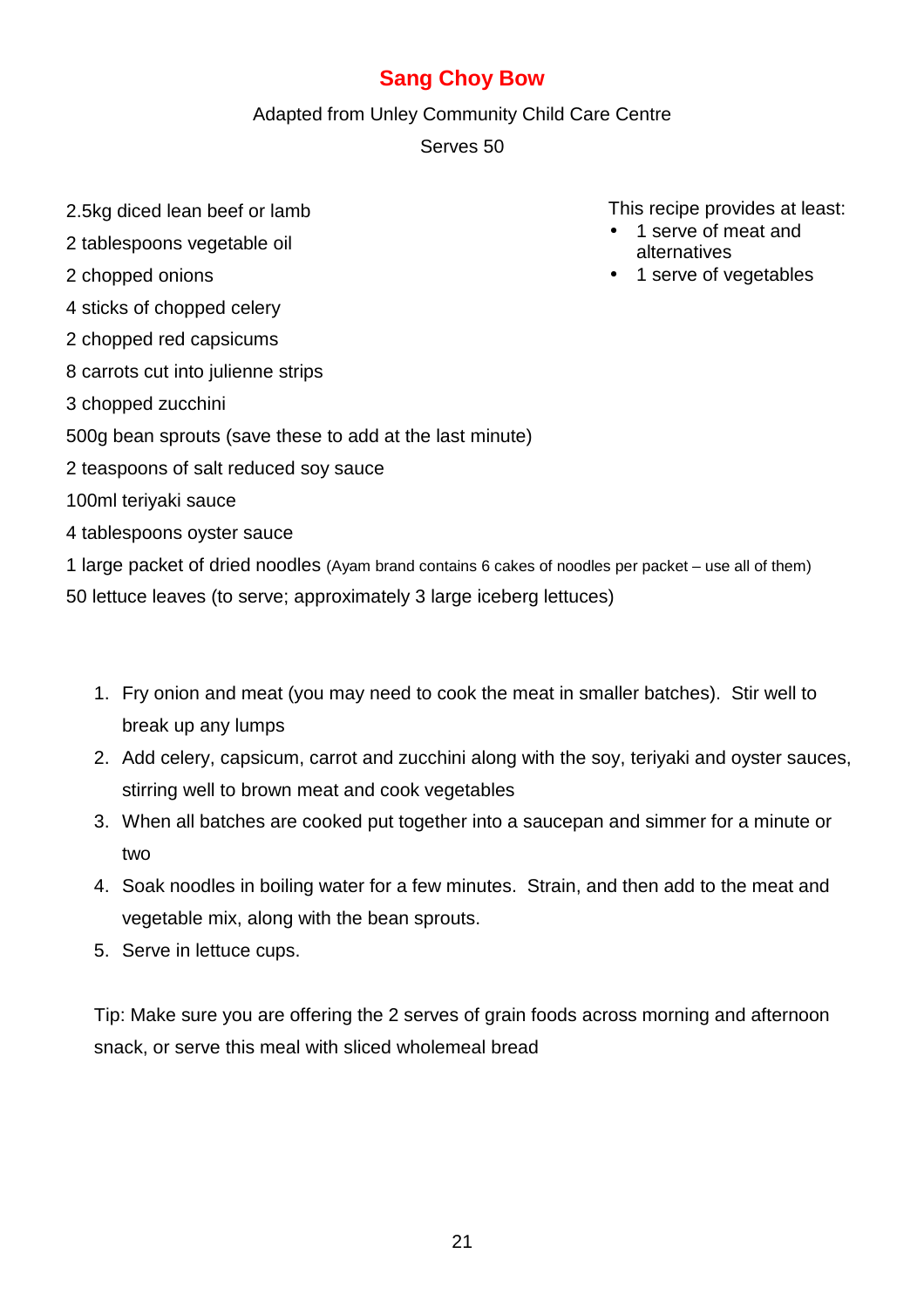# Sang Choy Bow

Adapted from Unley Community Child Care Centre

Serves 50

This recipe provides at least:

- 1 serve of meat and alternatives
- 1 serve of vegetables

2.5kg diced lean beef or lamb

2 tablespoons vegetable oil

2 chopped onions

4 sticks of chopped celery

2 chopped red capsicums

8 carrots cut into julienne strips

3 chopped zucchini

500g bean sprouts (save these to add at the last minute)

2 teaspoons of salt reduced soy sauce

100ml teriyaki sauce

4 tablespoons oyster sauce

1 large packet of dried noodles (Ayam brand contains 6 cakes of noodles per packet – use all of them)

50 lettuce leaves (to serve; approximately 3 large iceberg lettuces)

1. Fry onion and meat (you may need to cook the meat in smaller batches). Stir well to break up any lumps
2. Add celery, capsicum, carrot and zucchini along with the soy, teriyaki and oyster sauces, stirring well to brown meat and cook vegetables
3. When all batches are cooked put together into a saucepan and simmer for a minute or two
4. Soak noodles in boiling water for a few minutes. Strain, and then add to the meat and vegetable mix, along with the bean sprouts.
5. Serve in lettuce cups.

Tip: Make sure you are offering the 2 serves of grain foods across morning and afternoon snack, or serve this meal with sliced wholemeal bread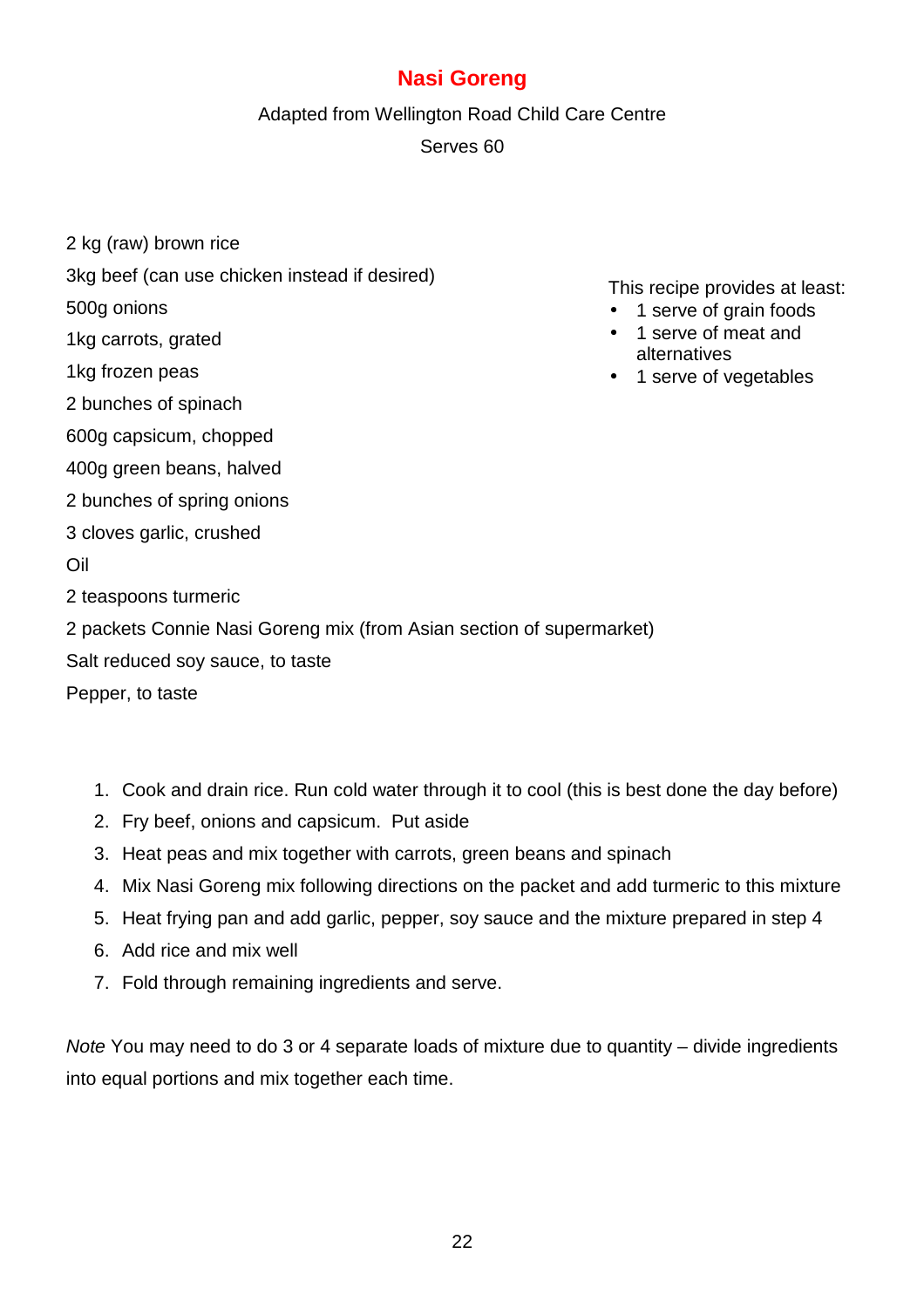# Nasi Goreng

Adapted from Wellington Road Child Care Centre

Serves 60

2 kg (raw) brown rice

3kg beef (can use chicken instead if desired)

500g onions

1kg carrots, grated

1kg frozen peas

2 bunches of spinach

600g capsicum, chopped

400g green beans, halved

2 bunches of spring onions

3 cloves garlic, crushed

Oil

2 teaspoons turmeric

2 packets Connie Nasi Goreng mix (from Asian section of supermarket)

Salt reduced soy sauce, to taste

Pepper, to taste

This recipe provides at least:

- 1 serve of grain foods
- 1 serve of meat and alternatives
- 1 serve of vegetables

1. Cook and drain rice. Run cold water through it to cool (this is best done the day before)
2. Fry beef, onions and capsicum. Put aside
3. Heat peas and mix together with carrots, green beans and spinach
4. Mix Nasi Goreng mix following directions on the packet and add turmeric to this mixture
5. Heat frying pan and add garlic, pepper, soy sauce and the mixture prepared in step 4
6. Add rice and mix well
7. Fold through remaining ingredients and serve.

*Note* You may need to do 3 or 4 separate loads of mixture due to quantity – divide ingredients into equal portions and mix together each time.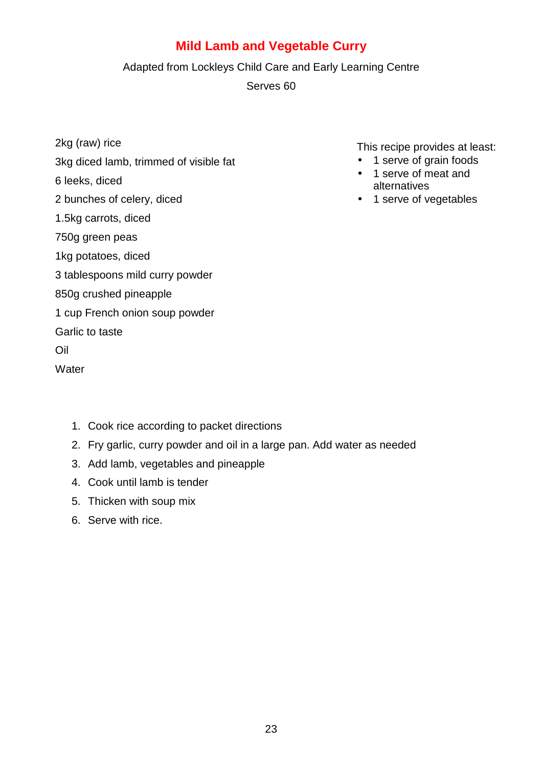# Mild Lamb and Vegetable Curry

Adapted from Lockleys Child Care and Early Learning Centre

Serves 60

2kg (raw) rice

3kg diced lamb, trimmed of visible fat

6 leeks, diced

2 bunches of celery, diced

1.5kg carrots, diced

750g green peas

1kg potatoes, diced

3 tablespoons mild curry powder

850g crushed pineapple

1 cup French onion soup powder

Garlic to taste

Oil

Water

This recipe provides at least:

- 1 serve of grain foods
- 1 serve of meat and alternatives
- 1 serve of vegetables

1. Cook rice according to packet directions
2. Fry garlic, curry powder and oil in a large pan. Add water as needed
3. Add lamb, vegetables and pineapple
4. Cook until lamb is tender
5. Thicken with soup mix
6. Serve with rice.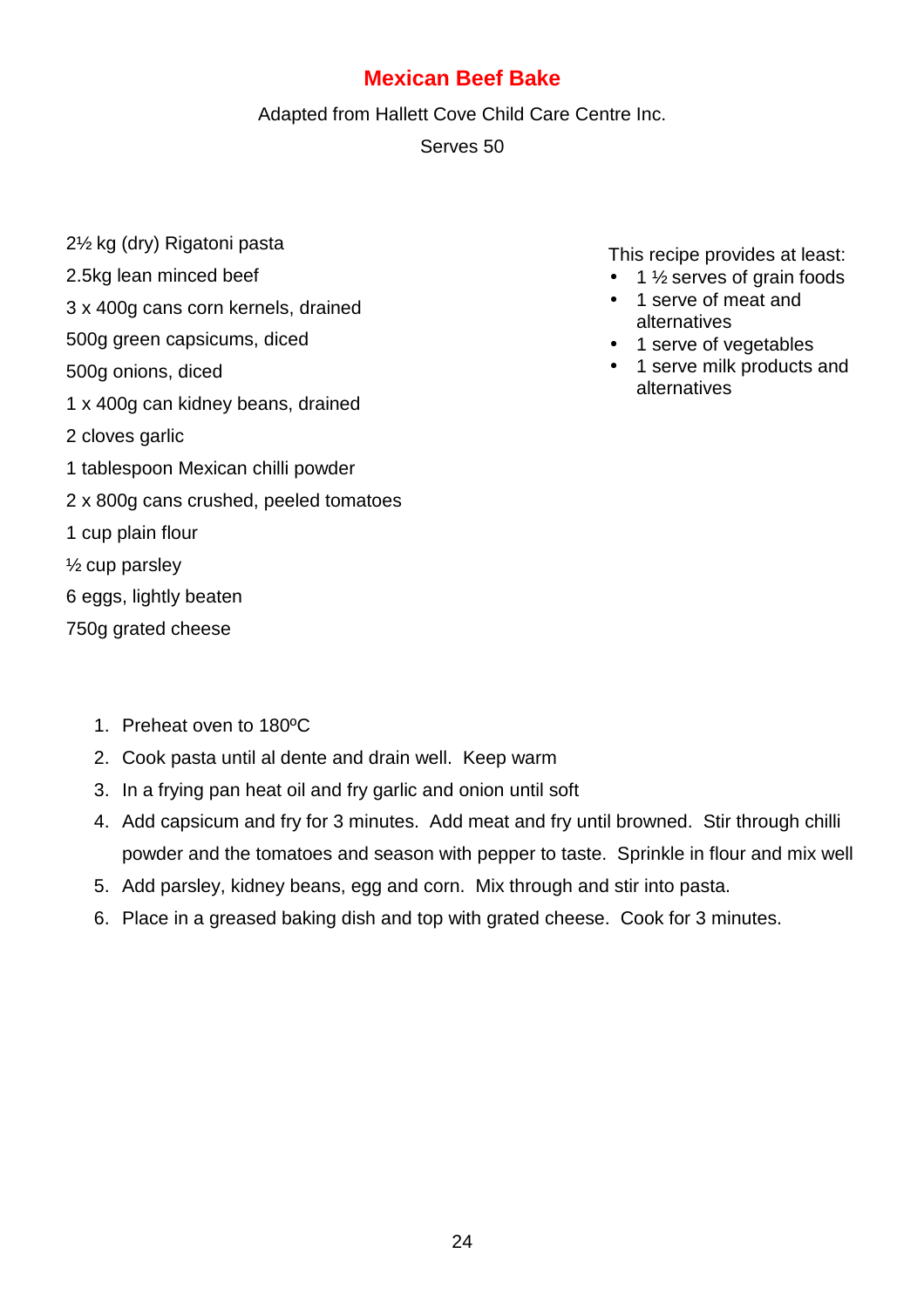# Mexican Beef Bake

Adapted from Hallett Cove Child Care Centre Inc.

Serves 50

2½ kg (dry) Rigatoni pasta

2.5kg lean minced beef

3 x 400g cans corn kernels, drained

500g green capsicums, diced

500g onions, diced

1 x 400g can kidney beans, drained

2 cloves garlic

1 tablespoon Mexican chilli powder

2 x 800g cans crushed, peeled tomatoes

1 cup plain flour

½ cup parsley

6 eggs, lightly beaten

750g grated cheese

This recipe provides at least:

- 1 ½ serves of grain foods
- 1 serve of meat and alternatives
- 1 serve of vegetables
- 1 serve milk products and alternatives

1. Preheat oven to 180ºC
2. Cook pasta until al dente and drain well. Keep warm
3. In a frying pan heat oil and fry garlic and onion until soft
4. Add capsicum and fry for 3 minutes. Add meat and fry until browned. Stir through chilli powder and the tomatoes and season with pepper to taste. Sprinkle in flour and mix well
5. Add parsley, kidney beans, egg and corn. Mix through and stir into pasta.
6. Place in a greased baking dish and top with grated cheese. Cook for 3 minutes.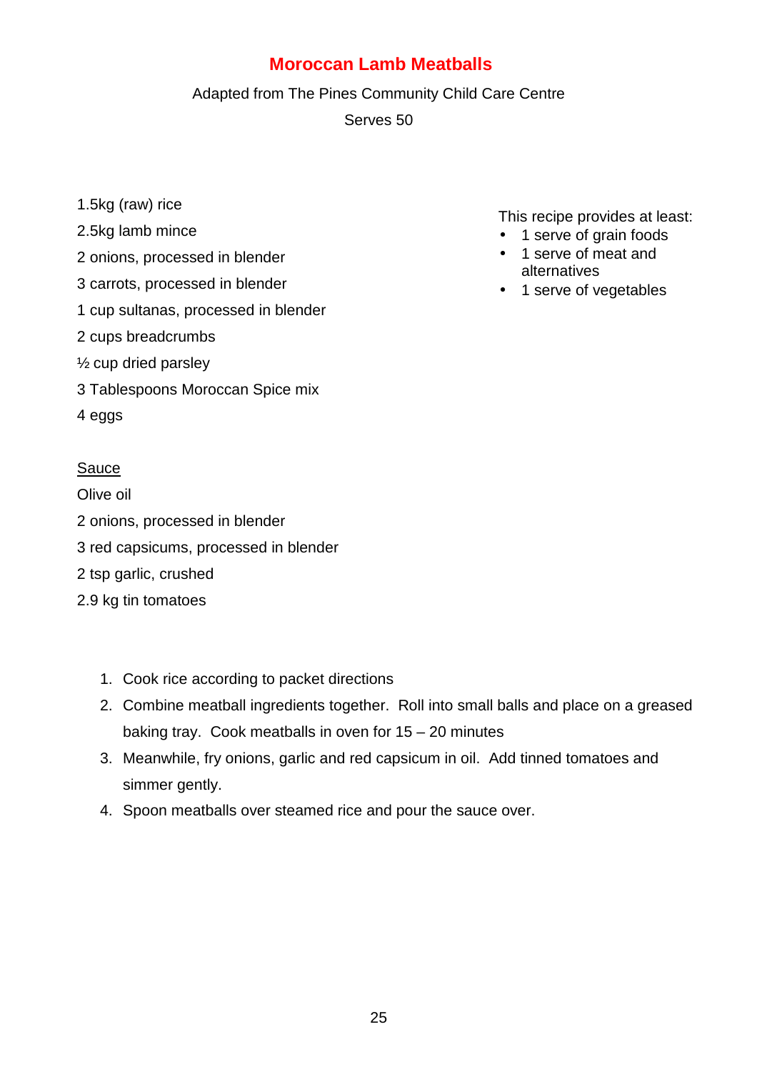# Moroccan Lamb Meatballs

Adapted from The Pines Community Child Care Centre

Serves 50

1.5kg (raw) rice

2.5kg lamb mince

2 onions, processed in blender

3 carrots, processed in blender

1 cup sultanas, processed in blender

2 cups breadcrumbs

½ cup dried parsley

3 Tablespoons Moroccan Spice mix

4 eggs

This recipe provides at least:

- 1 serve of grain foods
- 1 serve of meat and alternatives
- 1 serve of vegetables

<u>Sauce</u>

Olive oil

2 onions, processed in blender

3 red capsicums, processed in blender

2 tsp garlic, crushed

2.9 kg tin tomatoes

1. Cook rice according to packet directions
2. Combine meatball ingredients together. Roll into small balls and place on a greased baking tray. Cook meatballs in oven for 15 – 20 minutes
3. Meanwhile, fry onions, garlic and red capsicum in oil. Add tinned tomatoes and simmer gently.
4. Spoon meatballs over steamed rice and pour the sauce over.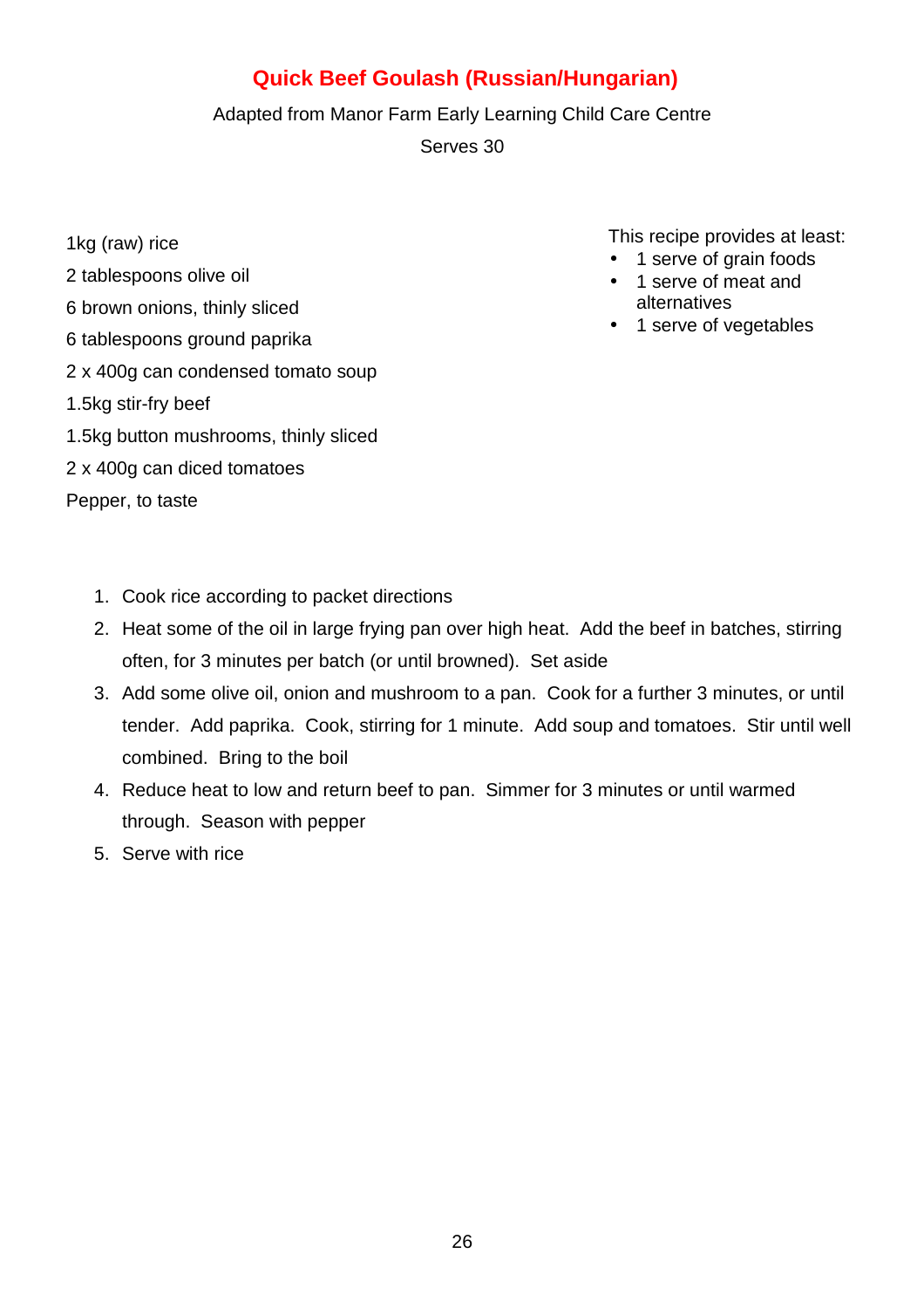# Quick Beef Goulash (Russian/Hungarian)

Adapted from Manor Farm Early Learning Child Care Centre

Serves 30

1kg (raw) rice

2 tablespoons olive oil

6 brown onions, thinly sliced

6 tablespoons ground paprika

2 x 400g can condensed tomato soup

1.5kg stir-fry beef

1.5kg button mushrooms, thinly sliced

2 x 400g can diced tomatoes

Pepper, to taste

This recipe provides at least:

- 1 serve of grain foods
- 1 serve of meat and alternatives
- 1 serve of vegetables

1. Cook rice according to packet directions
2. Heat some of the oil in large frying pan over high heat. Add the beef in batches, stirring often, for 3 minutes per batch (or until browned). Set aside
3. Add some olive oil, onion and mushroom to a pan. Cook for a further 3 minutes, or until tender. Add paprika. Cook, stirring for 1 minute. Add soup and tomatoes. Stir until well combined. Bring to the boil
4. Reduce heat to low and return beef to pan. Simmer for 3 minutes or until warmed through. Season with pepper
5. Serve with rice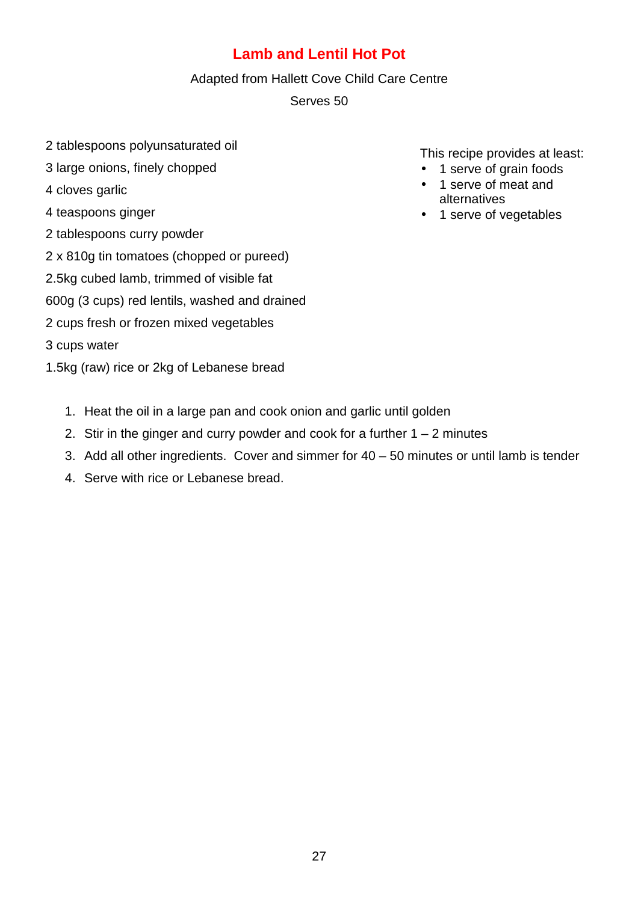# Lamb and Lentil Hot Pot

Adapted from Hallett Cove Child Care Centre

Serves 50

2 tablespoons polyunsaturated oil

3 large onions, finely chopped

4 cloves garlic

4 teaspoons ginger

2 tablespoons curry powder

2 x 810g tin tomatoes (chopped or pureed)

2.5kg cubed lamb, trimmed of visible fat

600g (3 cups) red lentils, washed and drained

2 cups fresh or frozen mixed vegetables

3 cups water

1.5kg (raw) rice or 2kg of Lebanese bread

This recipe provides at least:

- 1 serve of grain foods
- 1 serve of meat and alternatives
- 1 serve of vegetables

1. Heat the oil in a large pan and cook onion and garlic until golden
2. Stir in the ginger and curry powder and cook for a further 1 – 2 minutes
3. Add all other ingredients. Cover and simmer for 40 – 50 minutes or until lamb is tender
4. Serve with rice or Lebanese bread.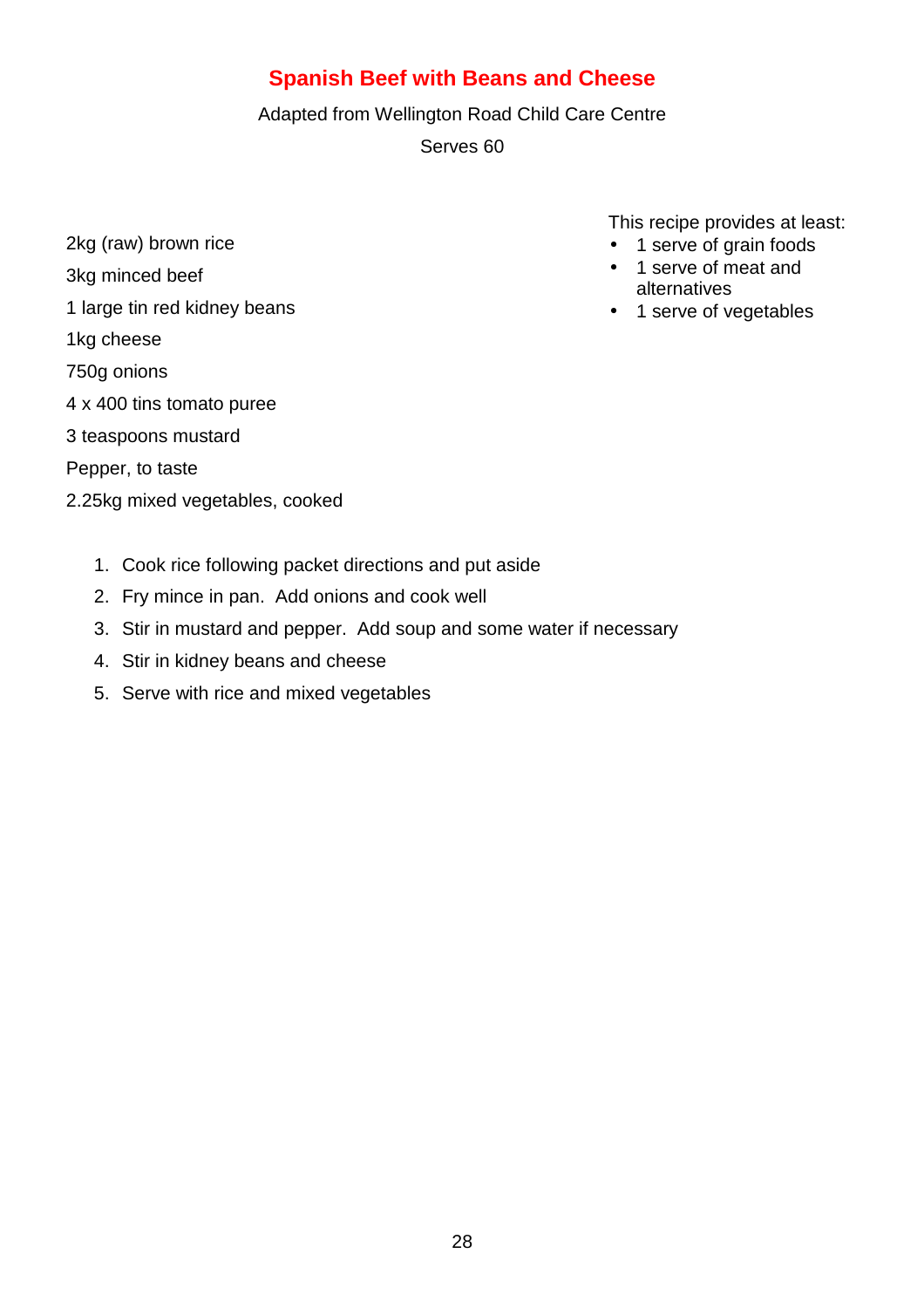# Spanish Beef with Beans and Cheese

Adapted from Wellington Road Child Care Centre

Serves 60

This recipe provides at least:

- 1 serve of grain foods
- 1 serve of meat and alternatives
- 1 serve of vegetables

2kg (raw) brown rice

3kg minced beef

1 large tin red kidney beans

1kg cheese

750g onions

4 x 400 tins tomato puree

3 teaspoons mustard

Pepper, to taste

2.25kg mixed vegetables, cooked

1. Cook rice following packet directions and put aside
2. Fry mince in pan. Add onions and cook well
3. Stir in mustard and pepper. Add soup and some water if necessary
4. Stir in kidney beans and cheese
5. Serve with rice and mixed vegetables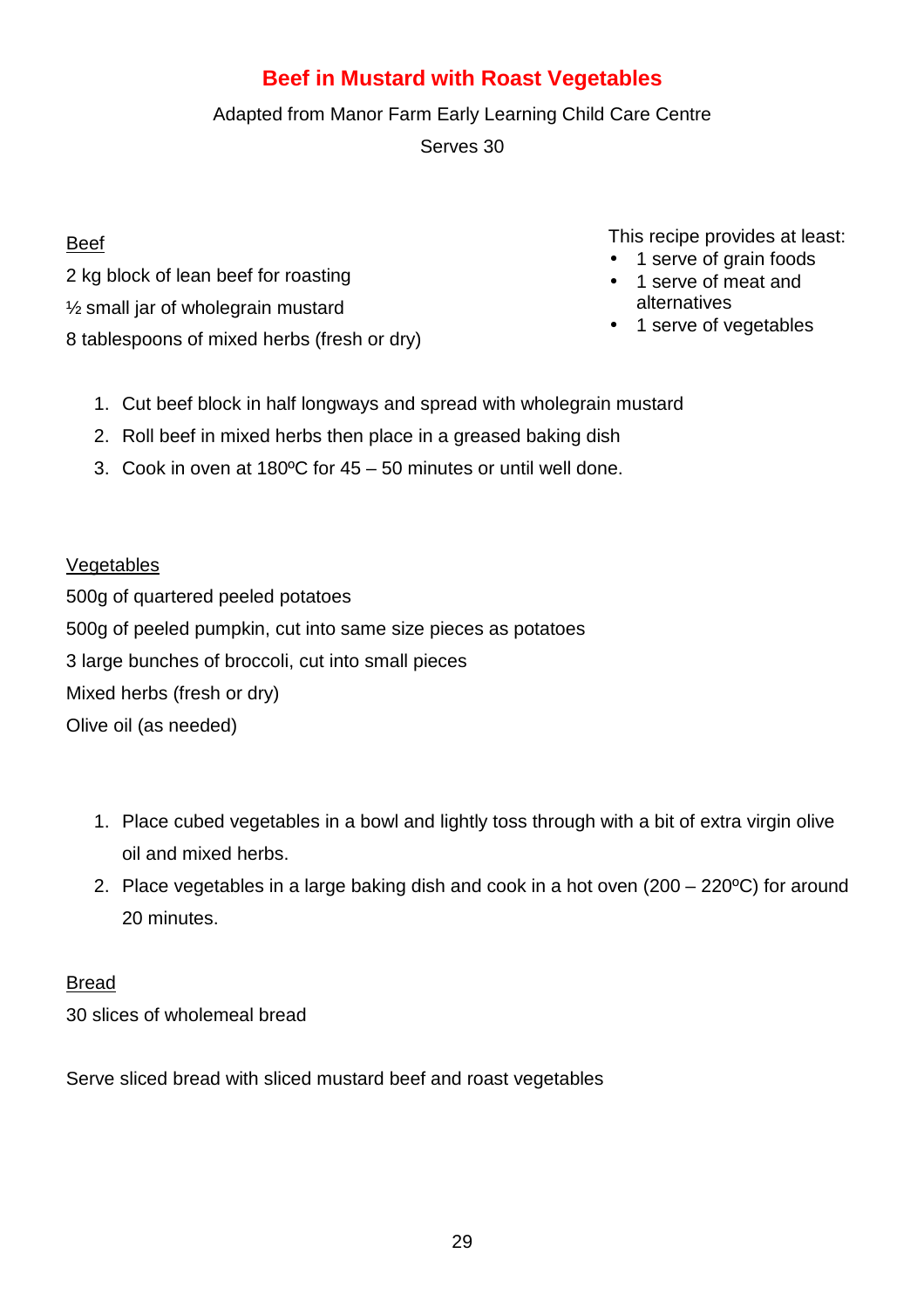# Beef in Mustard with Roast Vegetables

Adapted from Manor Farm Early Learning Child Care Centre

Serves 30

This recipe provides at least:

- 1 serve of grain foods
- 1 serve of meat and alternatives
- 1 serve of vegetables

Beef

2 kg block of lean beef for roasting

½ small jar of wholegrain mustard

8 tablespoons of mixed herbs (fresh or dry)

1. Cut beef block in half longways and spread with wholegrain mustard
2. Roll beef in mixed herbs then place in a greased baking dish
3. Cook in oven at 180ºC for 45 – 50 minutes or until well done.

Vegetables

500g of quartered peeled potatoes

500g of peeled pumpkin, cut into same size pieces as potatoes

3 large bunches of broccoli, cut into small pieces

Mixed herbs (fresh or dry)

Olive oil (as needed)

1. Place cubed vegetables in a bowl and lightly toss through with a bit of extra virgin olive oil and mixed herbs.
2. Place vegetables in a large baking dish and cook in a hot oven (200 – 220ºC) for around 20 minutes.

Bread

30 slices of wholemeal bread

Serve sliced bread with sliced mustard beef and roast vegetables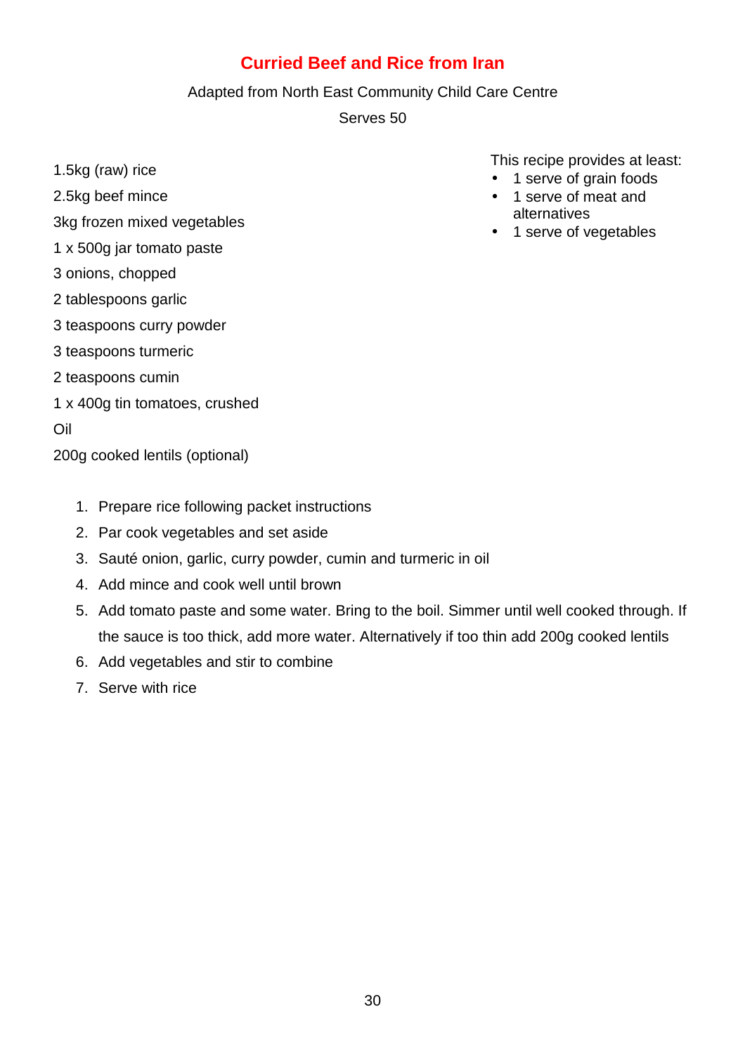# Curried Beef and Rice from Iran

Adapted from North East Community Child Care Centre

Serves 50

1.5kg (raw) rice

2.5kg beef mince

3kg frozen mixed vegetables

1 x 500g jar tomato paste

3 onions, chopped

2 tablespoons garlic

3 teaspoons curry powder

3 teaspoons turmeric

2 teaspoons cumin

1 x 400g tin tomatoes, crushed

Oil

200g cooked lentils (optional)

This recipe provides at least:

- 1 serve of grain foods
- 1 serve of meat and alternatives
- 1 serve of vegetables

1. Prepare rice following packet instructions
2. Par cook vegetables and set aside
3. Sauté onion, garlic, curry powder, cumin and turmeric in oil
4. Add mince and cook well until brown
5. Add tomato paste and some water. Bring to the boil. Simmer until well cooked through. If the sauce is too thick, add more water. Alternatively if too thin add 200g cooked lentils
6. Add vegetables and stir to combine
7. Serve with rice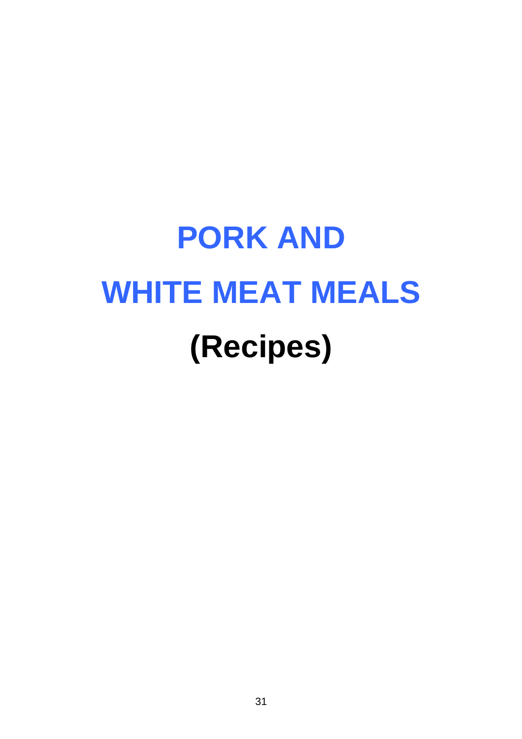# PORK AND WHITE MEAT MEALS

# (Recipes)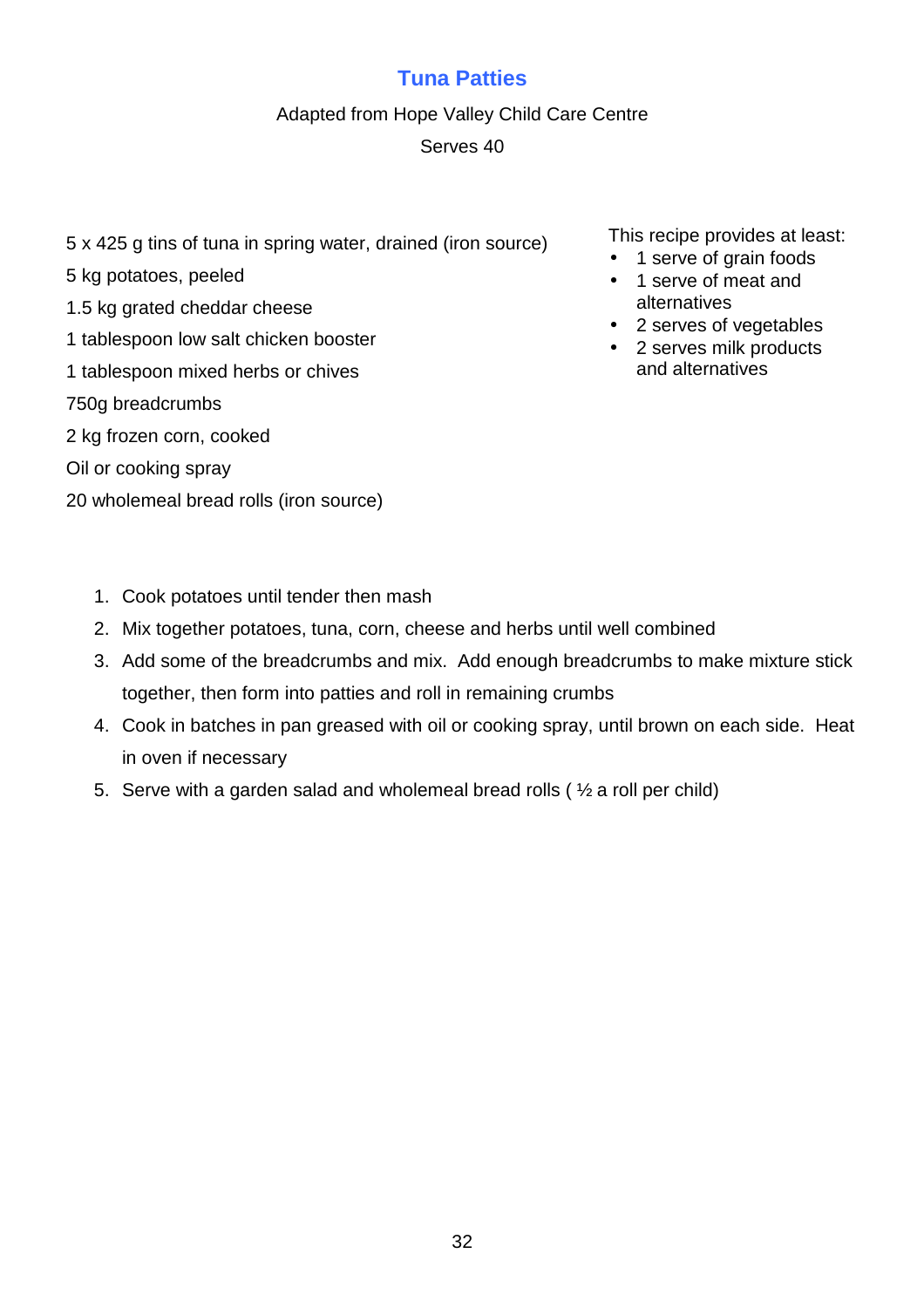## Tuna Patties

Adapted from Hope Valley Child Care Centre

Serves 40

5 x 425 g tins of tuna in spring water, drained (iron source)

5 kg potatoes, peeled

1.5 kg grated cheddar cheese

1 tablespoon low salt chicken booster

1 tablespoon mixed herbs or chives

750g breadcrumbs

2 kg frozen corn, cooked

Oil or cooking spray

20 wholemeal bread rolls (iron source)

This recipe provides at least:

- 1 serve of grain foods
- 1 serve of meat and alternatives
- 2 serves of vegetables
- 2 serves milk products and alternatives

1. Cook potatoes until tender then mash
2. Mix together potatoes, tuna, corn, cheese and herbs until well combined
3. Add some of the breadcrumbs and mix. Add enough breadcrumbs to make mixture stick together, then form into patties and roll in remaining crumbs
4. Cook in batches in pan greased with oil or cooking spray, until brown on each side. Heat in oven if necessary
5. Serve with a garden salad and wholemeal bread rolls ( ½ a roll per child)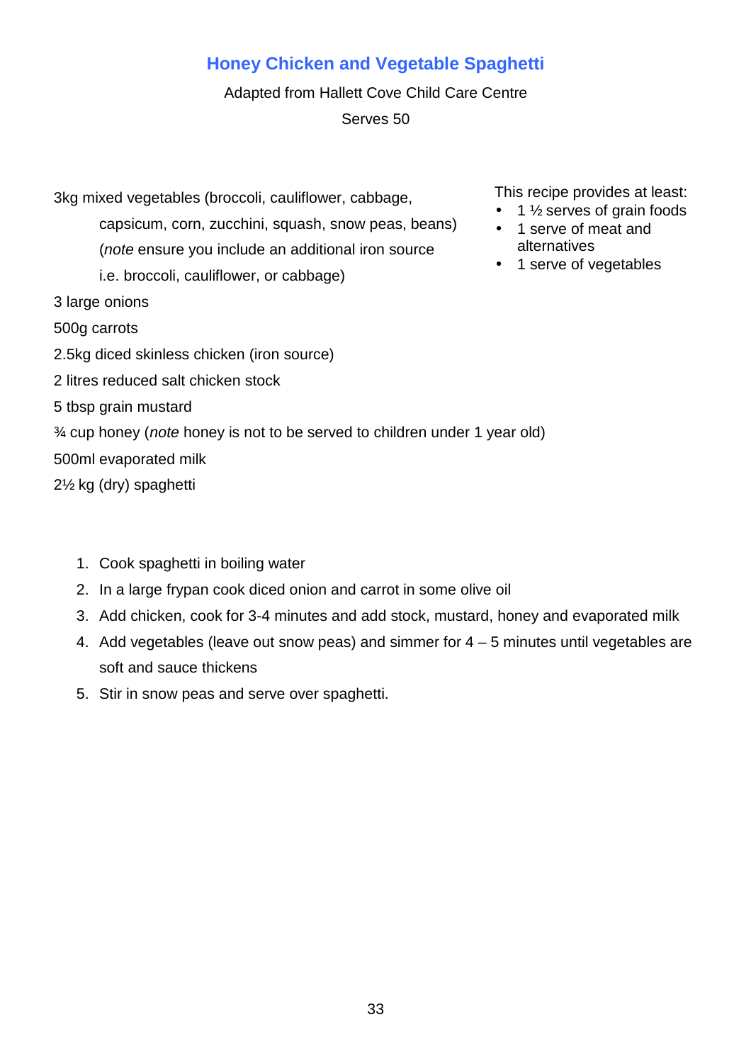## Honey Chicken and Vegetable Spaghetti

Adapted from Hallett Cove Child Care Centre

Serves 50

This recipe provides at least:

- 1 ½ serves of grain foods
- 1 serve of meat and alternatives
- 1 serve of vegetables

3kg mixed vegetables (broccoli, cauliflower, cabbage, capsicum, corn, zucchini, squash, snow peas, beans) (*note* ensure you include an additional iron source i.e. broccoli, cauliflower, or cabbage)

3 large onions

500g carrots

2.5kg diced skinless chicken (iron source)

2 litres reduced salt chicken stock

5 tbsp grain mustard

¾ cup honey (*note* honey is not to be served to children under 1 year old)

500ml evaporated milk

2½ kg (dry) spaghetti

1. Cook spaghetti in boiling water
2. In a large frypan cook diced onion and carrot in some olive oil
3. Add chicken, cook for 3-4 minutes and add stock, mustard, honey and evaporated milk
4. Add vegetables (leave out snow peas) and simmer for 4 – 5 minutes until vegetables are soft and sauce thickens
5. Stir in snow peas and serve over spaghetti.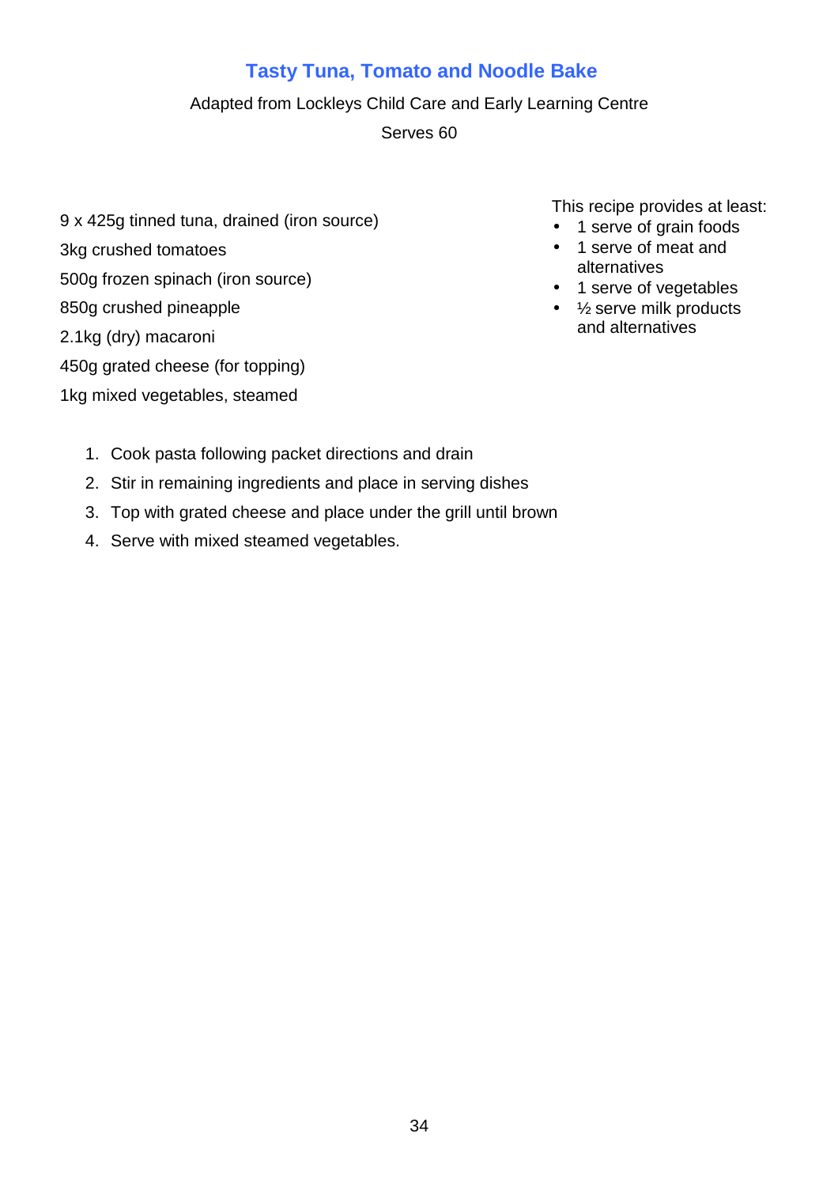## Tasty Tuna, Tomato and Noodle Bake

Adapted from Lockleys Child Care and Early Learning Centre

Serves 60

9 x 425g tinned tuna, drained (iron source)

3kg crushed tomatoes

500g frozen spinach (iron source)

850g crushed pineapple

2.1kg (dry) macaroni

450g grated cheese (for topping)

1kg mixed vegetables, steamed

This recipe provides at least:

- 1 serve of grain foods
- 1 serve of meat and alternatives
- 1 serve of vegetables
- ½ serve milk products and alternatives

1. Cook pasta following packet directions and drain
2. Stir in remaining ingredients and place in serving dishes
3. Top with grated cheese and place under the grill until brown
4. Serve with mixed steamed vegetables.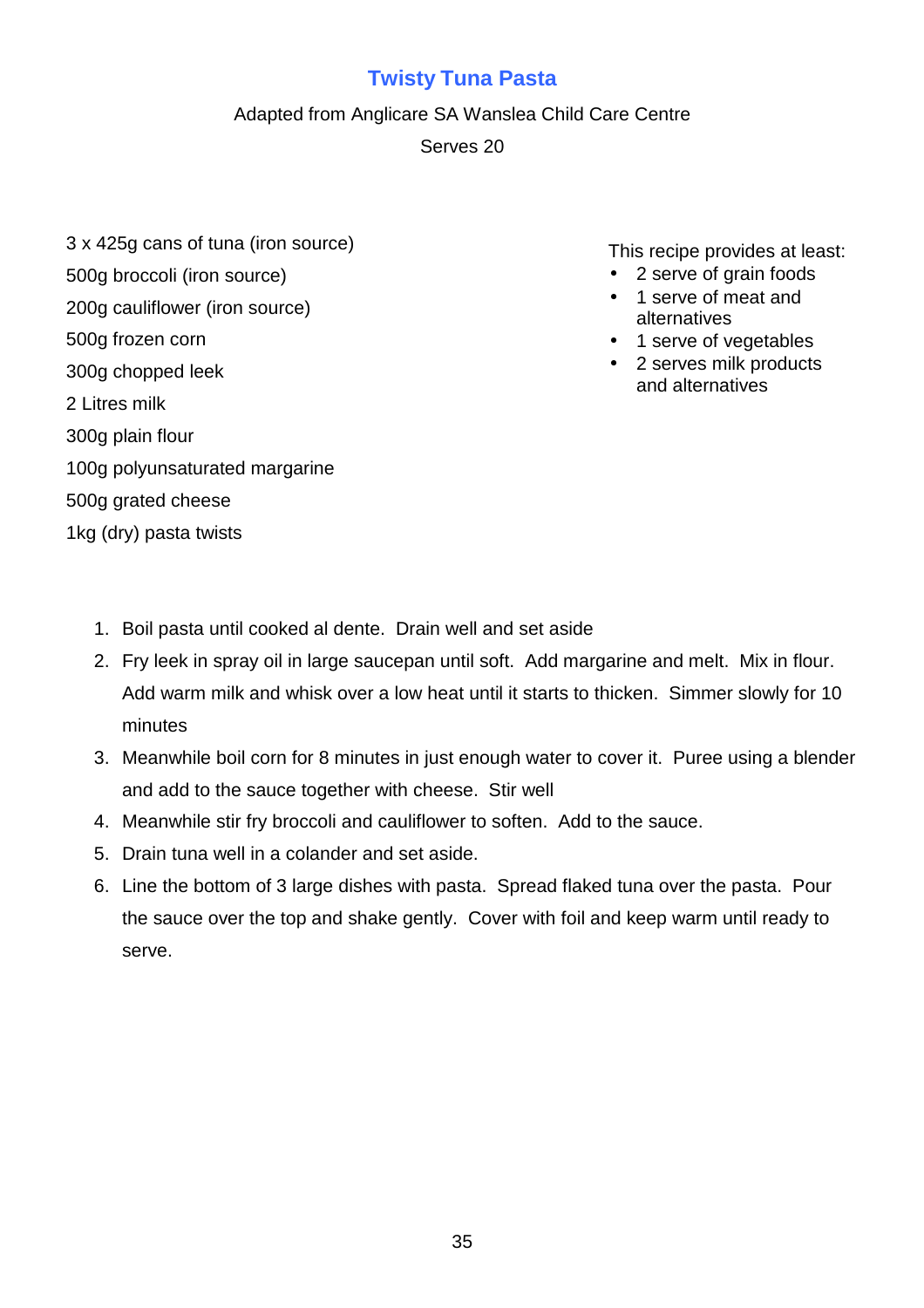# Twisty Tuna Pasta

Adapted from Anglicare SA Wanslea Child Care Centre

Serves 20

3 x 425g cans of tuna (iron source)

500g broccoli (iron source)

200g cauliflower (iron source)

500g frozen corn

300g chopped leek

2 Litres milk

300g plain flour

100g polyunsaturated margarine

500g grated cheese

1kg (dry) pasta twists

This recipe provides at least:

- 2 serve of grain foods
- 1 serve of meat and alternatives
- 1 serve of vegetables
- 2 serves milk products and alternatives

1. Boil pasta until cooked al dente. Drain well and set aside
2. Fry leek in spray oil in large saucepan until soft. Add margarine and melt. Mix in flour. Add warm milk and whisk over a low heat until it starts to thicken. Simmer slowly for 10 minutes
3. Meanwhile boil corn for 8 minutes in just enough water to cover it. Puree using a blender and add to the sauce together with cheese. Stir well
4. Meanwhile stir fry broccoli and cauliflower to soften. Add to the sauce.
5. Drain tuna well in a colander and set aside.
6. Line the bottom of 3 large dishes with pasta. Spread flaked tuna over the pasta. Pour the sauce over the top and shake gently. Cover with foil and keep warm until ready to serve.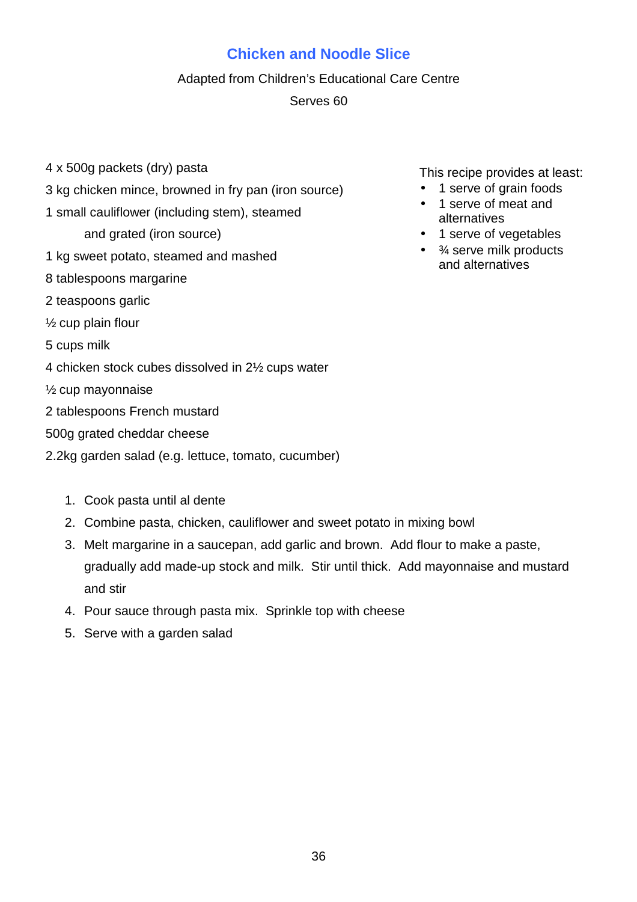## Chicken and Noodle Slice

Adapted from Children's Educational Care Centre

Serves 60

4 x 500g packets (dry) pasta

3 kg chicken mince, browned in fry pan (iron source)

1 small cauliflower (including stem), steamed and grated (iron source)

1 kg sweet potato, steamed and mashed

8 tablespoons margarine

2 teaspoons garlic

½ cup plain flour

5 cups milk

4 chicken stock cubes dissolved in 2½ cups water

½ cup mayonnaise

2 tablespoons French mustard

500g grated cheddar cheese

2.2kg garden salad (e.g. lettuce, tomato, cucumber)

This recipe provides at least:

- 1 serve of grain foods
- 1 serve of meat and alternatives
- 1 serve of vegetables
- ¾ serve milk products and alternatives

1. Cook pasta until al dente
2. Combine pasta, chicken, cauliflower and sweet potato in mixing bowl
3. Melt margarine in a saucepan, add garlic and brown. Add flour to make a paste, gradually add made-up stock and milk. Stir until thick. Add mayonnaise and mustard and stir
4. Pour sauce through pasta mix. Sprinkle top with cheese
5. Serve with a garden salad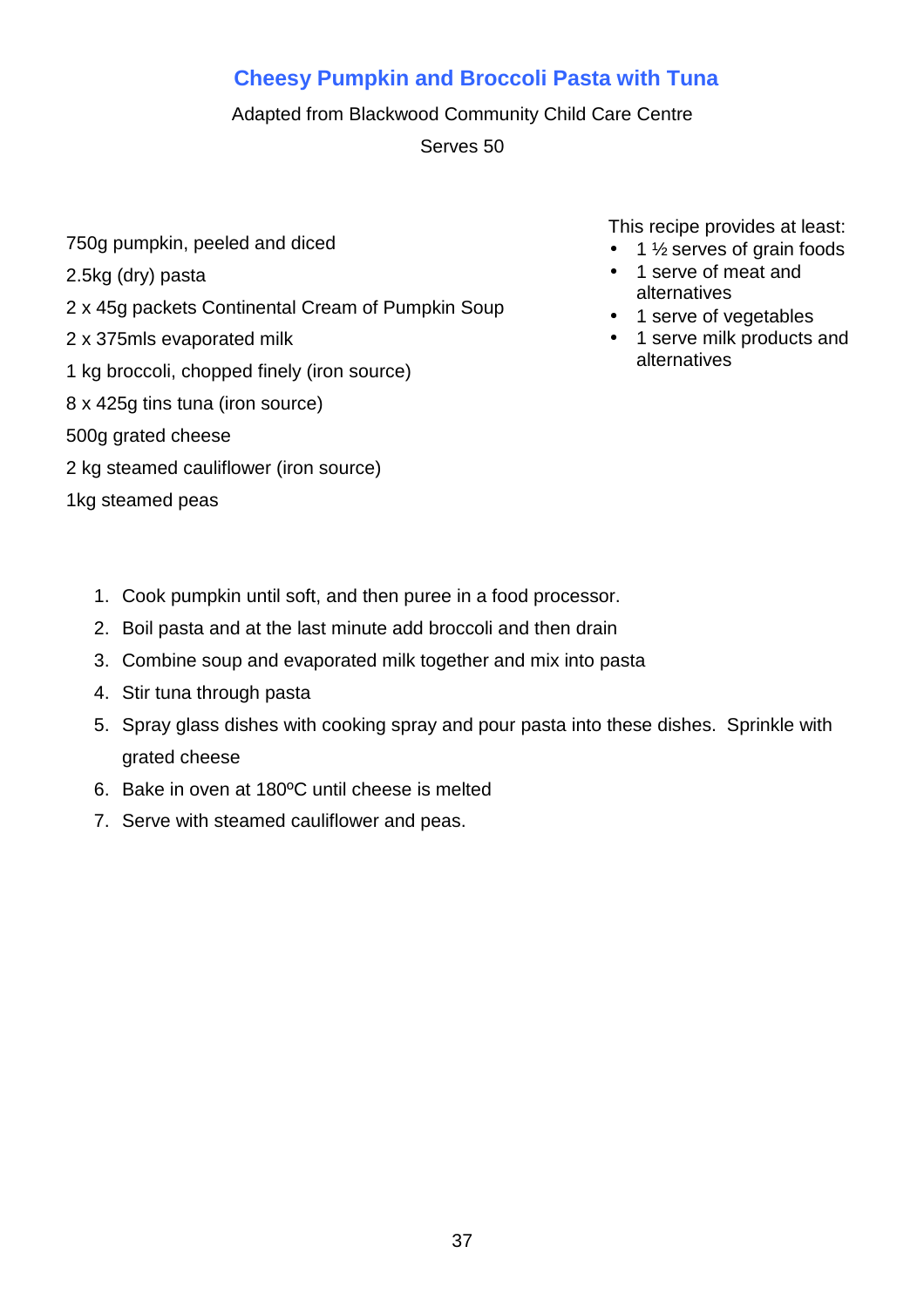# Cheesy Pumpkin and Broccoli Pasta with Tuna

Adapted from Blackwood Community Child Care Centre

Serves 50

750g pumpkin, peeled and diced

2.5kg (dry) pasta

2 x 45g packets Continental Cream of Pumpkin Soup

2 x 375mls evaporated milk

1 kg broccoli, chopped finely (iron source)

8 x 425g tins tuna (iron source)

500g grated cheese

2 kg steamed cauliflower (iron source)

1kg steamed peas

This recipe provides at least:

- 1 ½ serves of grain foods
- 1 serve of meat and alternatives
- 1 serve of vegetables
- 1 serve milk products and alternatives

1. Cook pumpkin until soft, and then puree in a food processor.
2. Boil pasta and at the last minute add broccoli and then drain
3. Combine soup and evaporated milk together and mix into pasta
4. Stir tuna through pasta
5. Spray glass dishes with cooking spray and pour pasta into these dishes. Sprinkle with grated cheese
6. Bake in oven at 180ºC until cheese is melted
7. Serve with steamed cauliflower and peas.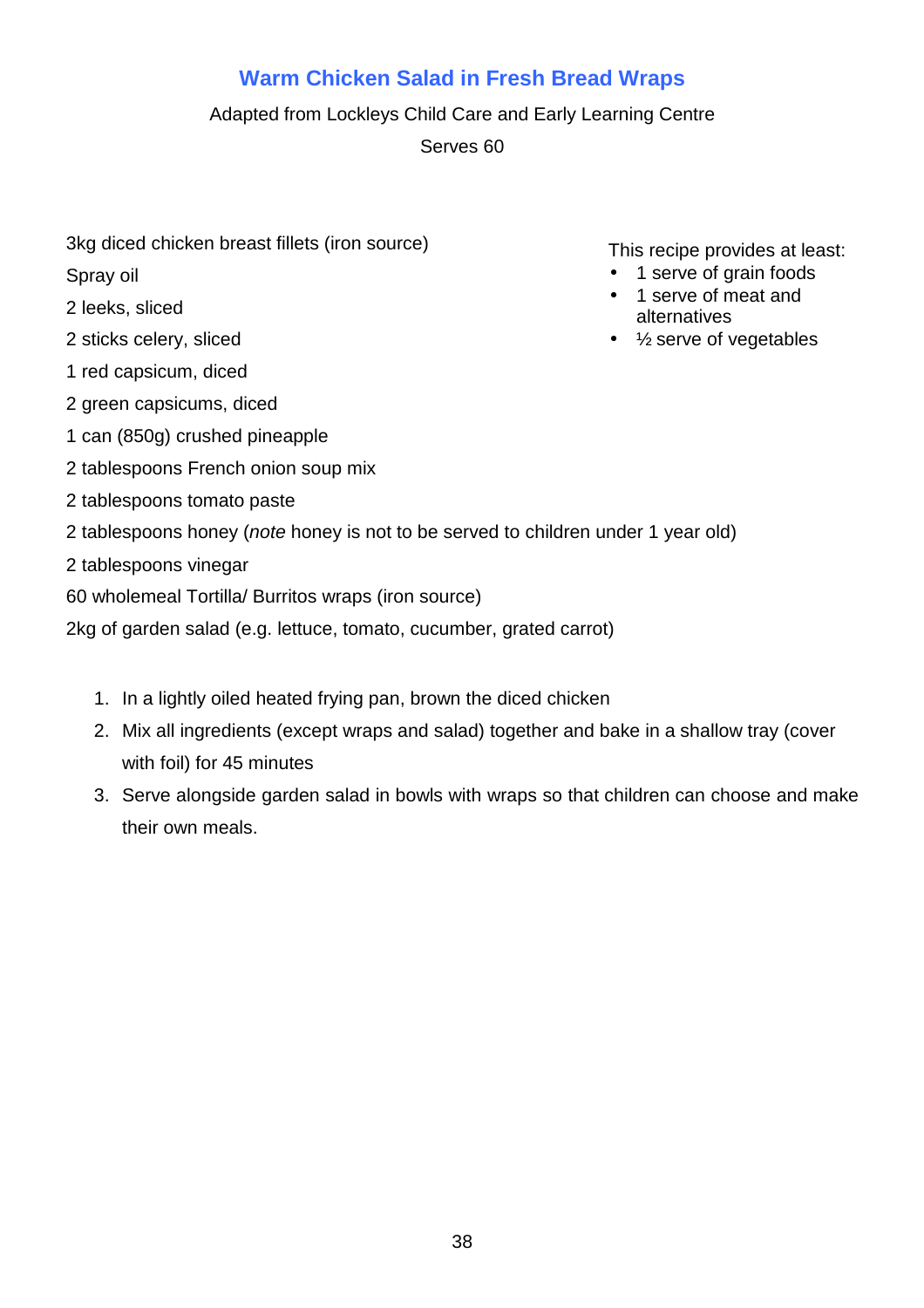# Warm Chicken Salad in Fresh Bread Wraps

Adapted from Lockleys Child Care and Early Learning Centre

Serves 60

This recipe provides at least:

- 1 serve of grain foods
- 1 serve of meat and alternatives
- ½ serve of vegetables

3kg diced chicken breast fillets (iron source)

Spray oil

2 leeks, sliced

2 sticks celery, sliced

1 red capsicum, diced

2 green capsicums, diced

1 can (850g) crushed pineapple

2 tablespoons French onion soup mix

2 tablespoons tomato paste

2 tablespoons honey (*note* honey is not to be served to children under 1 year old)

2 tablespoons vinegar

60 wholemeal Tortilla/ Burritos wraps (iron source)

2kg of garden salad (e.g. lettuce, tomato, cucumber, grated carrot)

1. In a lightly oiled heated frying pan, brown the diced chicken
2. Mix all ingredients (except wraps and salad) together and bake in a shallow tray (cover with foil) for 45 minutes
3. Serve alongside garden salad in bowls with wraps so that children can choose and make their own meals.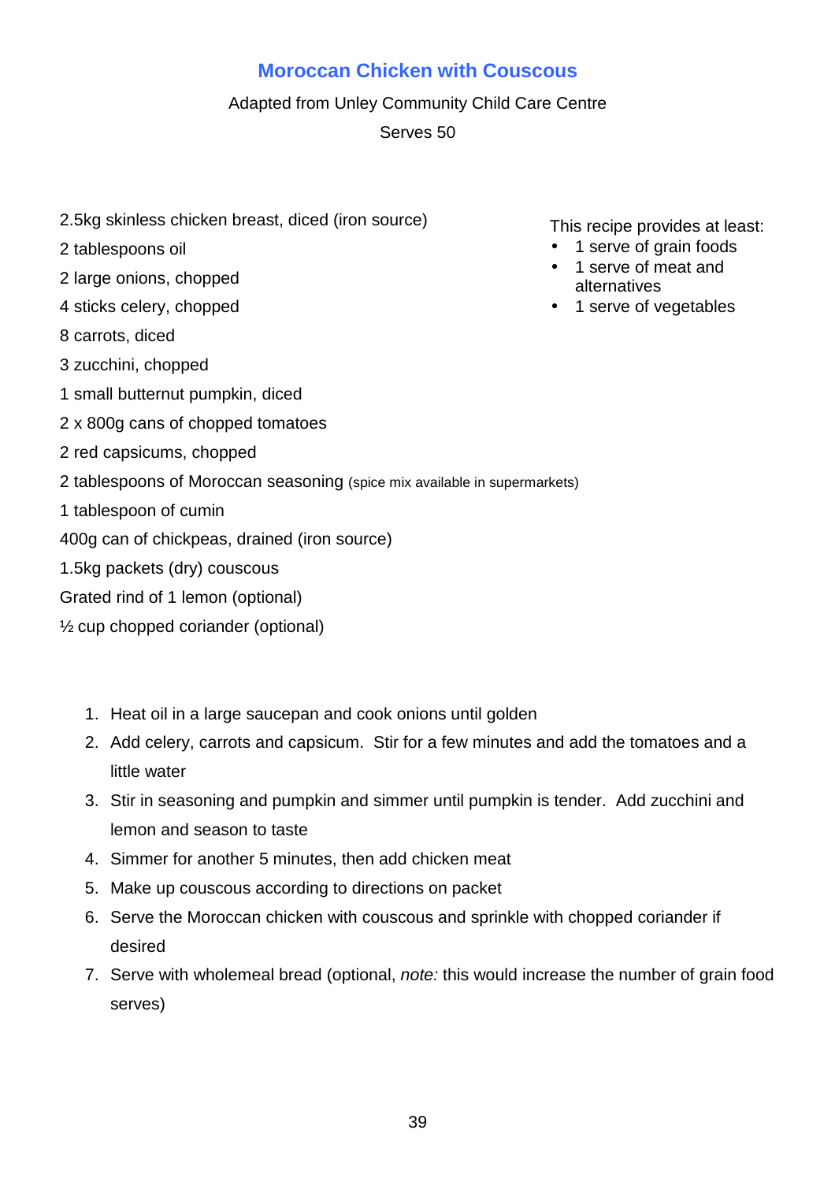# Moroccan Chicken with Couscous

Adapted from Unley Community Child Care Centre

Serves 50

This recipe provides at least:

- 1 serve of grain foods
- 1 serve of meat and alternatives
- 1 serve of vegetables

2.5kg skinless chicken breast, diced (iron source)

2 tablespoons oil

2 large onions, chopped

4 sticks celery, chopped

8 carrots, diced

3 zucchini, chopped

1 small butternut pumpkin, diced

2 x 800g cans of chopped tomatoes

2 red capsicums, chopped

2 tablespoons of Moroccan seasoning (spice mix available in supermarkets)

1 tablespoon of cumin

400g can of chickpeas, drained (iron source)

1.5kg packets (dry) couscous

Grated rind of 1 lemon (optional)

½ cup chopped coriander (optional)

1. Heat oil in a large saucepan and cook onions until golden
2. Add celery, carrots and capsicum. Stir for a few minutes and add the tomatoes and a little water
3. Stir in seasoning and pumpkin and simmer until pumpkin is tender. Add zucchini and lemon and season to taste
4. Simmer for another 5 minutes, then add chicken meat
5. Make up couscous according to directions on packet
6. Serve the Moroccan chicken with couscous and sprinkle with chopped coriander if desired
7. Serve with wholemeal bread (optional, *note:* this would increase the number of grain food serves)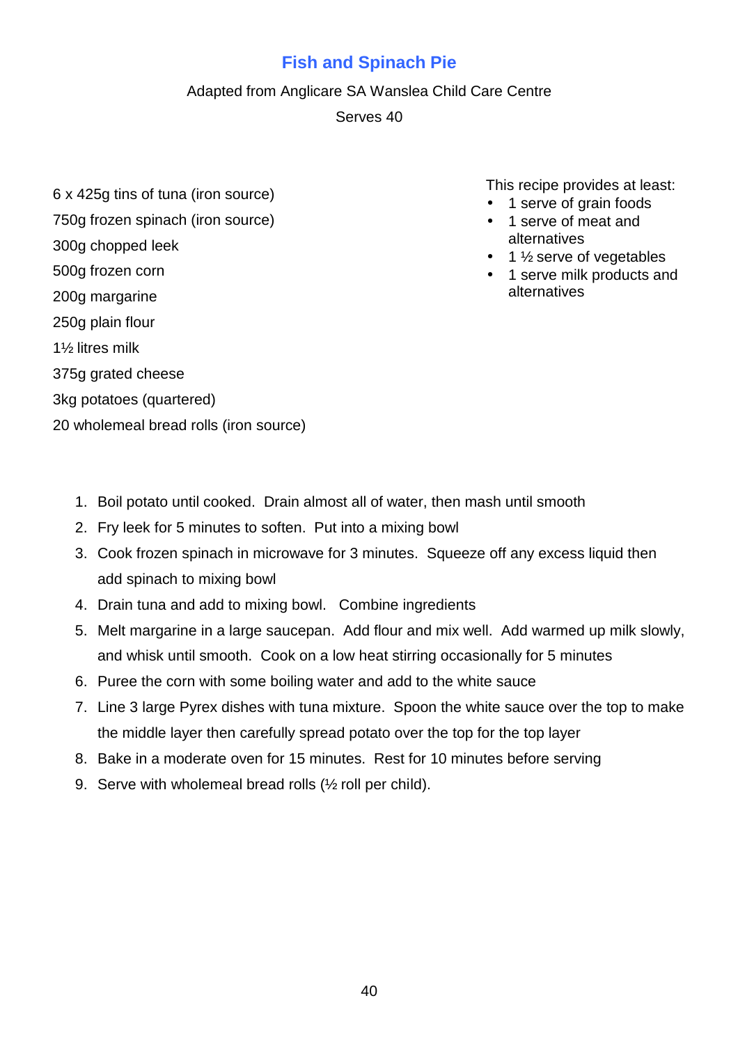# Fish and Spinach Pie

Adapted from Anglicare SA Wanslea Child Care Centre

Serves 40

6 x 425g tins of tuna (iron source)
750g frozen spinach (iron source)
300g chopped leek
500g frozen corn
200g margarine
250g plain flour
1½ litres milk
375g grated cheese
3kg potatoes (quartered)
20 wholemeal bread rolls (iron source)

This recipe provides at least:

- 1 serve of grain foods
- 1 serve of meat and alternatives
- 1 ½ serve of vegetables
- 1 serve milk products and alternatives

1. Boil potato until cooked. Drain almost all of water, then mash until smooth
2. Fry leek for 5 minutes to soften. Put into a mixing bowl
3. Cook frozen spinach in microwave for 3 minutes. Squeeze off any excess liquid then add spinach to mixing bowl
4. Drain tuna and add to mixing bowl. Combine ingredients
5. Melt margarine in a large saucepan. Add flour and mix well. Add warmed up milk slowly, and whisk until smooth. Cook on a low heat stirring occasionally for 5 minutes
6. Puree the corn with some boiling water and add to the white sauce
7. Line 3 large Pyrex dishes with tuna mixture. Spoon the white sauce over the top to make the middle layer then carefully spread potato over the top for the top layer
8. Bake in a moderate oven for 15 minutes. Rest for 10 minutes before serving
9. Serve with wholemeal bread rolls (½ roll per child).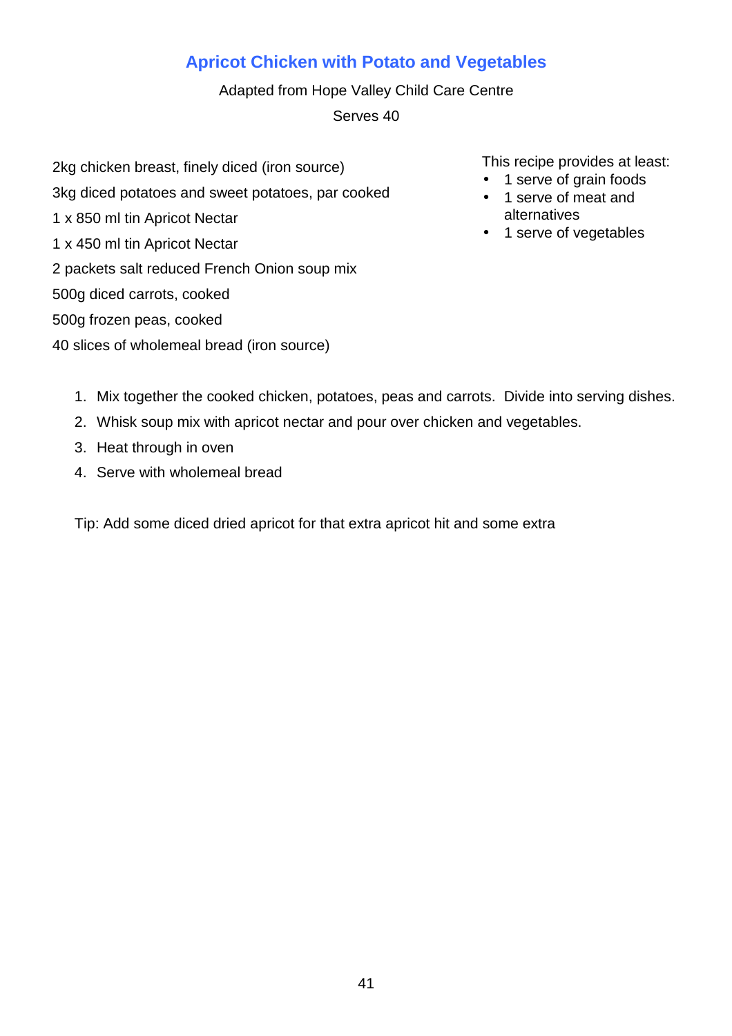## Apricot Chicken with Potato and Vegetables

Adapted from Hope Valley Child Care Centre

Serves 40

2kg chicken breast, finely diced (iron source)

3kg diced potatoes and sweet potatoes, par cooked

1 x 850 ml tin Apricot Nectar

1 x 450 ml tin Apricot Nectar

2 packets salt reduced French Onion soup mix

500g diced carrots, cooked

500g frozen peas, cooked

40 slices of wholemeal bread (iron source)

This recipe provides at least:

- 1 serve of grain foods
- 1 serve of meat and alternatives
- 1 serve of vegetables

1. Mix together the cooked chicken, potatoes, peas and carrots. Divide into serving dishes.
2. Whisk soup mix with apricot nectar and pour over chicken and vegetables.
3. Heat through in oven
4. Serve with wholemeal bread

Tip: Add some diced dried apricot for that extra apricot hit and some extra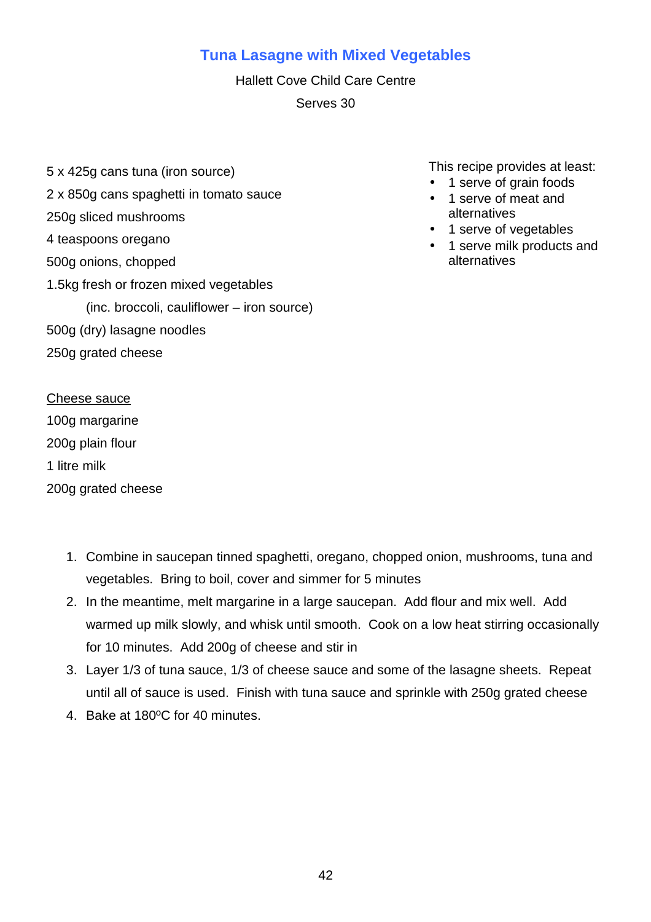## Tuna Lasagne with Mixed Vegetables

Hallett Cove Child Care Centre

Serves 30

5 x 425g cans tuna (iron source)
2 x 850g cans spaghetti in tomato sauce
250g sliced mushrooms
4 teaspoons oregano
500g onions, chopped
1.5kg fresh or frozen mixed vegetables
(inc. broccoli, cauliflower – iron source)
500g (dry) lasagne noodles
250g grated cheese

This recipe provides at least:

- 1 serve of grain foods
- 1 serve of meat and alternatives
- 1 serve of vegetables
- 1 serve milk products and alternatives

<u>Cheese sauce</u>

100g margarine
200g plain flour
1 litre milk
200g grated cheese

1. Combine in saucepan tinned spaghetti, oregano, chopped onion, mushrooms, tuna and vegetables. Bring to boil, cover and simmer for 5 minutes
2. In the meantime, melt margarine in a large saucepan. Add flour and mix well. Add warmed up milk slowly, and whisk until smooth. Cook on a low heat stirring occasionally for 10 minutes. Add 200g of cheese and stir in
3. Layer 1/3 of tuna sauce, 1/3 of cheese sauce and some of the lasagne sheets. Repeat until all of sauce is used. Finish with tuna sauce and sprinkle with 250g grated cheese
4. Bake at 180ºC for 40 minutes.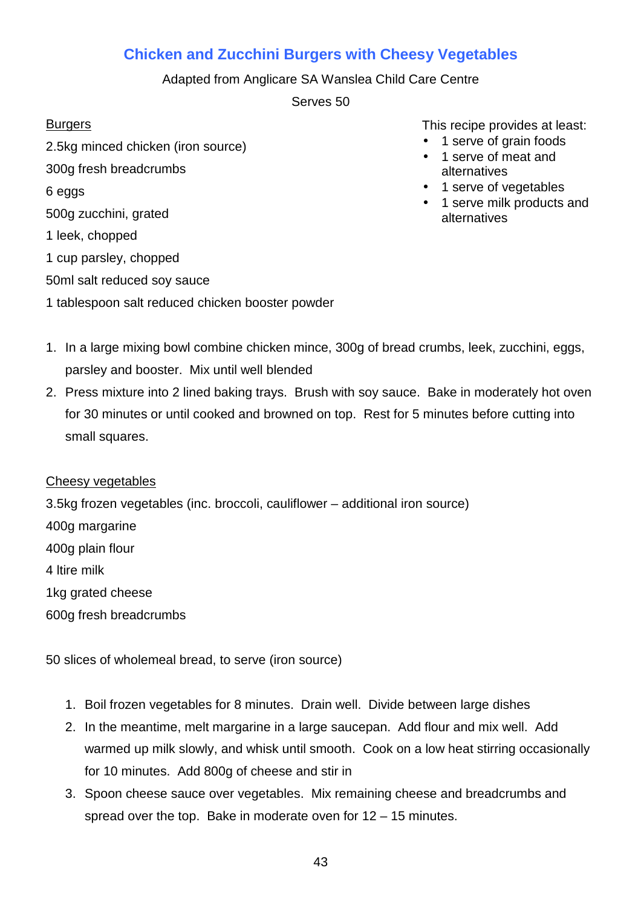## Chicken and Zucchini Burgers with Cheesy Vegetables

Adapted from Anglicare SA Wanslea Child Care Centre

Serves 50

This recipe provides at least:

- 1 serve of grain foods
- 1 serve of meat and alternatives
- 1 serve of vegetables
- 1 serve milk products and alternatives

### Burgers

2.5kg minced chicken (iron source)

300g fresh breadcrumbs

6 eggs

500g zucchini, grated

1 leek, chopped

1 cup parsley, chopped

50ml salt reduced soy sauce

1 tablespoon salt reduced chicken booster powder

1. In a large mixing bowl combine chicken mince, 300g of bread crumbs, leek, zucchini, eggs, parsley and booster. Mix until well blended
2. Press mixture into 2 lined baking trays. Brush with soy sauce. Bake in moderately hot oven for 30 minutes or until cooked and browned on top. Rest for 5 minutes before cutting into small squares.

### Cheesy vegetables

3.5kg frozen vegetables (inc. broccoli, cauliflower – additional iron source)

400g margarine

400g plain flour

4 ltire milk

1kg grated cheese

600g fresh breadcrumbs

50 slices of wholemeal bread, to serve (iron source)

1. Boil frozen vegetables for 8 minutes. Drain well. Divide between large dishes
2. In the meantime, melt margarine in a large saucepan. Add flour and mix well. Add warmed up milk slowly, and whisk until smooth. Cook on a low heat stirring occasionally for 10 minutes. Add 800g of cheese and stir in
3. Spoon cheese sauce over vegetables. Mix remaining cheese and breadcrumbs and spread over the top. Bake in moderate oven for 12 – 15 minutes.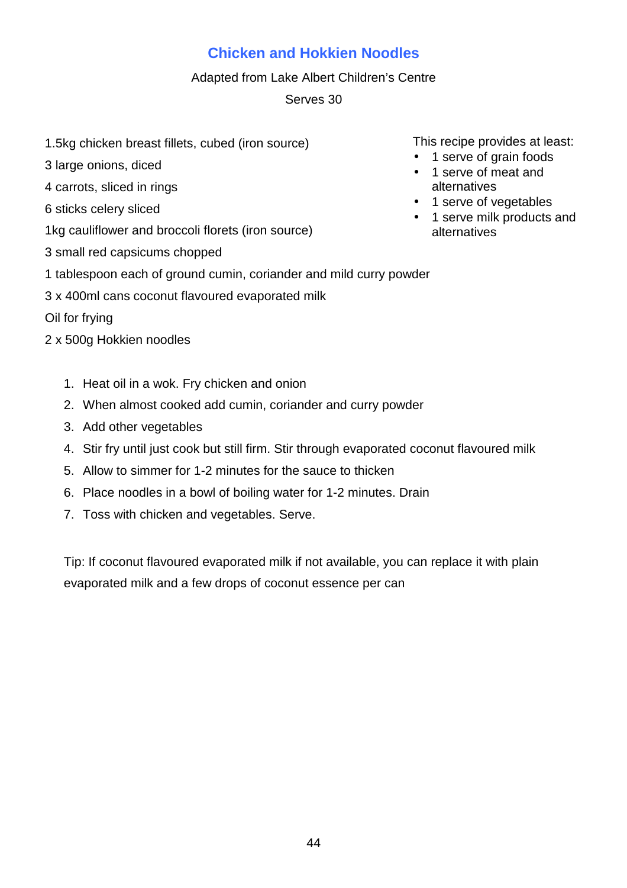## Chicken and Hokkien Noodles

Adapted from Lake Albert Children's Centre

Serves 30

1.5kg chicken breast fillets, cubed (iron source)

3 large onions, diced

4 carrots, sliced in rings

6 sticks celery sliced

1kg cauliflower and broccoli florets (iron source)

3 small red capsicums chopped

1 tablespoon each of ground cumin, coriander and mild curry powder

3 x 400ml cans coconut flavoured evaporated milk

Oil for frying

2 x 500g Hokkien noodles

This recipe provides at least:

- 1 serve of grain foods
- 1 serve of meat and alternatives
- 1 serve of vegetables
- 1 serve milk products and alternatives

1. Heat oil in a wok. Fry chicken and onion
2. When almost cooked add cumin, coriander and curry powder
3. Add other vegetables
4. Stir fry until just cook but still firm. Stir through evaporated coconut flavoured milk
5. Allow to simmer for 1-2 minutes for the sauce to thicken
6. Place noodles in a bowl of boiling water for 1-2 minutes. Drain
7. Toss with chicken and vegetables. Serve.

Tip: If coconut flavoured evaporated milk if not available, you can replace it with plain evaporated milk and a few drops of coconut essence per can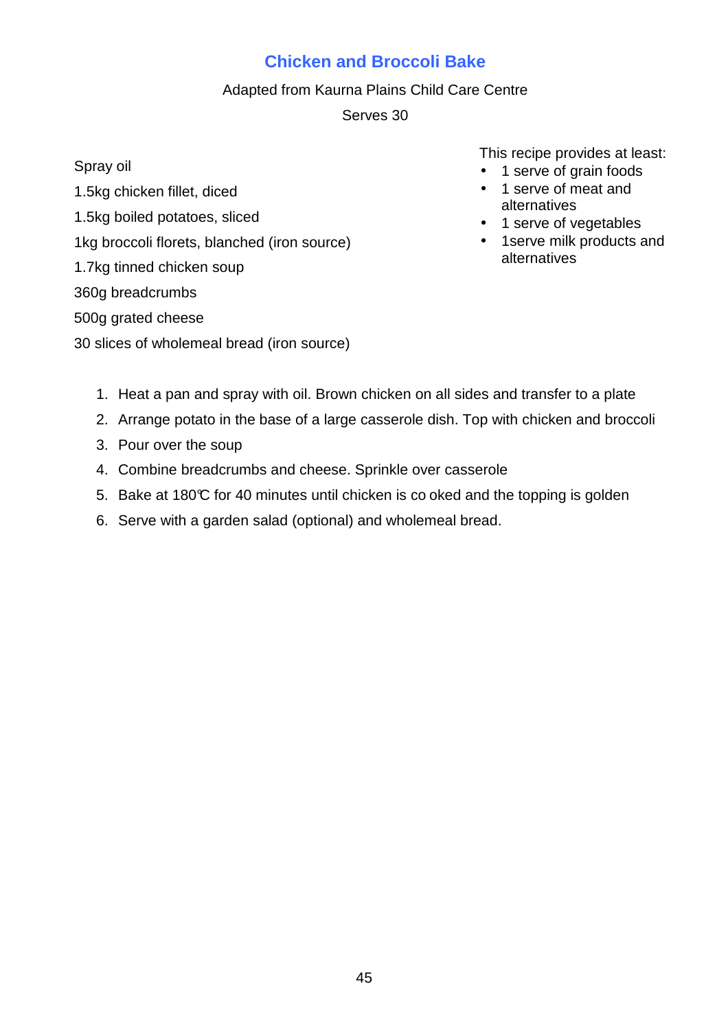# Chicken and Broccoli Bake

Adapted from Kaurna Plains Child Care Centre

Serves 30

Spray oil

1.5kg chicken fillet, diced

1.5kg boiled potatoes, sliced

1kg broccoli florets, blanched (iron source)

1.7kg tinned chicken soup

360g breadcrumbs

500g grated cheese

30 slices of wholemeal bread (iron source)

This recipe provides at least:

- 1 serve of grain foods
- 1 serve of meat and alternatives
- 1 serve of vegetables
- 1serve milk products and alternatives

1. Heat a pan and spray with oil. Brown chicken on all sides and transfer to a plate
2. Arrange potato in the base of a large casserole dish. Top with chicken and broccoli
3. Pour over the soup
4. Combine breadcrumbs and cheese. Sprinkle over casserole
5. Bake at 180℃ for 40 minutes until chicken is cooked and the topping is golden
6. Serve with a garden salad (optional) and wholemeal bread.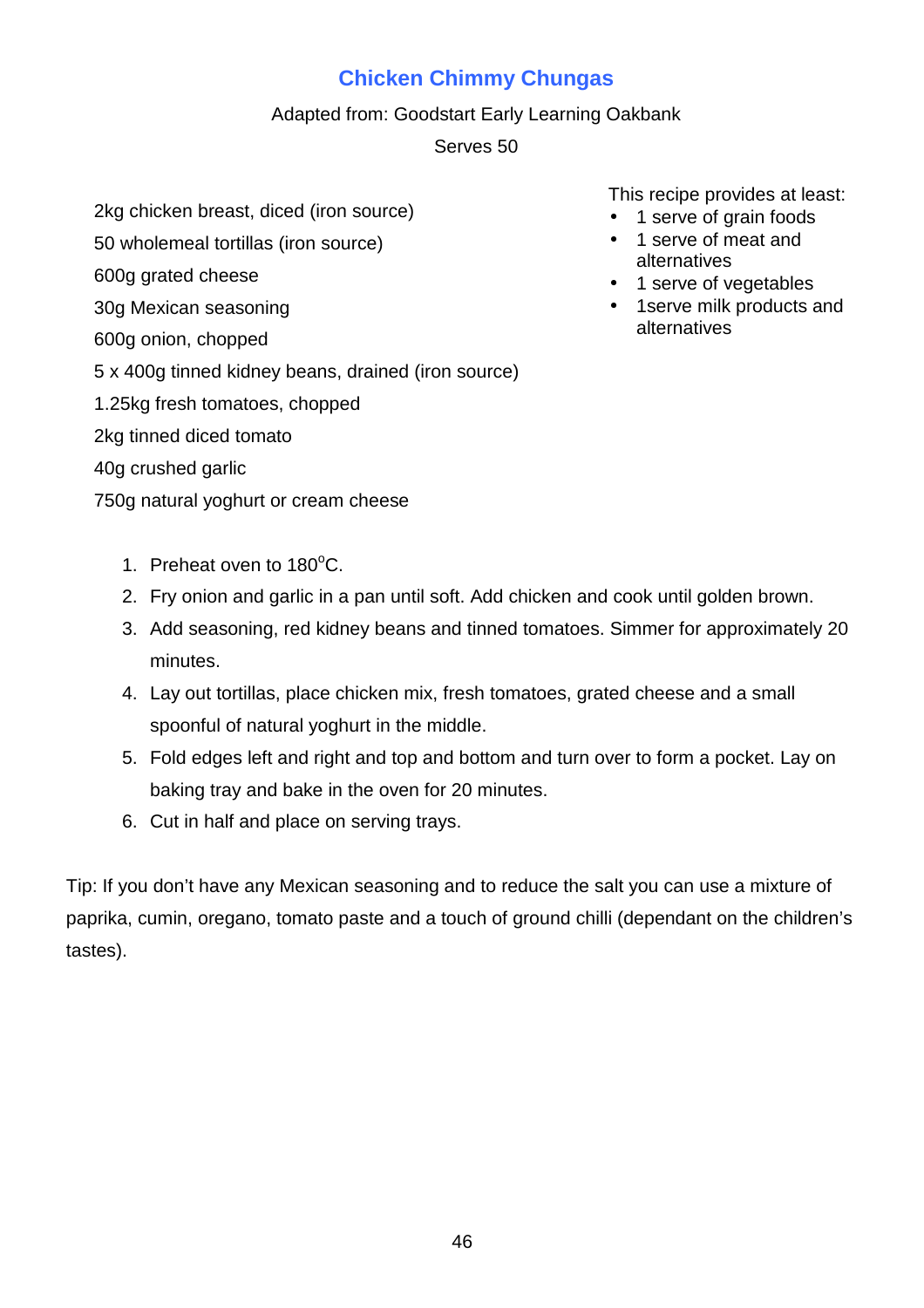## Chicken Chimmy Chungas

Adapted from: Goodstart Early Learning Oakbank

Serves 50

2kg chicken breast, diced (iron source)

50 wholemeal tortillas (iron source)

600g grated cheese

30g Mexican seasoning

600g onion, chopped

5 x 400g tinned kidney beans, drained (iron source)

1.25kg fresh tomatoes, chopped

2kg tinned diced tomato

40g crushed garlic

750g natural yoghurt or cream cheese

This recipe provides at least:

- 1 serve of grain foods
- 1 serve of meat and alternatives
- 1 serve of vegetables
- 1serve milk products and alternatives

1. Preheat oven to 180°C.
2. Fry onion and garlic in a pan until soft. Add chicken and cook until golden brown.
3. Add seasoning, red kidney beans and tinned tomatoes. Simmer for approximately 20 minutes.
4. Lay out tortillas, place chicken mix, fresh tomatoes, grated cheese and a small spoonful of natural yoghurt in the middle.
5. Fold edges left and right and top and bottom and turn over to form a pocket. Lay on baking tray and bake in the oven for 20 minutes.
6. Cut in half and place on serving trays.

Tip: If you don't have any Mexican seasoning and to reduce the salt you can use a mixture of paprika, cumin, oregano, tomato paste and a touch of ground chilli (dependant on the children's tastes).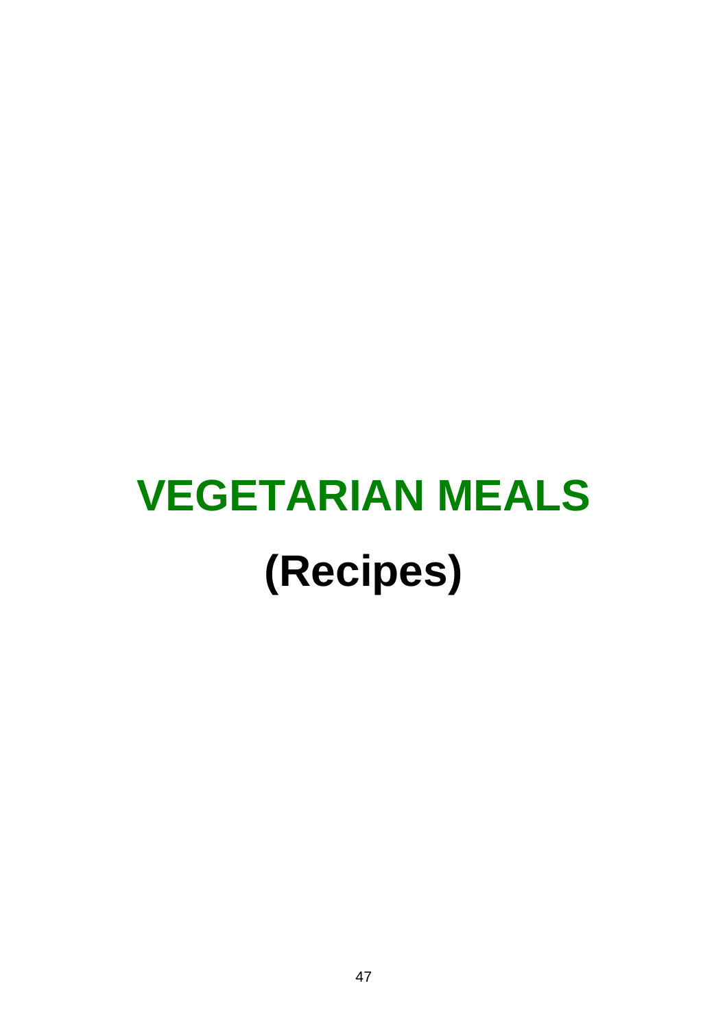# VEGETARIAN MEALS

# (Recipes)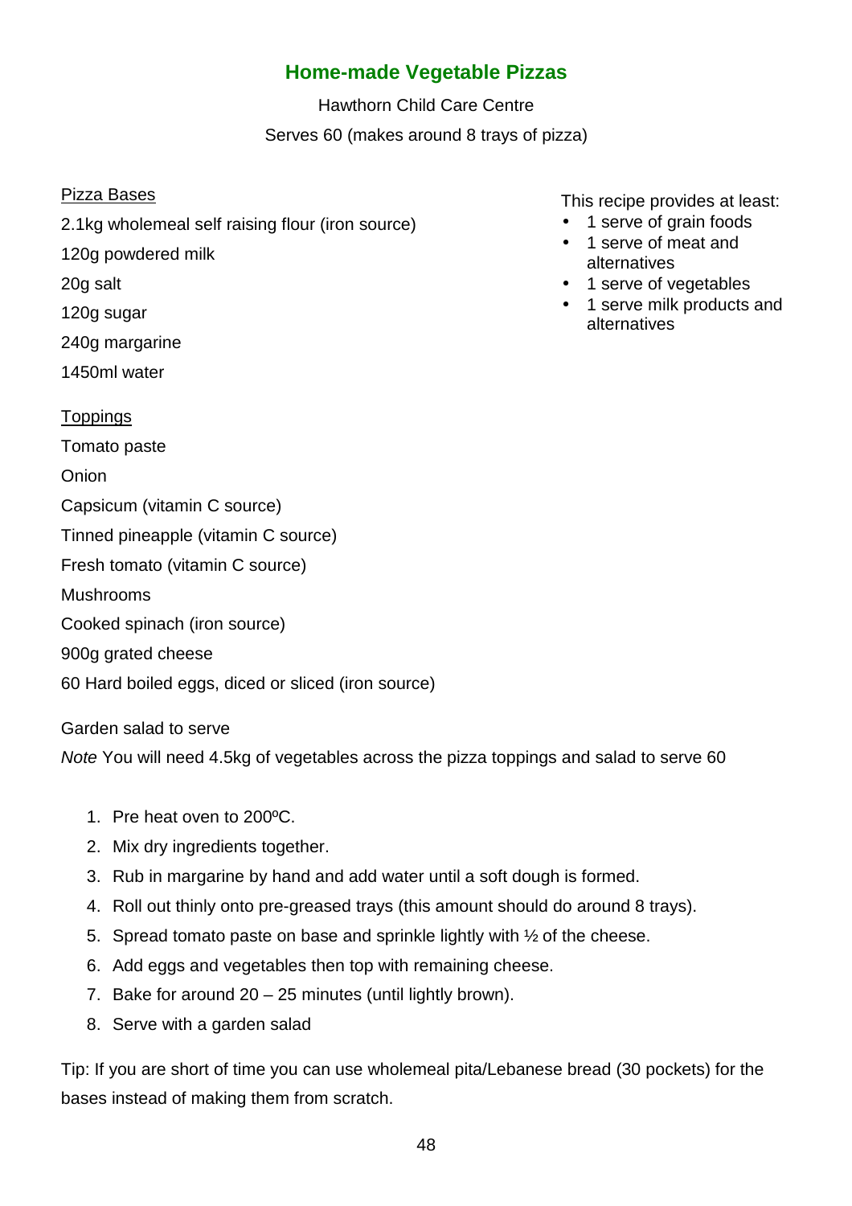# Home-made Vegetable Pizzas

Hawthorn Child Care Centre

Serves 60 (makes around 8 trays of pizza)

This recipe provides at least:

- 1 serve of grain foods
- 1 serve of meat and alternatives
- 1 serve of vegetables
- 1 serve milk products and alternatives

<u>Pizza Bases</u>

2.1kg wholemeal self raising flour (iron source)

120g powdered milk

20g salt

120g sugar

240g margarine

1450ml water

<u>Toppings</u>

Tomato paste

Onion

Capsicum (vitamin C source)

Tinned pineapple (vitamin C source)

Fresh tomato (vitamin C source)

Mushrooms

Cooked spinach (iron source)

900g grated cheese

60 Hard boiled eggs, diced or sliced (iron source)

Garden salad to serve

*Note* You will need 4.5kg of vegetables across the pizza toppings and salad to serve 60

1. Pre heat oven to 200ºC.
2. Mix dry ingredients together.
3. Rub in margarine by hand and add water until a soft dough is formed.
4. Roll out thinly onto pre-greased trays (this amount should do around 8 trays).
5. Spread tomato paste on base and sprinkle lightly with ½ of the cheese.
6. Add eggs and vegetables then top with remaining cheese.
7. Bake for around 20 – 25 minutes (until lightly brown).
8. Serve with a garden salad

Tip: If you are short of time you can use wholemeal pita/Lebanese bread (30 pockets) for the bases instead of making them from scratch.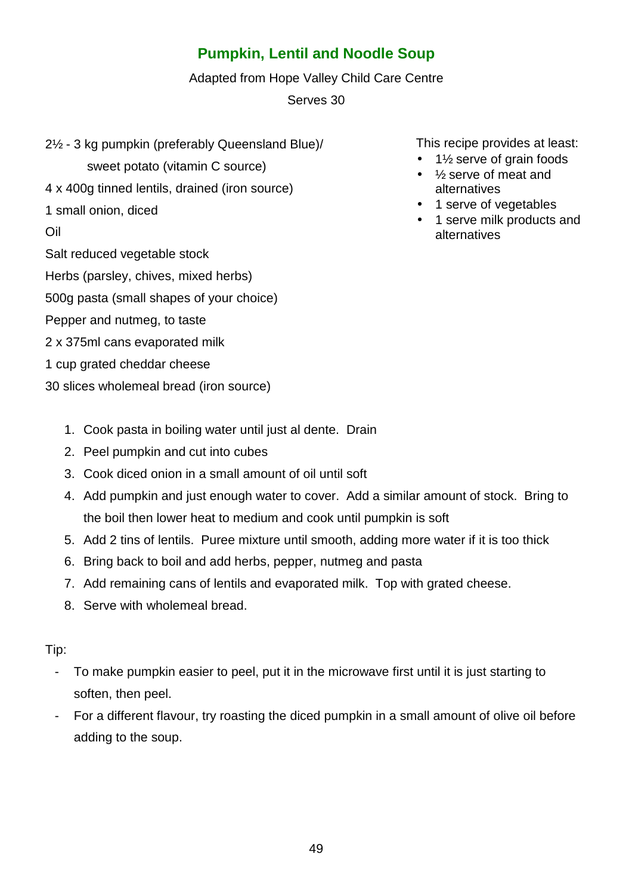# Pumpkin, Lentil and Noodle Soup

Adapted from Hope Valley Child Care Centre

Serves 30

2½ - 3 kg pumpkin (preferably Queensland Blue)/ sweet potato (vitamin C source)

4 x 400g tinned lentils, drained (iron source)

1 small onion, diced

Oil

Salt reduced vegetable stock

Herbs (parsley, chives, mixed herbs)

500g pasta (small shapes of your choice)

Pepper and nutmeg, to taste

2 x 375ml cans evaporated milk

1 cup grated cheddar cheese

30 slices wholemeal bread (iron source)

This recipe provides at least:

- 1½ serve of grain foods
- ½ serve of meat and alternatives
- 1 serve of vegetables
- 1 serve milk products and alternatives

1. Cook pasta in boiling water until just al dente. Drain
2. Peel pumpkin and cut into cubes
3. Cook diced onion in a small amount of oil until soft
4. Add pumpkin and just enough water to cover. Add a similar amount of stock. Bring to the boil then lower heat to medium and cook until pumpkin is soft
5. Add 2 tins of lentils. Puree mixture until smooth, adding more water if it is too thick
6. Bring back to boil and add herbs, pepper, nutmeg and pasta
7. Add remaining cans of lentils and evaporated milk. Top with grated cheese.
8. Serve with wholemeal bread.

Tip:

- To make pumpkin easier to peel, put it in the microwave first until it is just starting to soften, then peel.
- For a different flavour, try roasting the diced pumpkin in a small amount of olive oil before adding to the soup.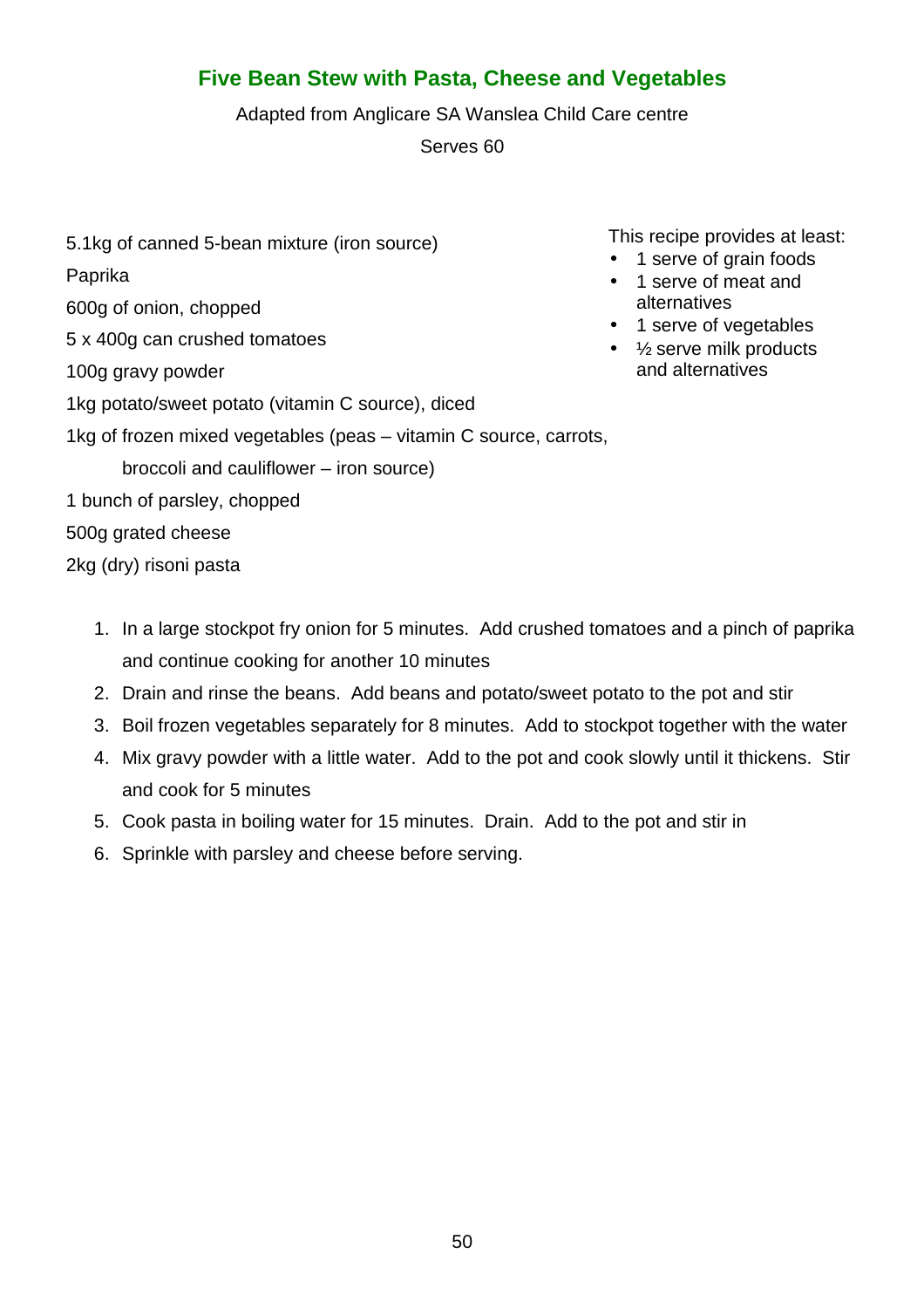## Five Bean Stew with Pasta, Cheese and Vegetables

Adapted from Anglicare SA Wanslea Child Care centre

Serves 60

5.1kg of canned 5-bean mixture (iron source)

Paprika

600g of onion, chopped

5 x 400g can crushed tomatoes

100g gravy powder

1kg potato/sweet potato (vitamin C source), diced

1kg of frozen mixed vegetables (peas – vitamin C source, carrots, broccoli and cauliflower – iron source)

1 bunch of parsley, chopped

500g grated cheese

2kg (dry) risoni pasta

This recipe provides at least:

- 1 serve of grain foods
- 1 serve of meat and alternatives
- 1 serve of vegetables
- ½ serve milk products and alternatives

1. In a large stockpot fry onion for 5 minutes. Add crushed tomatoes and a pinch of paprika and continue cooking for another 10 minutes
2. Drain and rinse the beans. Add beans and potato/sweet potato to the pot and stir
3. Boil frozen vegetables separately for 8 minutes. Add to stockpot together with the water
4. Mix gravy powder with a little water. Add to the pot and cook slowly until it thickens. Stir and cook for 5 minutes
5. Cook pasta in boiling water for 15 minutes. Drain. Add to the pot and stir in
6. Sprinkle with parsley and cheese before serving.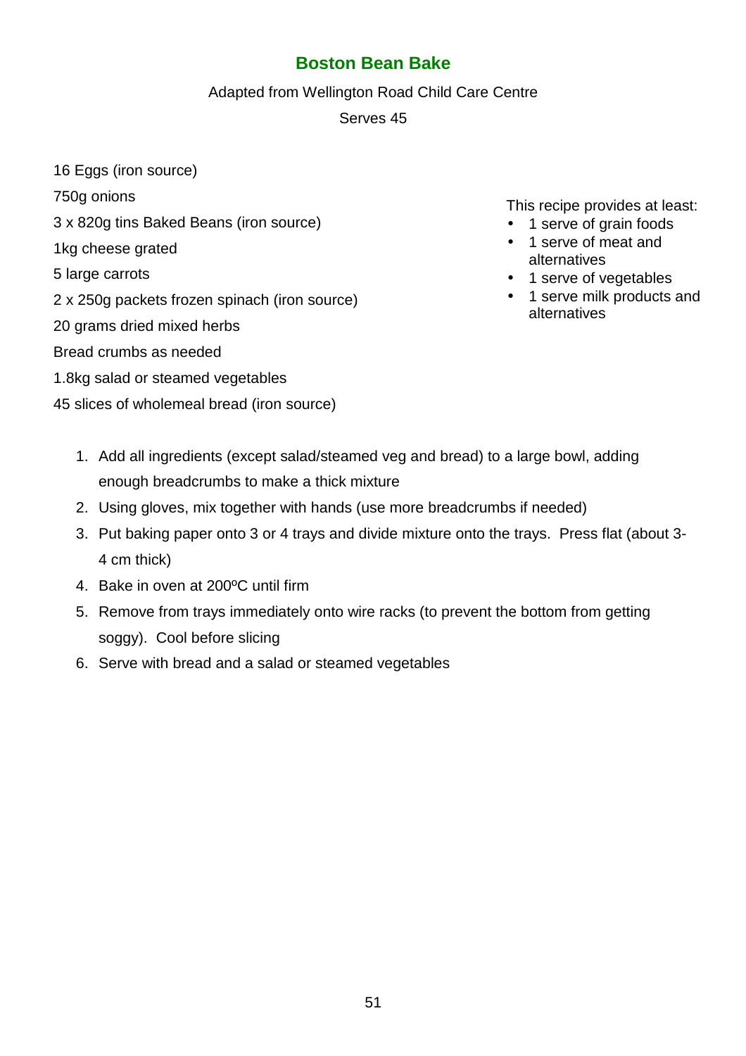## Boston Bean Bake

Adapted from Wellington Road Child Care Centre

Serves 45

16 Eggs (iron source)

750g onions

3 x 820g tins Baked Beans (iron source)

1kg cheese grated

5 large carrots

2 x 250g packets frozen spinach (iron source)

20 grams dried mixed herbs

Bread crumbs as needed

1.8kg salad or steamed vegetables

45 slices of wholemeal bread (iron source)

This recipe provides at least:

- 1 serve of grain foods
- 1 serve of meat and alternatives
- 1 serve of vegetables
- 1 serve milk products and alternatives

1. Add all ingredients (except salad/steamed veg and bread) to a large bowl, adding enough breadcrumbs to make a thick mixture
2. Using gloves, mix together with hands (use more breadcrumbs if needed)
3. Put baking paper onto 3 or 4 trays and divide mixture onto the trays. Press flat (about 3-4 cm thick)
4. Bake in oven at 200ºC until firm
5. Remove from trays immediately onto wire racks (to prevent the bottom from getting soggy). Cool before slicing
6. Serve with bread and a salad or steamed vegetables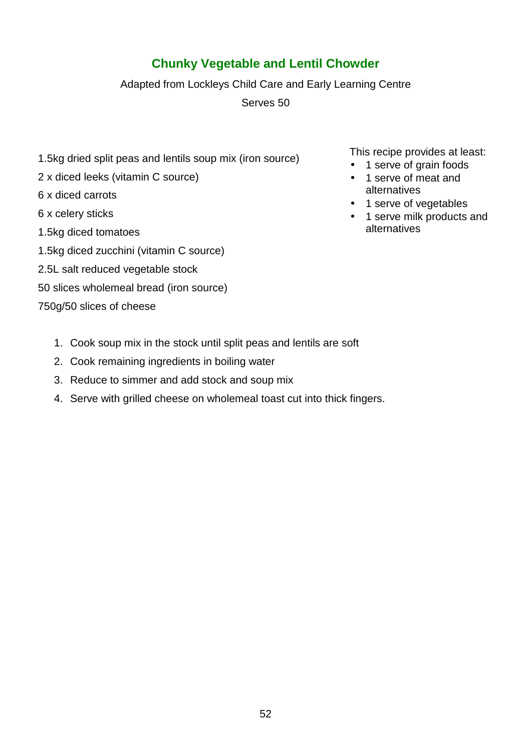## Chunky Vegetable and Lentil Chowder

Adapted from Lockleys Child Care and Early Learning Centre

Serves 50

1.5kg dried split peas and lentils soup mix (iron source)

2 x diced leeks (vitamin C source)

6 x diced carrots

6 x celery sticks

1.5kg diced tomatoes

1.5kg diced zucchini (vitamin C source)

2.5L salt reduced vegetable stock

50 slices wholemeal bread (iron source)

750g/50 slices of cheese

This recipe provides at least:

- 1 serve of grain foods
- 1 serve of meat and alternatives
- 1 serve of vegetables
- 1 serve milk products and alternatives

1. Cook soup mix in the stock until split peas and lentils are soft
2. Cook remaining ingredients in boiling water
3. Reduce to simmer and add stock and soup mix
4. Serve with grilled cheese on wholemeal toast cut into thick fingers.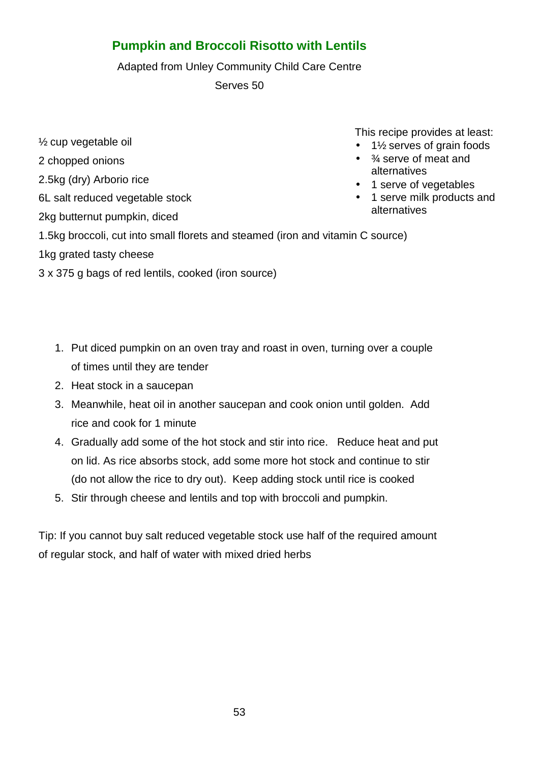## Pumpkin and Broccoli Risotto with Lentils

Adapted from Unley Community Child Care Centre

Serves 50

This recipe provides at least:

- 1½ serves of grain foods
- ¾ serve of meat and alternatives
- 1 serve of vegetables
- 1 serve milk products and alternatives

½ cup vegetable oil

2 chopped onions

2.5kg (dry) Arborio rice

6L salt reduced vegetable stock

2kg butternut pumpkin, diced

1.5kg broccoli, cut into small florets and steamed (iron and vitamin C source)

1kg grated tasty cheese

3 x 375 g bags of red lentils, cooked (iron source)

1. Put diced pumpkin on an oven tray and roast in oven, turning over a couple of times until they are tender
2. Heat stock in a saucepan
3. Meanwhile, heat oil in another saucepan and cook onion until golden. Add rice and cook for 1 minute
4. Gradually add some of the hot stock and stir into rice. Reduce heat and put on lid. As rice absorbs stock, add some more hot stock and continue to stir (do not allow the rice to dry out). Keep adding stock until rice is cooked
5. Stir through cheese and lentils and top with broccoli and pumpkin.

Tip: If you cannot buy salt reduced vegetable stock use half of the required amount of regular stock, and half of water with mixed dried herbs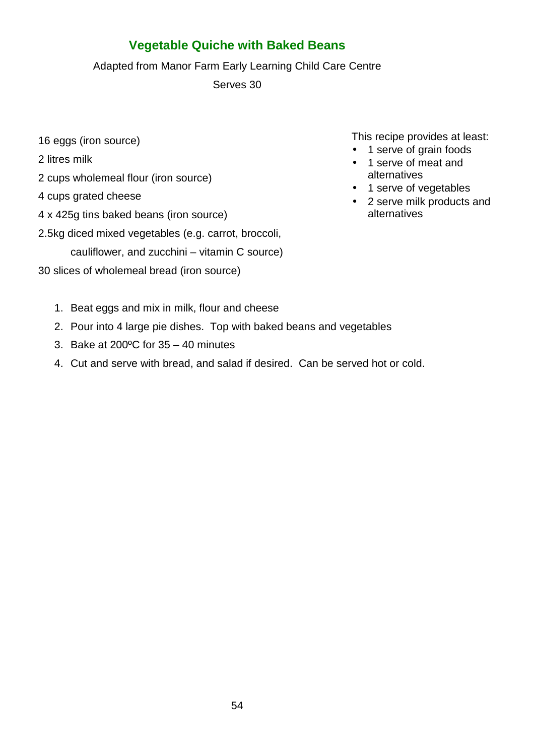## Vegetable Quiche with Baked Beans

Adapted from Manor Farm Early Learning Child Care Centre

Serves 30

This recipe provides at least:

- 1 serve of grain foods
- 1 serve of meat and alternatives
- 1 serve of vegetables
- 2 serve milk products and alternatives

16 eggs (iron source)

2 litres milk

2 cups wholemeal flour (iron source)

4 cups grated cheese

4 x 425g tins baked beans (iron source)

2.5kg diced mixed vegetables (e.g. carrot, broccoli, cauliflower, and zucchini – vitamin C source)

30 slices of wholemeal bread (iron source)

1. Beat eggs and mix in milk, flour and cheese
2. Pour into 4 large pie dishes. Top with baked beans and vegetables
3. Bake at 200ºC for 35 – 40 minutes
4. Cut and serve with bread, and salad if desired. Can be served hot or cold.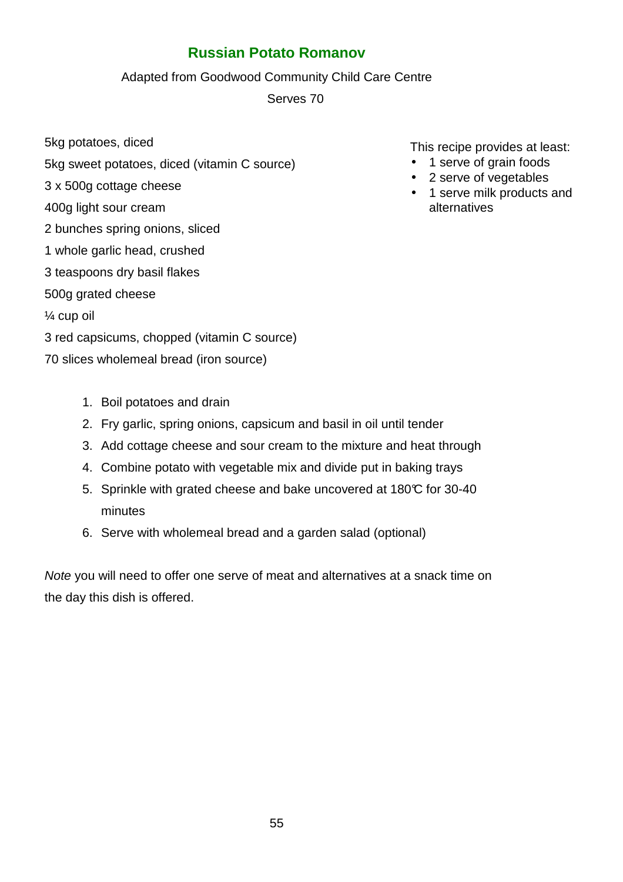## Russian Potato Romanov

Adapted from Goodwood Community Child Care Centre

Serves 70

5kg potatoes, diced

5kg sweet potatoes, diced (vitamin C source)

3 x 500g cottage cheese

400g light sour cream

2 bunches spring onions, sliced

1 whole garlic head, crushed

3 teaspoons dry basil flakes

500g grated cheese

¼ cup oil

3 red capsicums, chopped (vitamin C source)

70 slices wholemeal bread (iron source)

This recipe provides at least:

- 1 serve of grain foods
- 2 serve of vegetables
- 1 serve milk products and alternatives

1. Boil potatoes and drain
2. Fry garlic, spring onions, capsicum and basil in oil until tender
3. Add cottage cheese and sour cream to the mixture and heat through
4. Combine potato with vegetable mix and divide put in baking trays
5. Sprinkle with grated cheese and bake uncovered at 180℃ for 30-40 minutes
6. Serve with wholemeal bread and a garden salad (optional)

*Note* you will need to offer one serve of meat and alternatives at a snack time on the day this dish is offered.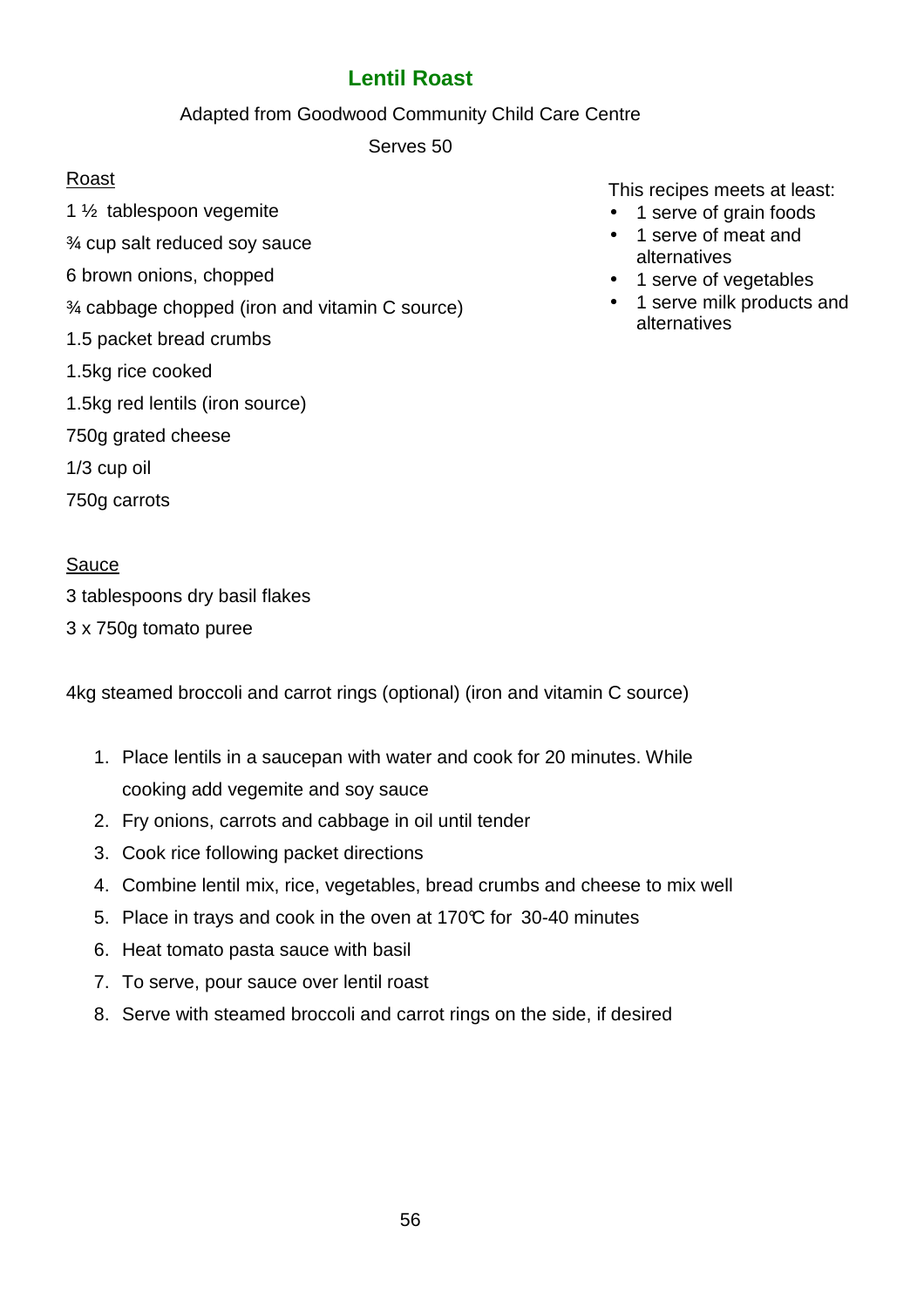# Lentil Roast

Adapted from Goodwood Community Child Care Centre

Serves 50

Roast

1 ½  tablespoon vegemite

¾ cup salt reduced soy sauce

6 brown onions, chopped

¾ cabbage chopped (iron and vitamin C source)

1.5 packet bread crumbs

1.5kg rice cooked

1.5kg red lentils (iron source)

750g grated cheese

1/3 cup oil

750g carrots

This recipes meets at least:

- 1 serve of grain foods
- 1 serve of meat and alternatives
- 1 serve of vegetables
- 1 serve milk products and alternatives

Sauce

3 tablespoons dry basil flakes

3 x 750g tomato puree

4kg steamed broccoli and carrot rings (optional) (iron and vitamin C source)

1. Place lentils in a saucepan with water and cook for 20 minutes. While cooking add vegemite and soy sauce
2. Fry onions, carrots and cabbage in oil until tender
3. Cook rice following packet directions
4. Combine lentil mix, rice, vegetables, bread crumbs and cheese to mix well
5. Place in trays and cook in the oven at 170℃ for  30-40 minutes
6. Heat tomato pasta sauce with basil
7. To serve, pour sauce over lentil roast
8. Serve with steamed broccoli and carrot rings on the side, if desired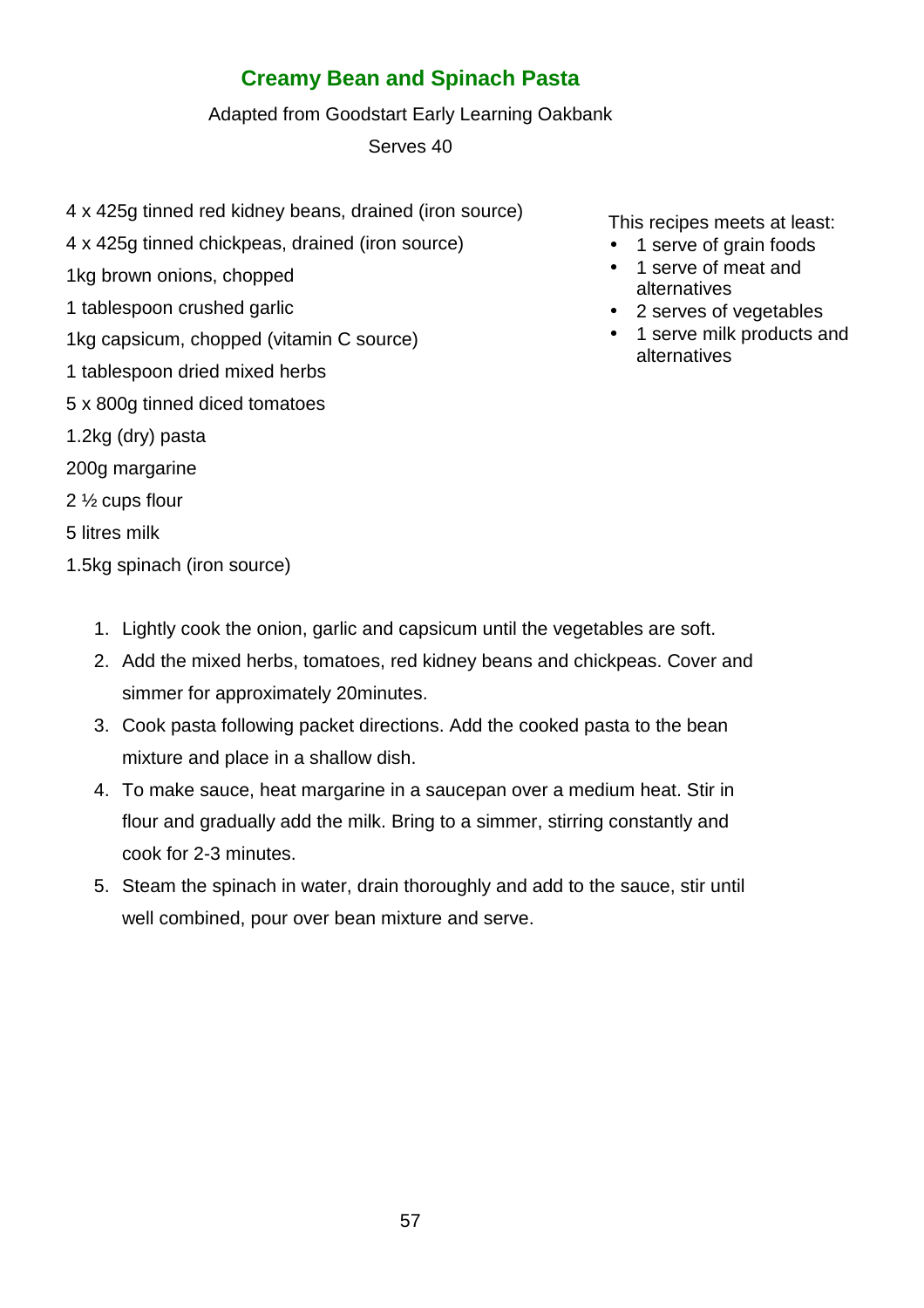## Creamy Bean and Spinach Pasta

Adapted from Goodstart Early Learning Oakbank

Serves 40

4 x 425g tinned red kidney beans, drained (iron source)

4 x 425g tinned chickpeas, drained (iron source)

1kg brown onions, chopped

1 tablespoon crushed garlic

1kg capsicum, chopped (vitamin C source)

1 tablespoon dried mixed herbs

5 x 800g tinned diced tomatoes

1.2kg (dry) pasta

200g margarine

2 ½ cups flour

5 litres milk

1.5kg spinach (iron source)

This recipes meets at least:

- 1 serve of grain foods
- 1 serve of meat and alternatives
- 2 serves of vegetables
- 1 serve milk products and alternatives

1. Lightly cook the onion, garlic and capsicum until the vegetables are soft.
2. Add the mixed herbs, tomatoes, red kidney beans and chickpeas. Cover and simmer for approximately 20minutes.
3. Cook pasta following packet directions. Add the cooked pasta to the bean mixture and place in a shallow dish.
4. To make sauce, heat margarine in a saucepan over a medium heat. Stir in flour and gradually add the milk. Bring to a simmer, stirring constantly and cook for 2-3 minutes.
5. Steam the spinach in water, drain thoroughly and add to the sauce, stir until well combined, pour over bean mixture and serve.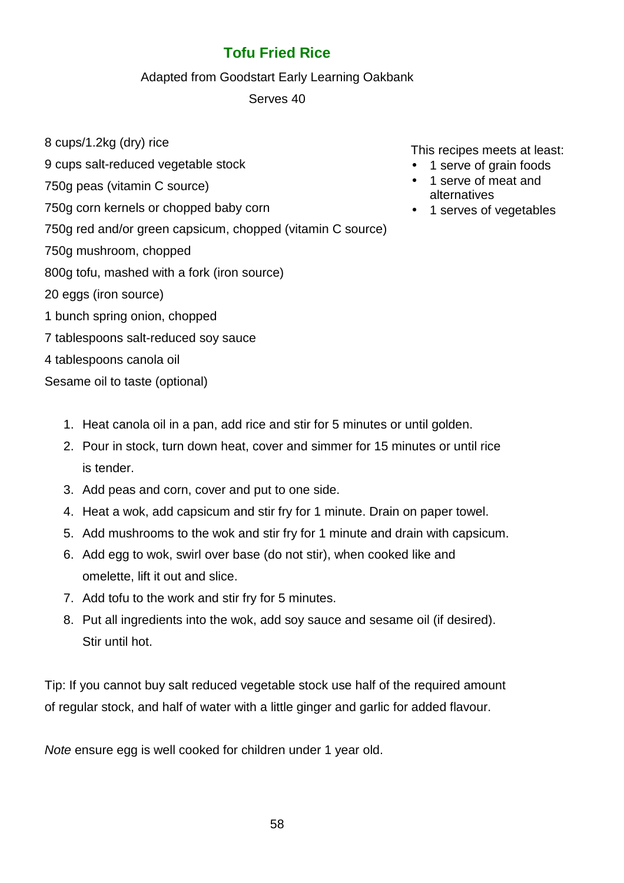# Tofu Fried Rice

Adapted from Goodstart Early Learning Oakbank

Serves 40

8 cups/1.2kg (dry) rice

9 cups salt-reduced vegetable stock

750g peas (vitamin C source)

750g corn kernels or chopped baby corn

750g red and/or green capsicum, chopped (vitamin C source)

750g mushroom, chopped

800g tofu, mashed with a fork (iron source)

20 eggs (iron source)

1 bunch spring onion, chopped

7 tablespoons salt-reduced soy sauce

4 tablespoons canola oil

Sesame oil to taste (optional)

This recipes meets at least:

- 1 serve of grain foods
- 1 serve of meat and alternatives
- 1 serves of vegetables

1. Heat canola oil in a pan, add rice and stir for 5 minutes or until golden.
2. Pour in stock, turn down heat, cover and simmer for 15 minutes or until rice is tender.
3. Add peas and corn, cover and put to one side.
4. Heat a wok, add capsicum and stir fry for 1 minute. Drain on paper towel.
5. Add mushrooms to the wok and stir fry for 1 minute and drain with capsicum.
6. Add egg to wok, swirl over base (do not stir), when cooked like and omelette, lift it out and slice.
7. Add tofu to the work and stir fry for 5 minutes.
8. Put all ingredients into the wok, add soy sauce and sesame oil (if desired). Stir until hot.

Tip: If you cannot buy salt reduced vegetable stock use half of the required amount of regular stock, and half of water with a little ginger and garlic for added flavour.

*Note* ensure egg is well cooked for children under 1 year old.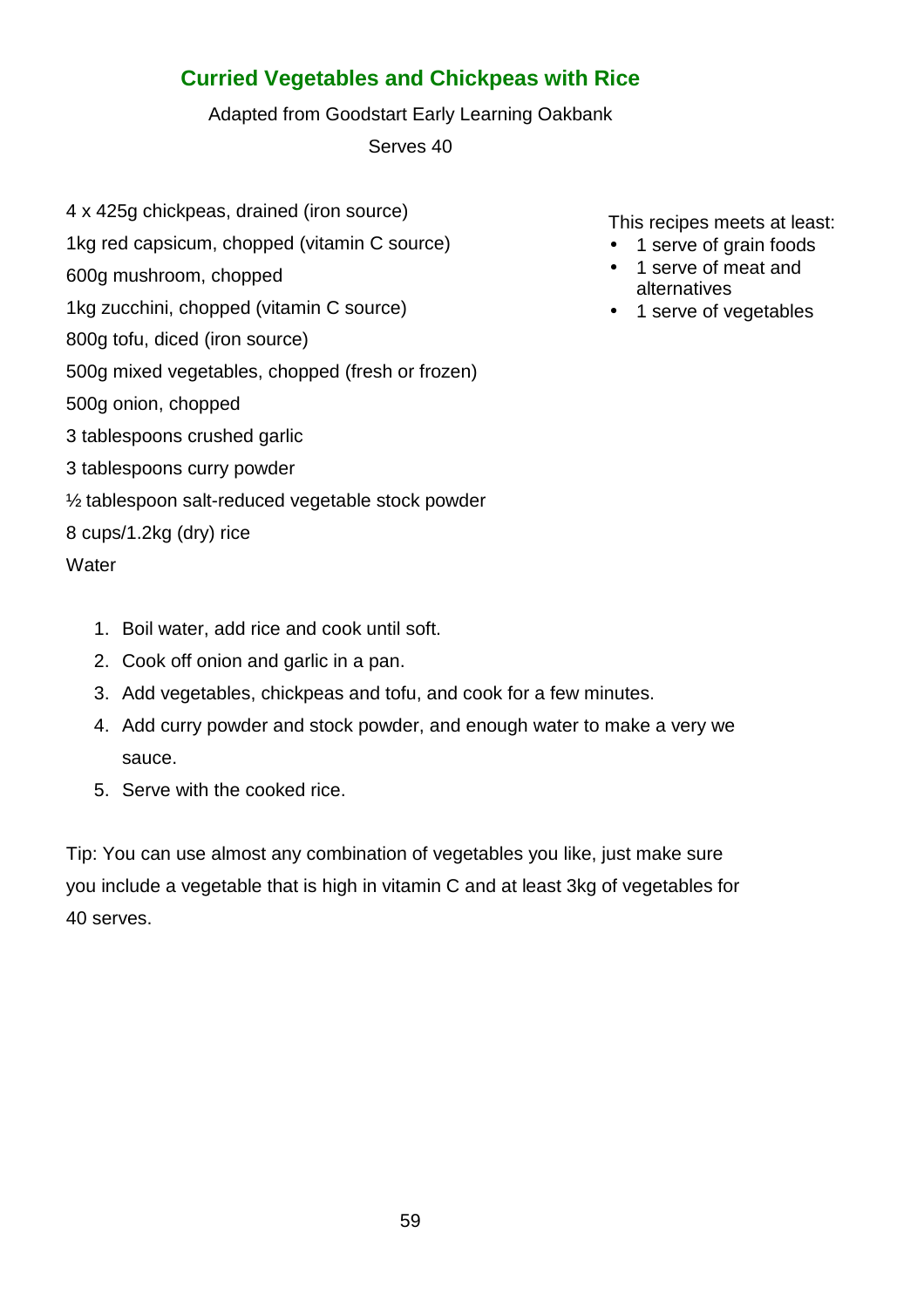## Curried Vegetables and Chickpeas with Rice

Adapted from Goodstart Early Learning Oakbank

Serves 40

4 x 425g chickpeas, drained (iron source)

1kg red capsicum, chopped (vitamin C source)

600g mushroom, chopped

1kg zucchini, chopped (vitamin C source)

800g tofu, diced (iron source)

500g mixed vegetables, chopped (fresh or frozen)

500g onion, chopped

3 tablespoons crushed garlic

3 tablespoons curry powder

½ tablespoon salt-reduced vegetable stock powder

8 cups/1.2kg (dry) rice

Water

This recipes meets at least:

- 1 serve of grain foods
- 1 serve of meat and alternatives
- 1 serve of vegetables

1. Boil water, add rice and cook until soft.
2. Cook off onion and garlic in a pan.
3. Add vegetables, chickpeas and tofu, and cook for a few minutes.
4. Add curry powder and stock powder, and enough water to make a very we sauce.
5. Serve with the cooked rice.

Tip: You can use almost any combination of vegetables you like, just make sure you include a vegetable that is high in vitamin C and at least 3kg of vegetables for 40 serves.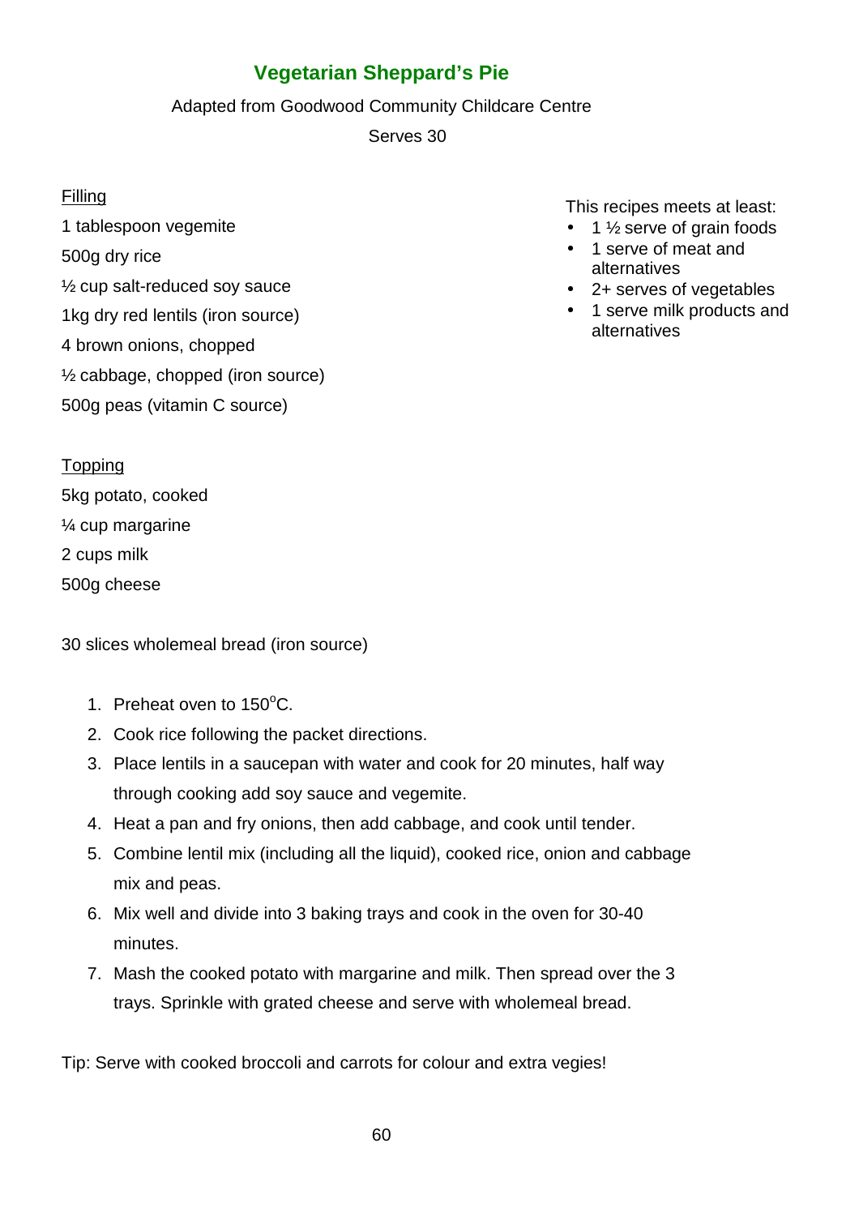# Vegetarian Sheppard's Pie

Adapted from Goodwood Community Childcare Centre

Serves 30

Filling

1 tablespoon vegemite

500g dry rice

½ cup salt-reduced soy sauce

1kg dry red lentils (iron source)

4 brown onions, chopped

½ cabbage, chopped (iron source)

500g peas (vitamin C source)

This recipes meets at least:

- 1 ½ serve of grain foods
- 1 serve of meat and alternatives
- 2+ serves of vegetables
- 1 serve milk products and alternatives

Topping

5kg potato, cooked

¼ cup margarine

2 cups milk

500g cheese

30 slices wholemeal bread (iron source)

1. Preheat oven to 150°C.
2. Cook rice following the packet directions.
3. Place lentils in a saucepan with water and cook for 20 minutes, half way through cooking add soy sauce and vegemite.
4. Heat a pan and fry onions, then add cabbage, and cook until tender.
5. Combine lentil mix (including all the liquid), cooked rice, onion and cabbage mix and peas.
6. Mix well and divide into 3 baking trays and cook in the oven for 30-40 minutes.
7. Mash the cooked potato with margarine and milk. Then spread over the 3 trays. Sprinkle with grated cheese and serve with wholemeal bread.

Tip: Serve with cooked broccoli and carrots for colour and extra vegies!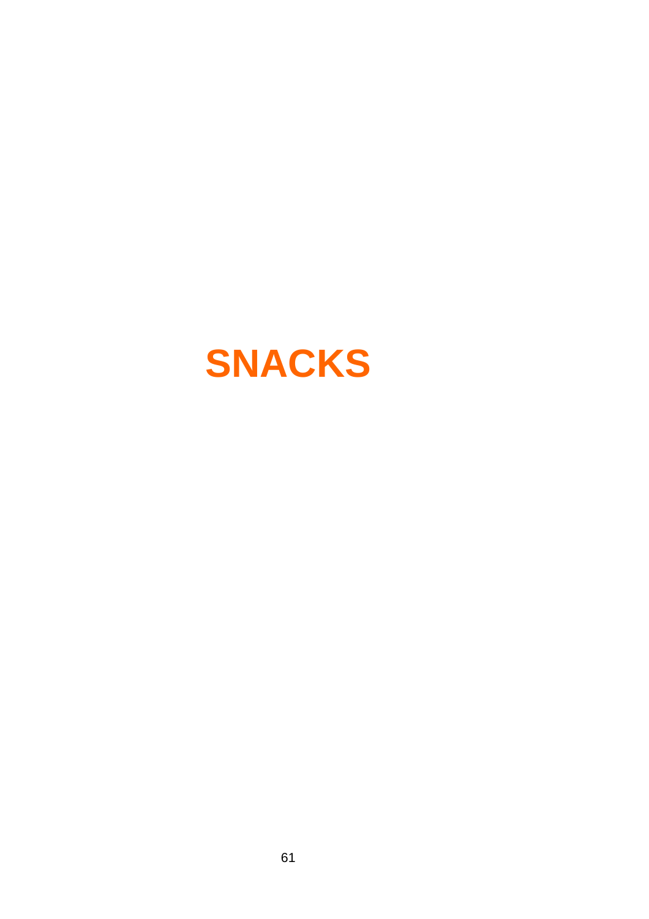# SNACKS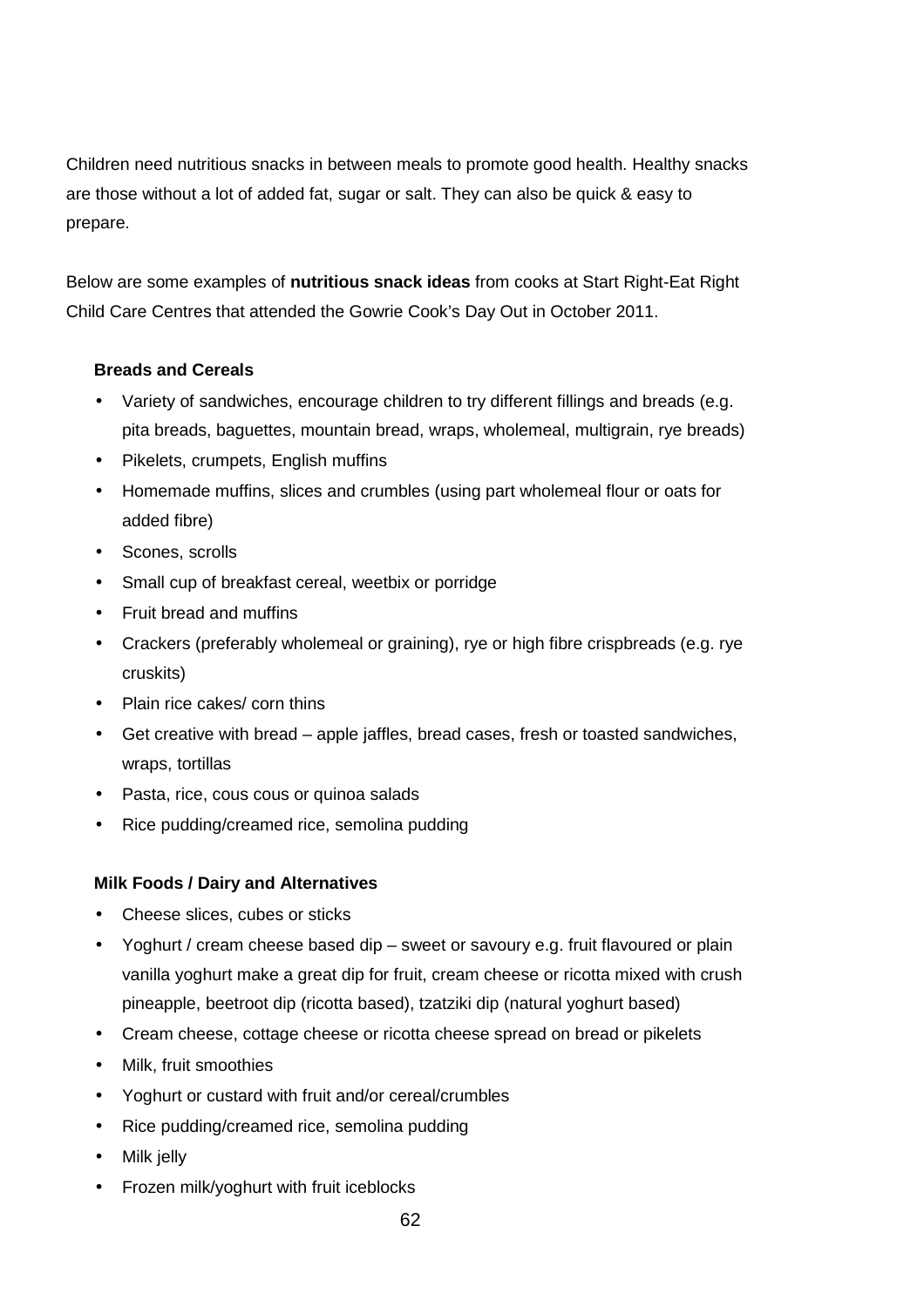Children need nutritious snacks in between meals to promote good health. Healthy snacks are those without a lot of added fat, sugar or salt. They can also be quick & easy to prepare.

Below are some examples of **nutritious snack ideas** from cooks at Start Right-Eat Right Child Care Centres that attended the Gowrie Cook's Day Out in October 2011.

**Breads and Cereals**

- Variety of sandwiches, encourage children to try different fillings and breads (e.g. pita breads, baguettes, mountain bread, wraps, wholemeal, multigrain, rye breads)
- Pikelets, crumpets, English muffins
- Homemade muffins, slices and crumbles (using part wholemeal flour or oats for added fibre)
- Scones, scrolls
- Small cup of breakfast cereal, weetbix or porridge
- Fruit bread and muffins
- Crackers (preferably wholemeal or graining), rye or high fibre crispbreads (e.g. rye cruskits)
- Plain rice cakes/ corn thins
- Get creative with bread – apple jaffles, bread cases, fresh or toasted sandwiches, wraps, tortillas
- Pasta, rice, cous cous or quinoa salads
- Rice pudding/creamed rice, semolina pudding

**Milk Foods / Dairy and Alternatives**

- Cheese slices, cubes or sticks
- Yoghurt / cream cheese based dip – sweet or savoury e.g. fruit flavoured or plain vanilla yoghurt make a great dip for fruit, cream cheese or ricotta mixed with crush pineapple, beetroot dip (ricotta based), tzatziki dip (natural yoghurt based)
- Cream cheese, cottage cheese or ricotta cheese spread on bread or pikelets
- Milk, fruit smoothies
- Yoghurt or custard with fruit and/or cereal/crumbles
- Rice pudding/creamed rice, semolina pudding
- Milk jelly
- Frozen milk/yoghurt with fruit iceblocks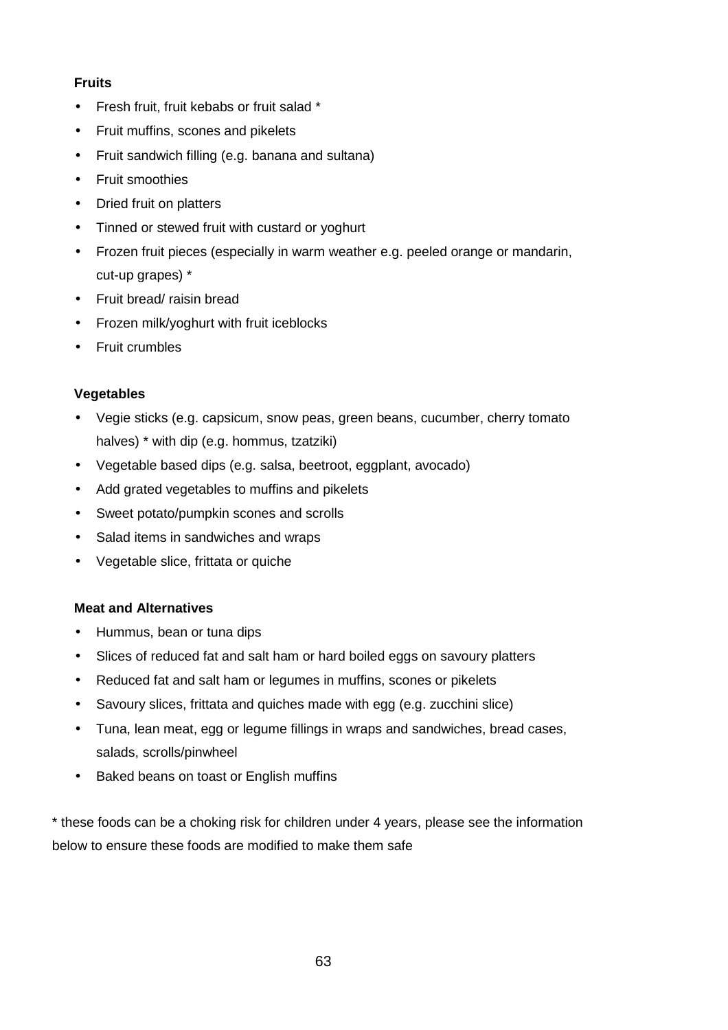**Fruits**

- Fresh fruit, fruit kebabs or fruit salad *
- Fruit muffins, scones and pikelets
- Fruit sandwich filling (e.g. banana and sultana)
- Fruit smoothies
- Dried fruit on platters
- Tinned or stewed fruit with custard or yoghurt
- Frozen fruit pieces (especially in warm weather e.g. peeled orange or mandarin, cut-up grapes) *
- Fruit bread/ raisin bread
- Frozen milk/yoghurt with fruit iceblocks
- Fruit crumbles

**Vegetables**

- Vegie sticks (e.g. capsicum, snow peas, green beans, cucumber, cherry tomato halves) * with dip (e.g. hommus, tzatziki)
- Vegetable based dips (e.g. salsa, beetroot, eggplant, avocado)
- Add grated vegetables to muffins and pikelets
- Sweet potato/pumpkin scones and scrolls
- Salad items in sandwiches and wraps
- Vegetable slice, frittata or quiche

**Meat and Alternatives**

- Hummus, bean or tuna dips
- Slices of reduced fat and salt ham or hard boiled eggs on savoury platters
- Reduced fat and salt ham or legumes in muffins, scones or pikelets
- Savoury slices, frittata and quiches made with egg (e.g. zucchini slice)
- Tuna, lean meat, egg or legume fillings in wraps and sandwiches, bread cases, salads, scrolls/pinwheel
- Baked beans on toast or English muffins

* these foods can be a choking risk for children under 4 years, please see the information below to ensure these foods are modified to make them safe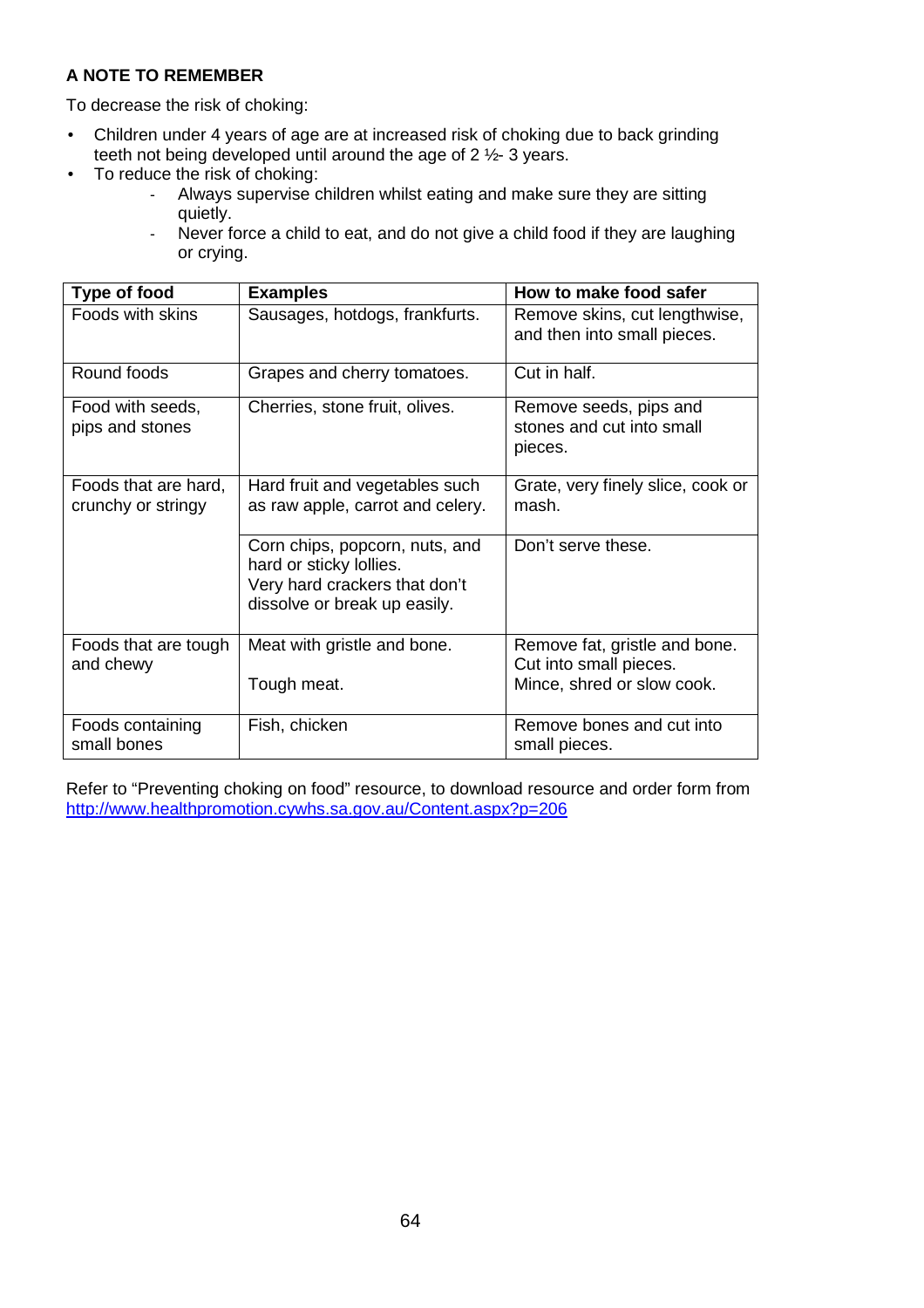**A NOTE TO REMEMBER**

To decrease the risk of choking:

- Children under 4 years of age are at increased risk of choking due to back grinding teeth not being developed until around the age of 2 ½- 3 years.
- To reduce the risk of choking:
  - Always supervise children whilst eating and make sure they are sitting quietly.
  - Never force a child to eat, and do not give a child food if they are laughing or crying.

| Type of food | Examples | How to make food safer |
|---|---|---|
| Foods with skins | Sausages, hotdogs, frankfurts. | Remove skins, cut lengthwise, and then into small pieces. |
| Round foods | Grapes and cherry tomatoes. | Cut in half. |
| Food with seeds, pips and stones | Cherries, stone fruit, olives. | Remove seeds, pips and stones and cut into small pieces. |
| Foods that are hard, crunchy or stringy | Hard fruit and vegetables such as raw apple, carrot and celery. | Grate, very finely slice, cook or mash. |
| | Corn chips, popcorn, nuts, and hard or sticky lollies. Very hard crackers that don't dissolve or break up easily. | Don't serve these. |
| Foods that are tough and chewy | Meat with gristle and bone. Tough meat. | Remove fat, gristle and bone. Cut into small pieces. Mince, shred or slow cook. |
| Foods containing small bones | Fish, chicken | Remove bones and cut into small pieces. |

Refer to "Preventing choking on food" resource, to download resource and order form from http://www.healthpromotion.cywhs.sa.gov.au/Content.aspx?p=206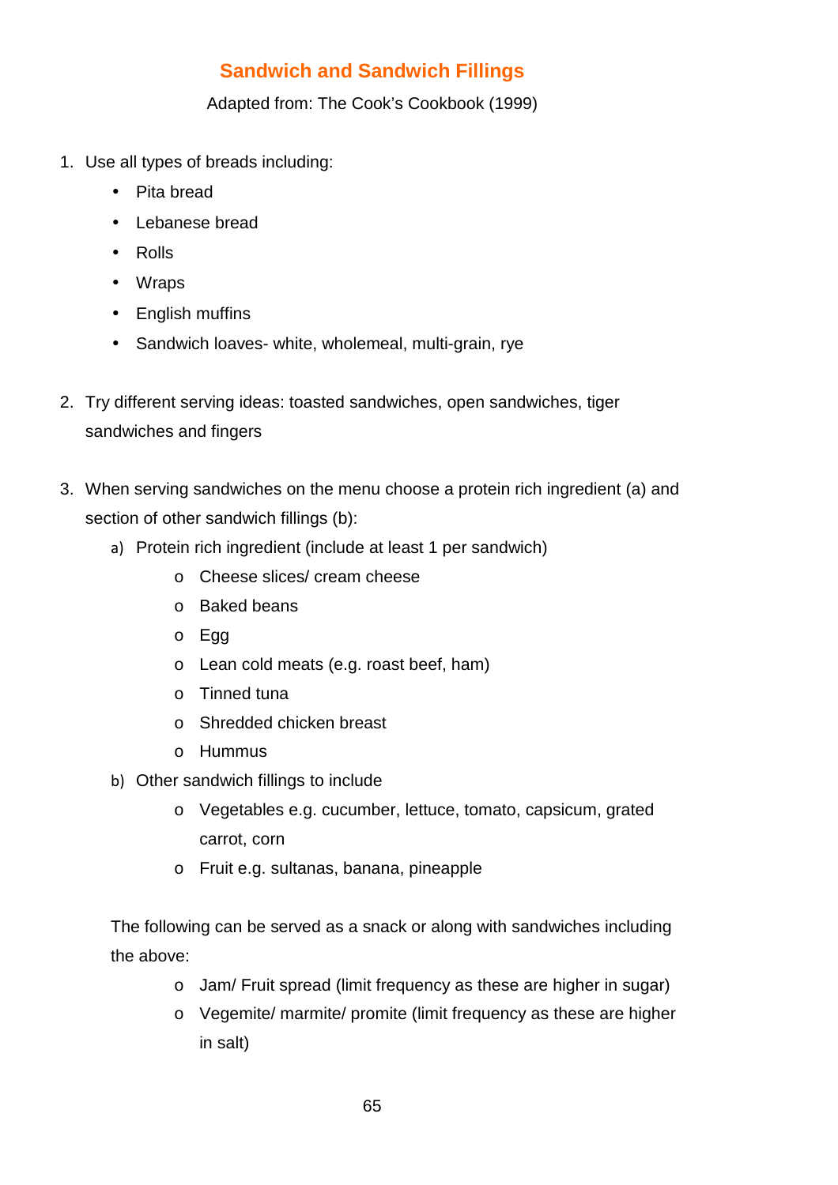## Sandwich and Sandwich Fillings

Adapted from: The Cook's Cookbook (1999)

1. Use all types of breads including:
   - Pita bread
   - Lebanese bread
   - Rolls
   - Wraps
   - English muffins
   - Sandwich loaves- white, wholemeal, multi-grain, rye

2. Try different serving ideas: toasted sandwiches, open sandwiches, tiger sandwiches and fingers

3. When serving sandwiches on the menu choose a protein rich ingredient (a) and section of other sandwich fillings (b):
   a) Protein rich ingredient (include at least 1 per sandwich)
      - Cheese slices/ cream cheese
      - Baked beans
      - Egg
      - Lean cold meats (e.g. roast beef, ham)
      - Tinned tuna
      - Shredded chicken breast
      - Hummus
   b) Other sandwich fillings to include
      - Vegetables e.g. cucumber, lettuce, tomato, capsicum, grated carrot, corn
      - Fruit e.g. sultanas, banana, pineapple

   The following can be served as a snack or along with sandwiches including the above:
      - Jam/ Fruit spread (limit frequency as these are higher in sugar)
      - Vegemite/ marmite/ promite (limit frequency as these are higher in salt)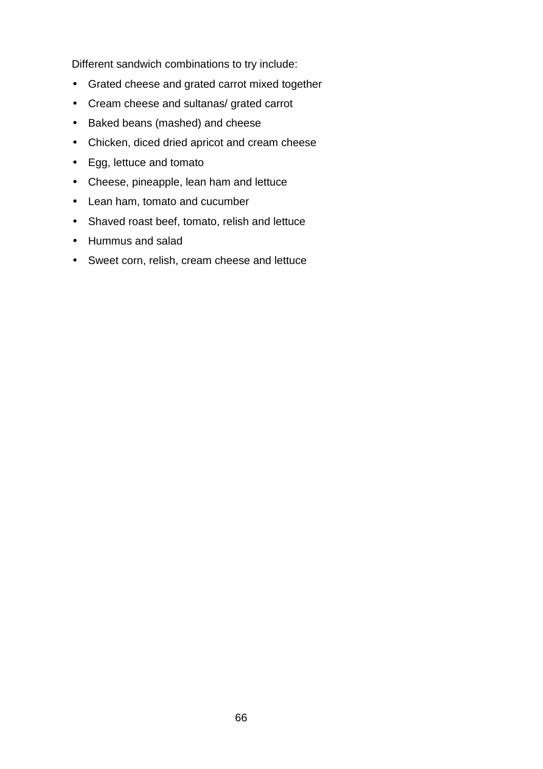Different sandwich combinations to try include:

- Grated cheese and grated carrot mixed together
- Cream cheese and sultanas/ grated carrot
- Baked beans (mashed) and cheese
- Chicken, diced dried apricot and cream cheese
- Egg, lettuce and tomato
- Cheese, pineapple, lean ham and lettuce
- Lean ham, tomato and cucumber
- Shaved roast beef, tomato, relish and lettuce
- Hummus and salad
- Sweet corn, relish, cream cheese and lettuce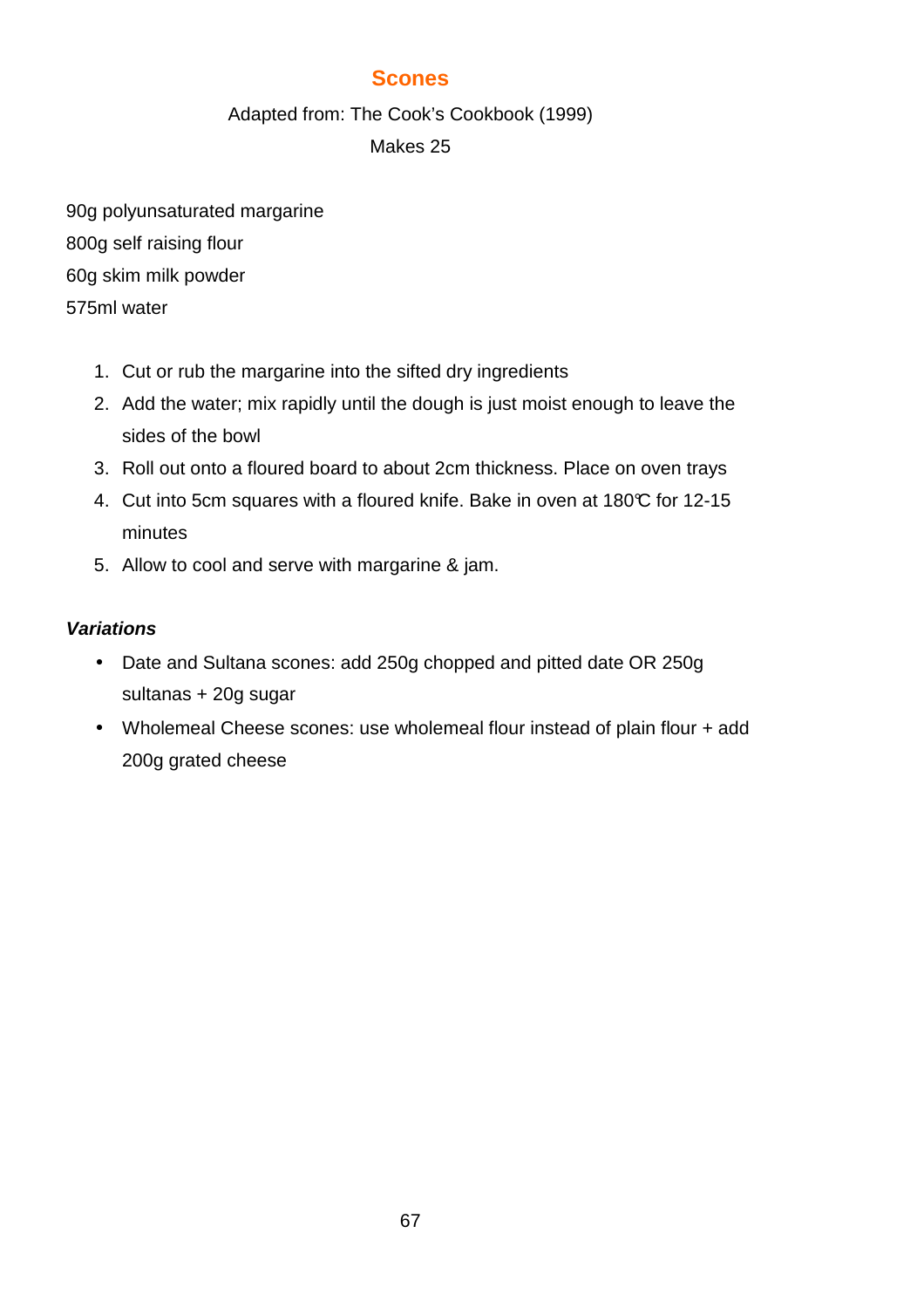# Scones

Adapted from: The Cook's Cookbook (1999)

Makes 25

90g polyunsaturated margarine
800g self raising flour
60g skim milk powder
575ml water

1. Cut or rub the margarine into the sifted dry ingredients
2. Add the water; mix rapidly until the dough is just moist enough to leave the sides of the bowl
3. Roll out onto a floured board to about 2cm thickness. Place on oven trays
4. Cut into 5cm squares with a floured knife. Bake in oven at 180°C for 12-15 minutes
5. Allow to cool and serve with margarine & jam.

***Variations***

- Date and Sultana scones: add 250g chopped and pitted date OR 250g sultanas + 20g sugar
- Wholemeal Cheese scones: use wholemeal flour instead of plain flour + add 200g grated cheese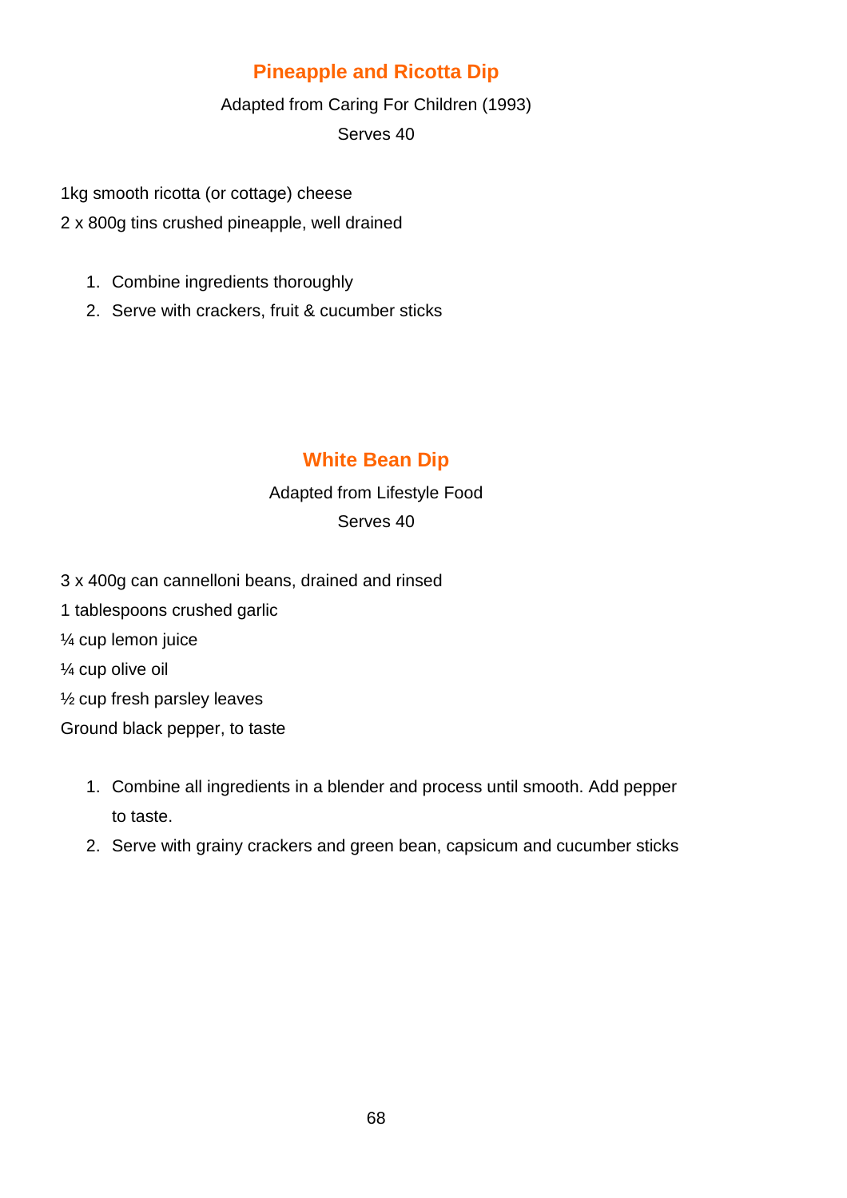## Pineapple and Ricotta Dip

Adapted from Caring For Children (1993)

Serves 40

1kg smooth ricotta (or cottage) cheese

2 x 800g tins crushed pineapple, well drained

1. Combine ingredients thoroughly
2. Serve with crackers, fruit & cucumber sticks

## White Bean Dip

Adapted from Lifestyle Food

Serves 40

3 x 400g can cannelloni beans, drained and rinsed

1 tablespoons crushed garlic

¼ cup lemon juice

¼ cup olive oil

½ cup fresh parsley leaves

Ground black pepper, to taste

1. Combine all ingredients in a blender and process until smooth. Add pepper to taste.
2. Serve with grainy crackers and green bean, capsicum and cucumber sticks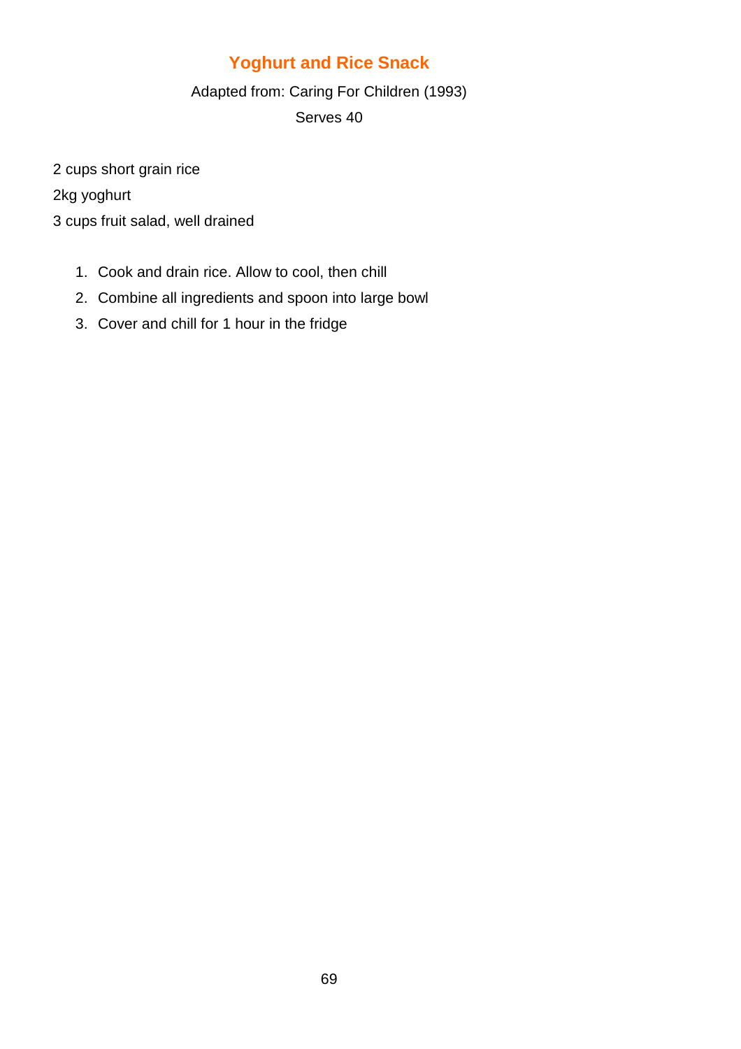## Yoghurt and Rice Snack

Adapted from: Caring For Children (1993)

Serves 40

2 cups short grain rice

2kg yoghurt

3 cups fruit salad, well drained

1. Cook and drain rice. Allow to cool, then chill
2. Combine all ingredients and spoon into large bowl
3. Cover and chill for 1 hour in the fridge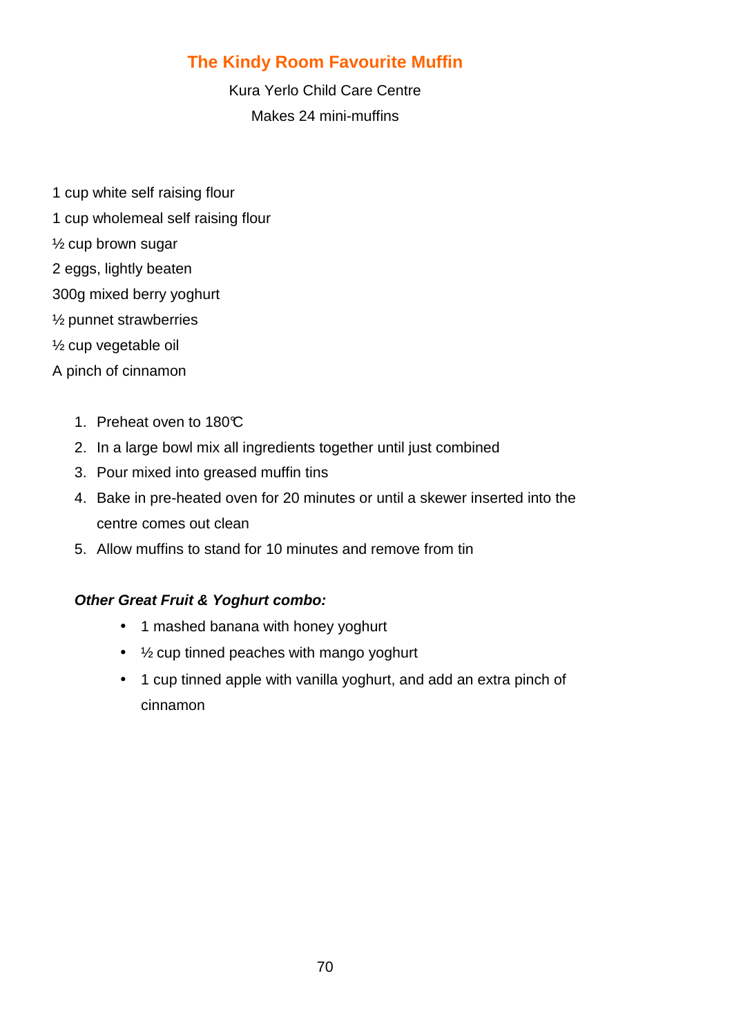## The Kindy Room Favourite Muffin

Kura Yerlo Child Care Centre

Makes 24 mini-muffins

1 cup white self raising flour

1 cup wholemeal self raising flour

½ cup brown sugar

2 eggs, lightly beaten

300g mixed berry yoghurt

½ punnet strawberries

½ cup vegetable oil

A pinch of cinnamon

1. Preheat oven to 180℃
2. In a large bowl mix all ingredients together until just combined
3. Pour mixed into greased muffin tins
4. Bake in pre-heated oven for 20 minutes or until a skewer inserted into the centre comes out clean
5. Allow muffins to stand for 10 minutes and remove from tin

***Other Great Fruit & Yoghurt combo:***

- 1 mashed banana with honey yoghurt
- ½ cup tinned peaches with mango yoghurt
- 1 cup tinned apple with vanilla yoghurt, and add an extra pinch of cinnamon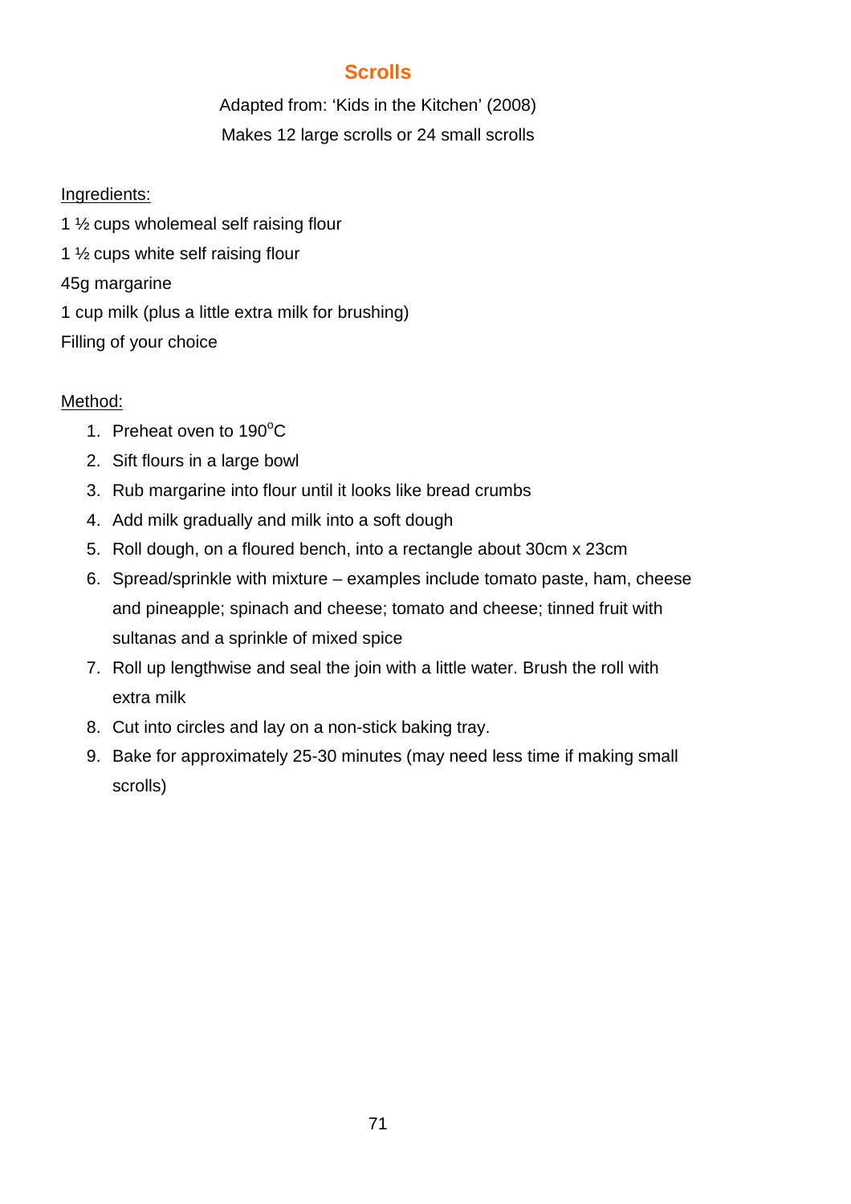## Scrolls

Adapted from: 'Kids in the Kitchen' (2008)

Makes 12 large scrolls or 24 small scrolls

Ingredients:

1 ½ cups wholemeal self raising flour

1 ½ cups white self raising flour

45g margarine

1 cup milk (plus a little extra milk for brushing)

Filling of your choice

Method:

1. Preheat oven to 190$^o$C
2. Sift flours in a large bowl
3. Rub margarine into flour until it looks like bread crumbs
4. Add milk gradually and milk into a soft dough
5. Roll dough, on a floured bench, into a rectangle about 30cm x 23cm
6. Spread/sprinkle with mixture – examples include tomato paste, ham, cheese and pineapple; spinach and cheese; tomato and cheese; tinned fruit with sultanas and a sprinkle of mixed spice
7. Roll up lengthwise and seal the join with a little water. Brush the roll with extra milk
8. Cut into circles and lay on a non-stick baking tray.
9. Bake for approximately 25-30 minutes (may need less time if making small scrolls)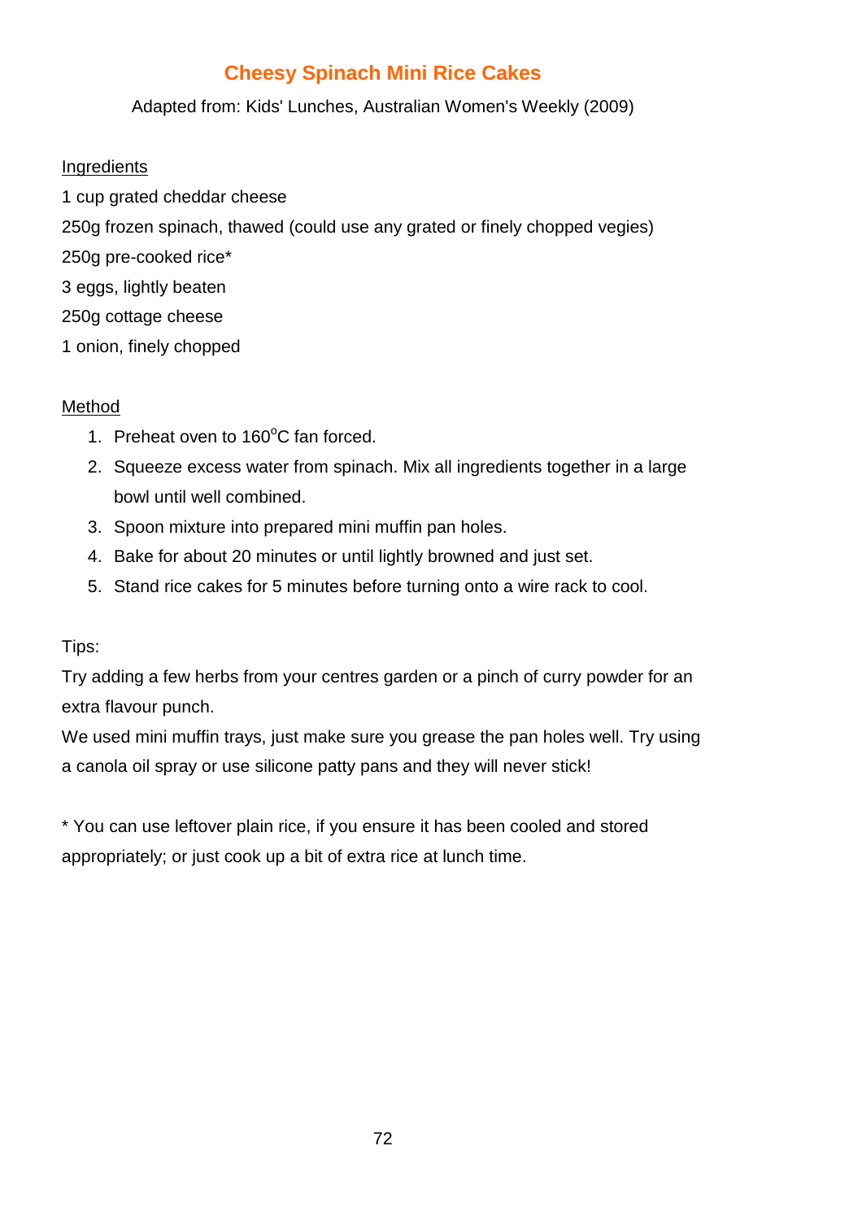# Cheesy Spinach Mini Rice Cakes

Adapted from: Kids' Lunches, Australian Women's Weekly (2009)

## Ingredients

1 cup grated cheddar cheese

250g frozen spinach, thawed (could use any grated or finely chopped vegies)

250g pre-cooked rice*

3 eggs, lightly beaten

250g cottage cheese

1 onion, finely chopped

## Method

1. Preheat oven to 160$^{o}$C fan forced.
2. Squeeze excess water from spinach. Mix all ingredients together in a large bowl until well combined.
3. Spoon mixture into prepared mini muffin pan holes.
4. Bake for about 20 minutes or until lightly browned and just set.
5. Stand rice cakes for 5 minutes before turning onto a wire rack to cool.

Tips:

Try adding a few herbs from your centres garden or a pinch of curry powder for an extra flavour punch.

We used mini muffin trays, just make sure you grease the pan holes well. Try using a canola oil spray or use silicone patty pans and they will never stick!

* You can use leftover plain rice, if you ensure it has been cooled and stored appropriately; or just cook up a bit of extra rice at lunch time.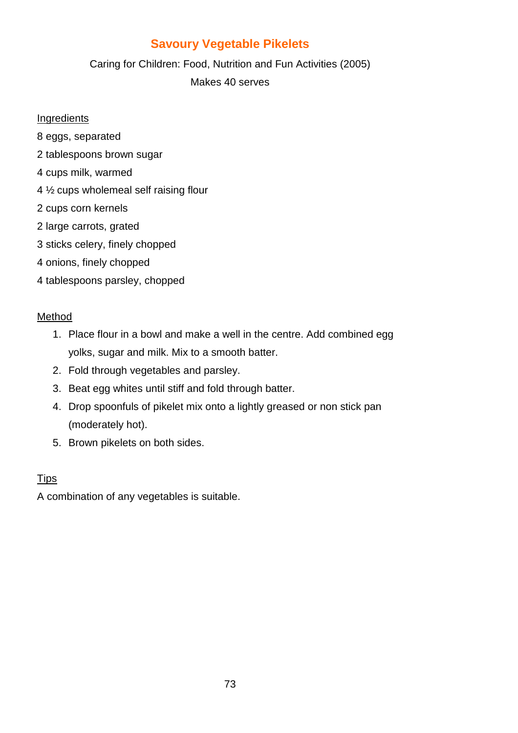# Savoury Vegetable Pikelets

Caring for Children: Food, Nutrition and Fun Activities (2005)

Makes 40 serves

## Ingredients

8 eggs, separated

2 tablespoons brown sugar

4 cups milk, warmed

4 ½ cups wholemeal self raising flour

2 cups corn kernels

2 large carrots, grated

3 sticks celery, finely chopped

4 onions, finely chopped

4 tablespoons parsley, chopped

## Method

1. Place flour in a bowl and make a well in the centre. Add combined egg yolks, sugar and milk. Mix to a smooth batter.
2. Fold through vegetables and parsley.
3. Beat egg whites until stiff and fold through batter.
4. Drop spoonfuls of pikelet mix onto a lightly greased or non stick pan (moderately hot).
5. Brown pikelets on both sides.

## Tips

A combination of any vegetables is suitable.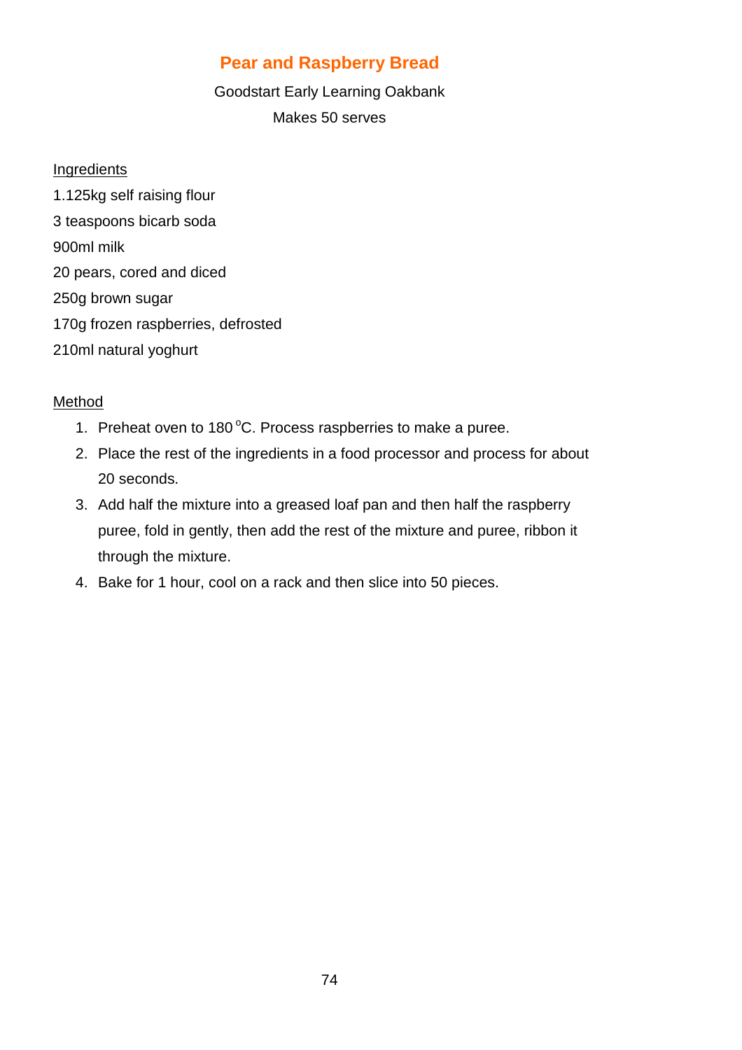## Pear and Raspberry Bread

Goodstart Early Learning Oakbank

Makes 50 serves

Ingredients

1.125kg self raising flour

3 teaspoons bicarb soda

900ml milk

20 pears, cored and diced

250g brown sugar

170g frozen raspberries, defrosted

210ml natural yoghurt

Method

1. Preheat oven to 180 $^{o}$C. Process raspberries to make a puree.
2. Place the rest of the ingredients in a food processor and process for about 20 seconds.
3. Add half the mixture into a greased loaf pan and then half the raspberry puree, fold in gently, then add the rest of the mixture and puree, ribbon it through the mixture.
4. Bake for 1 hour, cool on a rack and then slice into 50 pieces.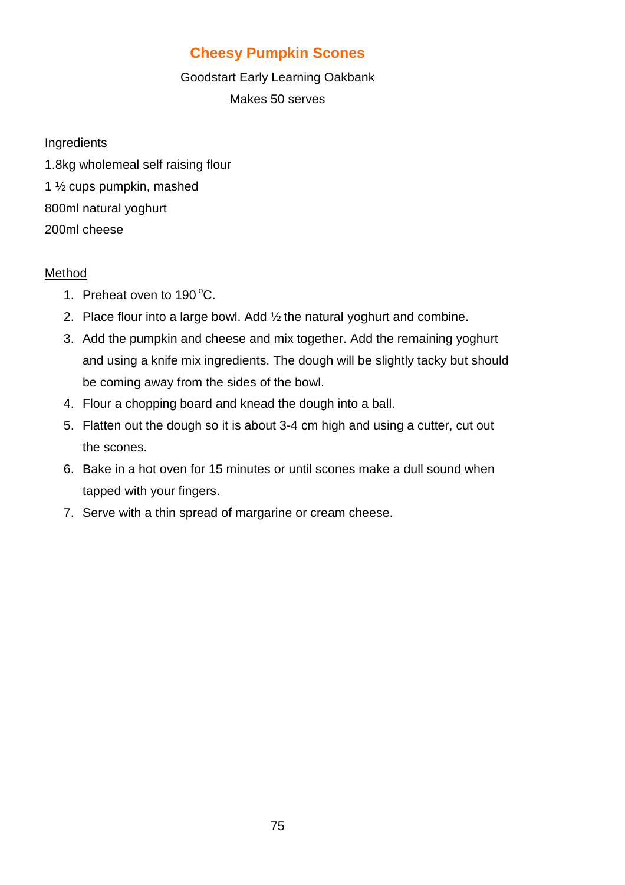# Cheesy Pumpkin Scones

Goodstart Early Learning Oakbank

Makes 50 serves

Ingredients

1.8kg wholemeal self raising flour

1 ½ cups pumpkin, mashed

800ml natural yoghurt

200ml cheese

Method

1. Preheat oven to 190 $^{o}$C.
2. Place flour into a large bowl. Add ½ the natural yoghurt and combine.
3. Add the pumpkin and cheese and mix together. Add the remaining yoghurt and using a knife mix ingredients. The dough will be slightly tacky but should be coming away from the sides of the bowl.
4. Flour a chopping board and knead the dough into a ball.
5. Flatten out the dough so it is about 3-4 cm high and using a cutter, cut out the scones.
6. Bake in a hot oven for 15 minutes or until scones make a dull sound when tapped with your fingers.
7. Serve with a thin spread of margarine or cream cheese.